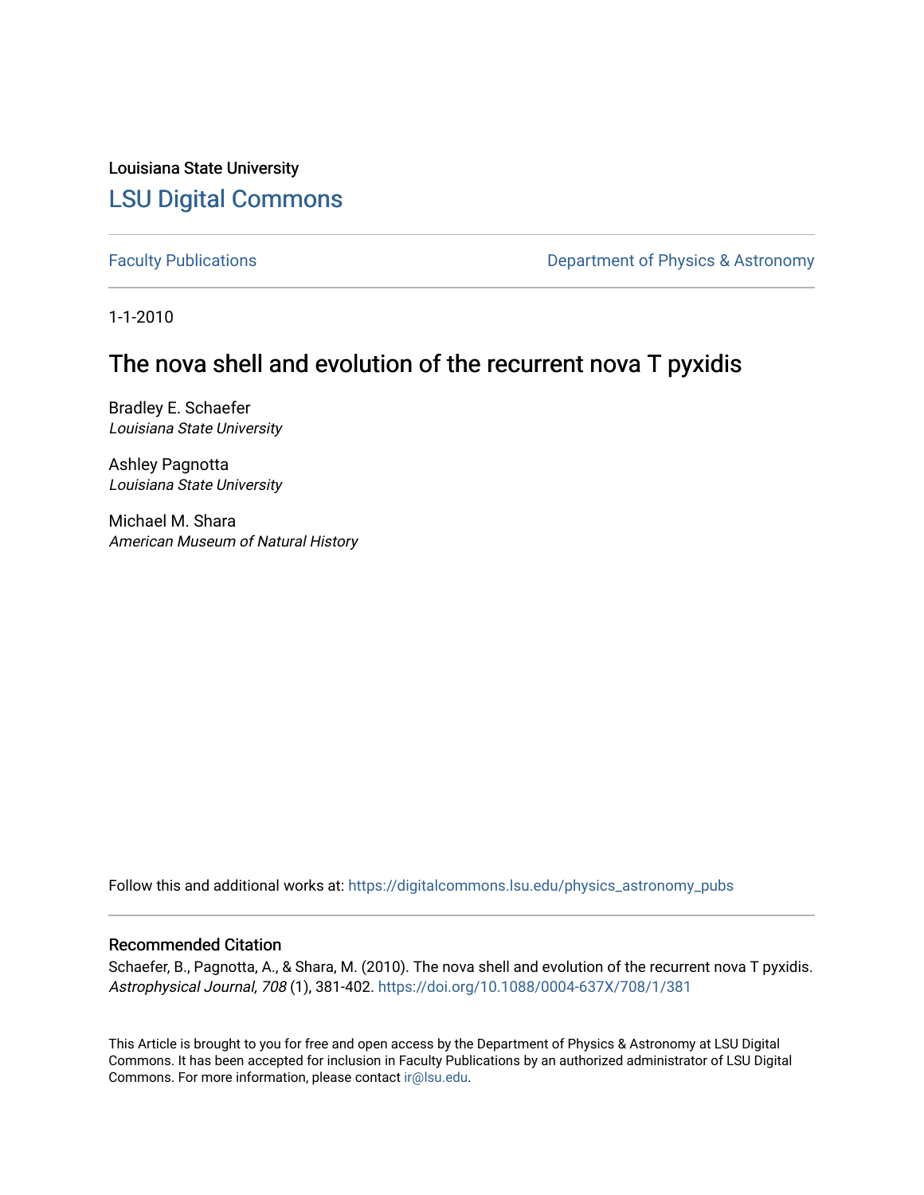Louisiana State University

# LSU Digital Commons

Faculty Publications

Department of Physics & Astronomy

1-1-2010

# The nova shell and evolution of the recurrent nova T pyxidis

Bradley E. Schaefer
*Louisiana State University*

Ashley Pagnotta
*Louisiana State University*

Michael M. Shara
*American Museum of Natural History*

Follow this and additional works at: https://digitalcommons.lsu.edu/physics_astronomy_pubs

## Recommended Citation

Schaefer, B., Pagnotta, A., & Shara, M. (2010). The nova shell and evolution of the recurrent nova T pyxidis. *Astrophysical Journal, 708* (1), 381-402. https://doi.org/10.1088/0004-637X/708/1/381

This Article is brought to you for free and open access by the Department of Physics & Astronomy at LSU Digital Commons. It has been accepted for inclusion in Faculty Publications by an authorized administrator of LSU Digital Commons. For more information, please contact ir@lsu.edu.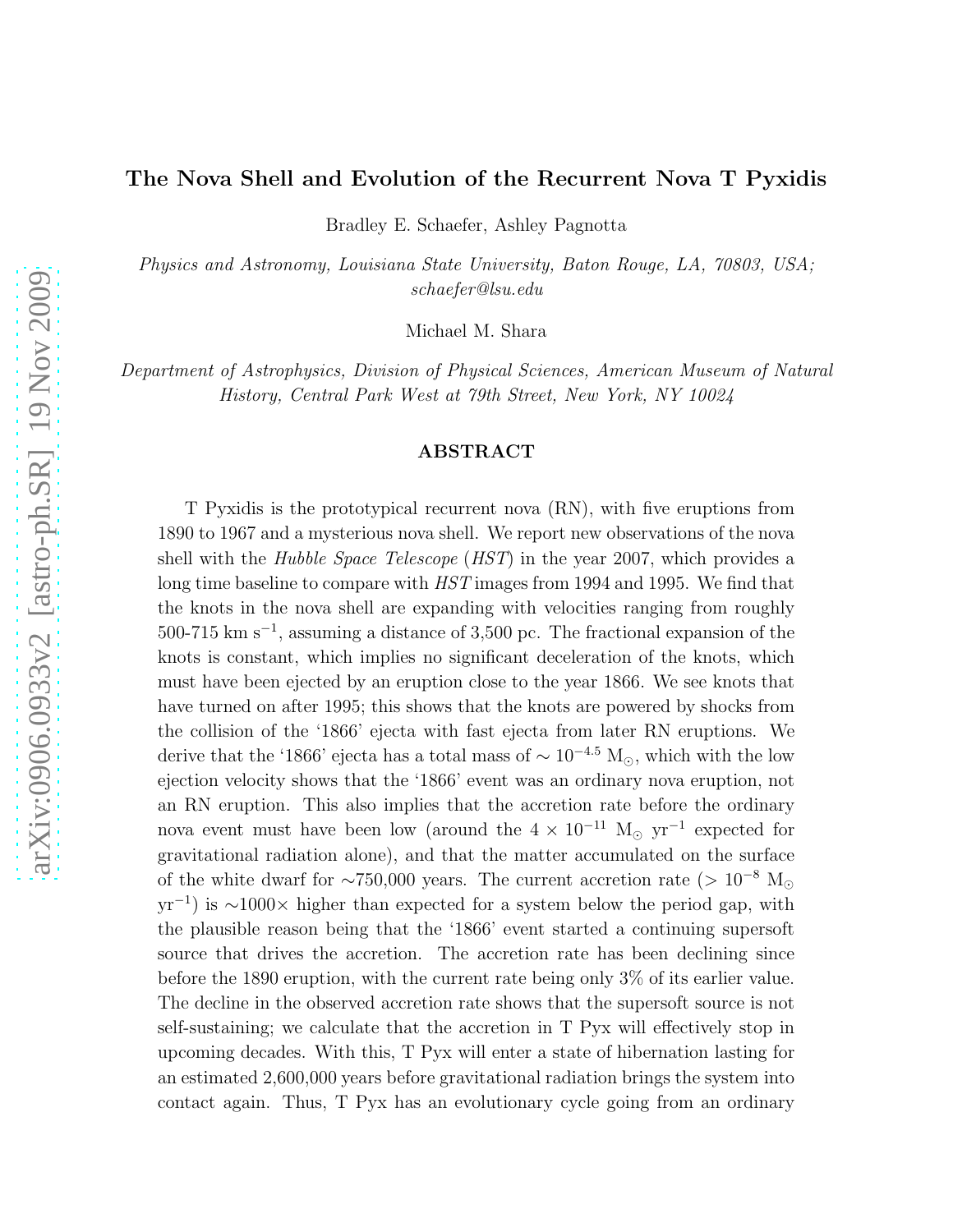# The Nova Shell and Evolution of the Recurrent Nova T Pyxidis

Bradley E. Schaefer, Ashley Pagnotta

*Physics and Astronomy, Louisiana State University, Baton Rouge, LA, 70803, USA; schaefer@lsu.edu*

Michael M. Shara

*Department of Astrophysics, Division of Physical Sciences, American Museum of Natural History, Central Park West at 79th Street, New York, NY 10024*

## ABSTRACT

T Pyxidis is the prototypical recurrent nova (RN), with five eruptions from 1890 to 1967 and a mysterious nova shell. We report new observations of the nova shell with the *Hubble Space Telescope* (*HST*) in the year 2007, which provides a long time baseline to compare with *HST* images from 1994 and 1995. We find that the knots in the nova shell are expanding with velocities ranging from roughly 500-715 km s$^{-1}$, assuming a distance of 3,500 pc. The fractional expansion of the knots is constant, which implies no significant deceleration of the knots, which must have been ejected by an eruption close to the year 1866. We see knots that have turned on after 1995; this shows that the knots are powered by shocks from the collision of the '1866' ejecta with fast ejecta from later RN eruptions. We derive that the '1866' ejecta has a total mass of $\sim 10^{-4.5}$ M$_{\odot}$, which with the low ejection velocity shows that the '1866' event was an ordinary nova eruption, not an RN eruption. This also implies that the accretion rate before the ordinary nova event must have been low (around the $4 \times 10^{-11}$ M$_{\odot}$ yr$^{-1}$ expected for gravitational radiation alone), and that the matter accumulated on the surface of the white dwarf for $\sim$750,000 years. The current accretion rate ($> 10^{-8}$ M$_{\odot}$ yr$^{-1}$) is $\sim$1000$\times$ higher than expected for a system below the period gap, with the plausible reason being that the '1866' event started a continuing supersoft source that drives the accretion. The accretion rate has been declining since before the 1890 eruption, with the current rate being only 3% of its earlier value. The decline in the observed accretion rate shows that the supersoft source is not self-sustaining; we calculate that the accretion in T Pyx will effectively stop in upcoming decades. With this, T Pyx will enter a state of hibernation lasting for an estimated 2,600,000 years before gravitational radiation brings the system into contact again. Thus, T Pyx has an evolutionary cycle going from an ordinary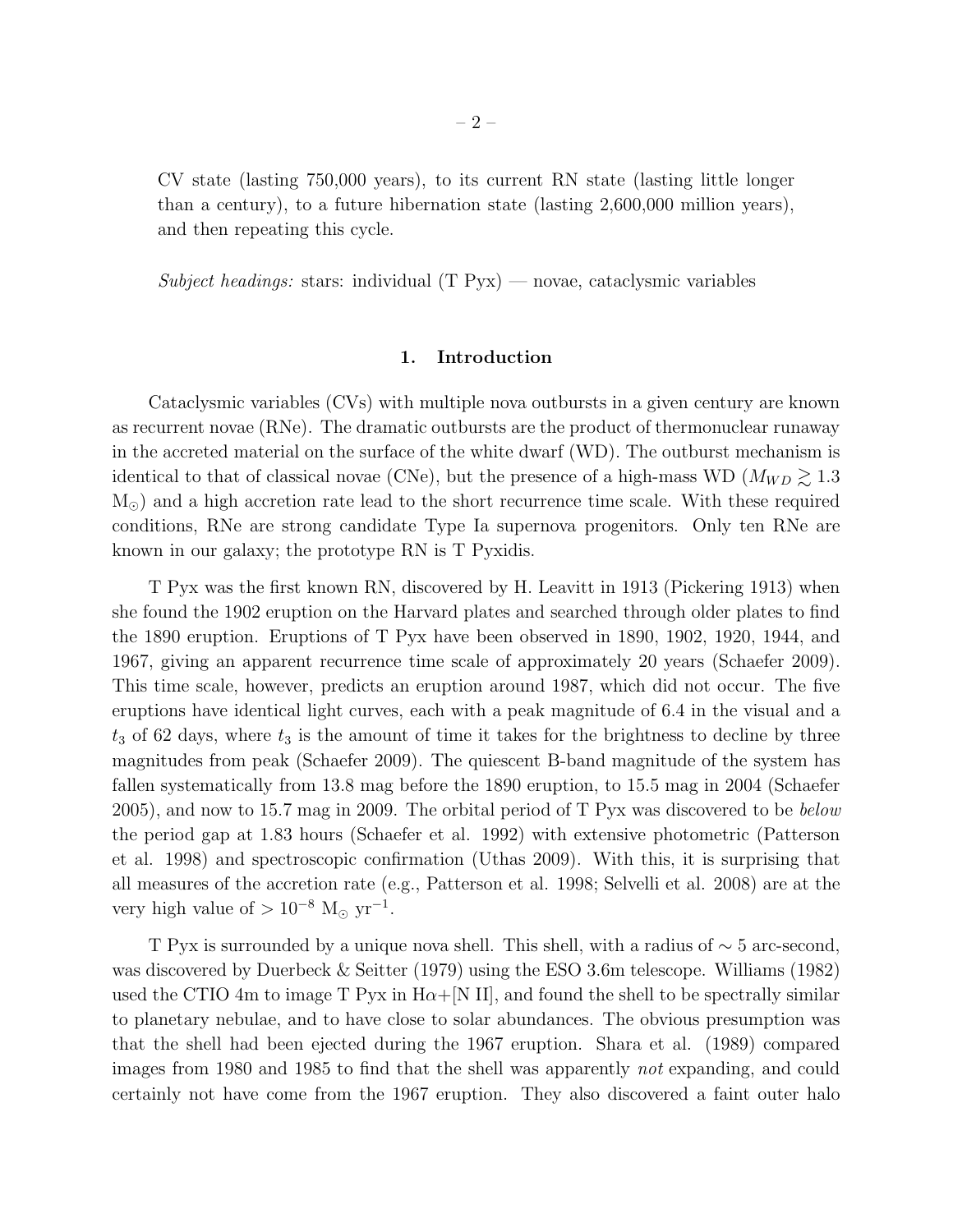CV state (lasting 750,000 years), to its current RN state (lasting little longer than a century), to a future hibernation state (lasting 2,600,000 million years), and then repeating this cycle.

*Subject headings:* stars: individual (T Pyx) — novae, cataclysmic variables

## 1. Introduction

Cataclysmic variables (CVs) with multiple nova outbursts in a given century are known as recurrent novae (RNe). The dramatic outbursts are the product of thermonuclear runaway in the accreted material on the surface of the white dwarf (WD). The outburst mechanism is identical to that of classical novae (CNe), but the presence of a high-mass WD ($M_{WD} \gtrsim 1.3$ $M_{\odot}$) and a high accretion rate lead to the short recurrence time scale. With these required conditions, RNe are strong candidate Type Ia supernova progenitors. Only ten RNe are known in our galaxy; the prototype RN is T Pyxidis.

T Pyx was the first known RN, discovered by H. Leavitt in 1913 (Pickering 1913) when she found the 1902 eruption on the Harvard plates and searched through older plates to find the 1890 eruption. Eruptions of T Pyx have been observed in 1890, 1902, 1920, 1944, and 1967, giving an apparent recurrence time scale of approximately 20 years (Schaefer 2009). This time scale, however, predicts an eruption around 1987, which did not occur. The five eruptions have identical light curves, each with a peak magnitude of 6.4 in the visual and a $t_3$ of 62 days, where $t_3$ is the amount of time it takes for the brightness to decline by three magnitudes from peak (Schaefer 2009). The quiescent B-band magnitude of the system has fallen systematically from 13.8 mag before the 1890 eruption, to 15.5 mag in 2004 (Schaefer 2005), and now to 15.7 mag in 2009. The orbital period of T Pyx was discovered to be *below* the period gap at 1.83 hours (Schaefer et al. 1992) with extensive photometric (Patterson et al. 1998) and spectroscopic confirmation (Uthas 2009). With this, it is surprising that all measures of the accretion rate (e.g., Patterson et al. 1998; Selvelli et al. 2008) are at the very high value of $> 10^{-8}$ $M_{\odot}$ $yr^{-1}$.

T Pyx is surrounded by a unique nova shell. This shell, with a radius of $\sim 5$ arc-second, was discovered by Duerbeck & Seitter (1979) using the ESO 3.6m telescope. Williams (1982) used the CTIO 4m to image T Pyx in H$\alpha$+[N II], and found the shell to be spectrally similar to planetary nebulae, and to have close to solar abundances. The obvious presumption was that the shell had been ejected during the 1967 eruption. Shara et al. (1989) compared images from 1980 and 1985 to find that the shell was apparently *not* expanding, and could certainly not have come from the 1967 eruption. They also discovered a faint outer halo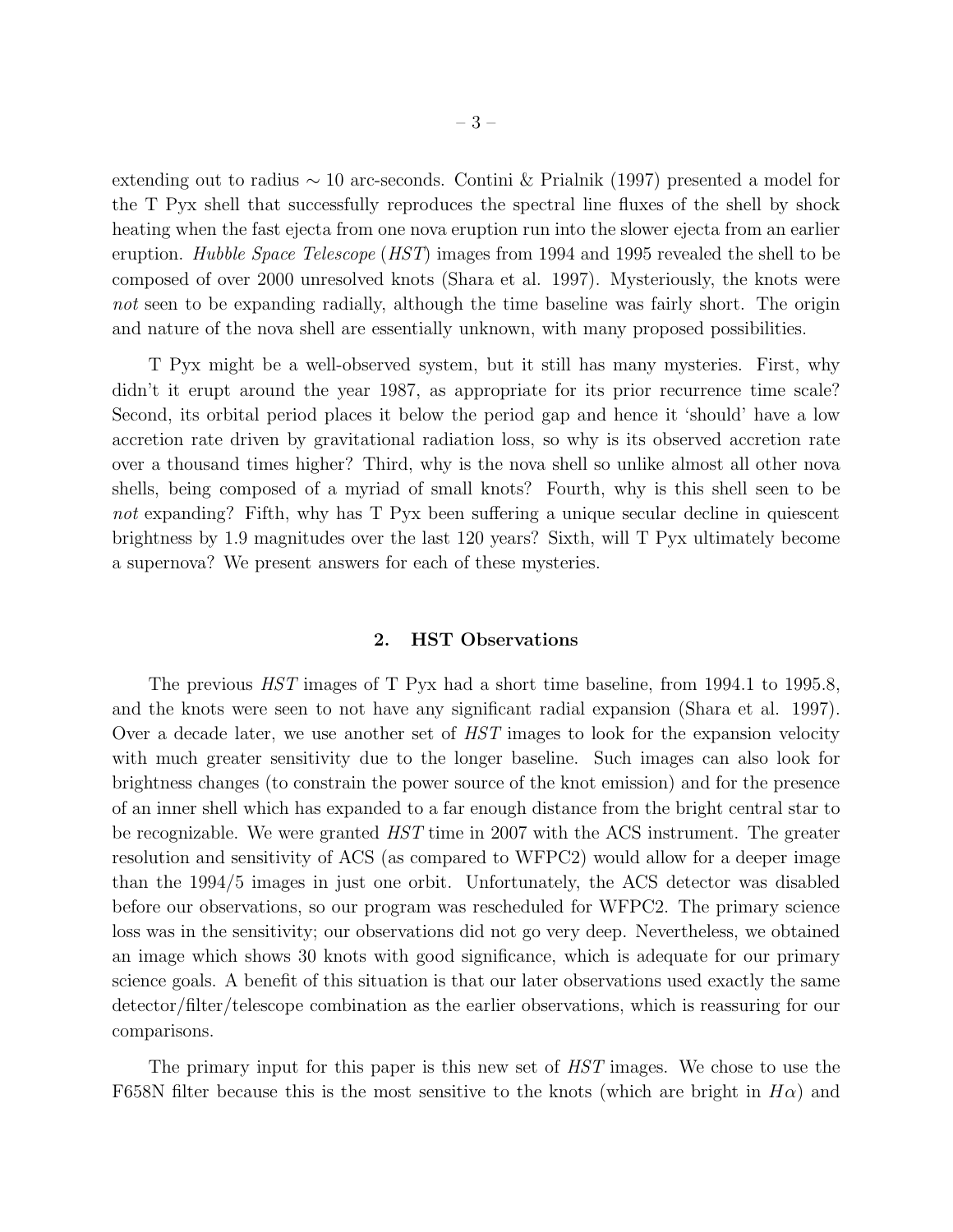extending out to radius $\sim 10$ arc-seconds. Contini & Prialnik (1997) presented a model for the T Pyx shell that successfully reproduces the spectral line fluxes of the shell by shock heating when the fast ejecta from one nova eruption run into the slower ejecta from an earlier eruption. *Hubble Space Telescope* (*HST*) images from 1994 and 1995 revealed the shell to be composed of over 2000 unresolved knots (Shara et al. 1997). Mysteriously, the knots were *not* seen to be expanding radially, although the time baseline was fairly short. The origin and nature of the nova shell are essentially unknown, with many proposed possibilities.

T Pyx might be a well-observed system, but it still has many mysteries. First, why didn't it erupt around the year 1987, as appropriate for its prior recurrence time scale? Second, its orbital period places it below the period gap and hence it 'should' have a low accretion rate driven by gravitational radiation loss, so why is its observed accretion rate over a thousand times higher? Third, why is the nova shell so unlike almost all other nova shells, being composed of a myriad of small knots? Fourth, why is this shell seen to be *not* expanding? Fifth, why has T Pyx been suffering a unique secular decline in quiescent brightness by 1.9 magnitudes over the last 120 years? Sixth, will T Pyx ultimately become a supernova? We present answers for each of these mysteries.

## 2. HST Observations

The previous *HST* images of T Pyx had a short time baseline, from 1994.1 to 1995.8, and the knots were seen to not have any significant radial expansion (Shara et al. 1997). Over a decade later, we use another set of *HST* images to look for the expansion velocity with much greater sensitivity due to the longer baseline. Such images can also look for brightness changes (to constrain the power source of the knot emission) and for the presence of an inner shell which has expanded to a far enough distance from the bright central star to be recognizable. We were granted *HST* time in 2007 with the ACS instrument. The greater resolution and sensitivity of ACS (as compared to WFPC2) would allow for a deeper image than the 1994/5 images in just one orbit. Unfortunately, the ACS detector was disabled before our observations, so our program was rescheduled for WFPC2. The primary science loss was in the sensitivity; our observations did not go very deep. Nevertheless, we obtained an image which shows 30 knots with good significance, which is adequate for our primary science goals. A benefit of this situation is that our later observations used exactly the same detector/filter/telescope combination as the earlier observations, which is reassuring for our comparisons.

The primary input for this paper is this new set of *HST* images. We chose to use the F658N filter because this is the most sensitive to the knots (which are bright in $H\alpha$) and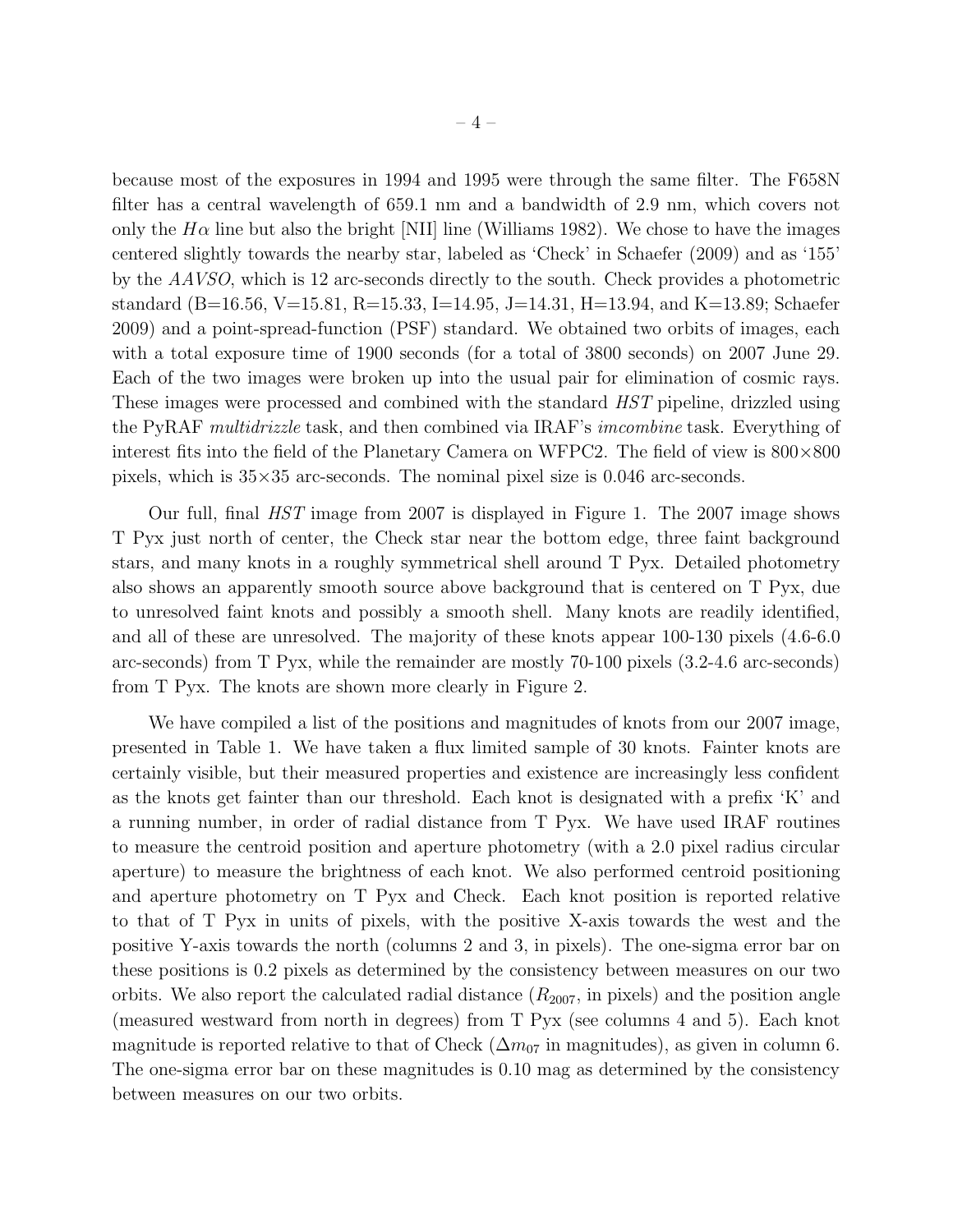because most of the exposures in 1994 and 1995 were through the same filter. The F658N filter has a central wavelength of 659.1 nm and a bandwidth of 2.9 nm, which covers not only the $H\alpha$ line but also the bright [NII] line (Williams 1982). We chose to have the images centered slightly towards the nearby star, labeled as 'Check' in Schaefer (2009) and as '155' by the *AAVSO*, which is 12 arc-seconds directly to the south. Check provides a photometric standard (B=16.56, V=15.81, R=15.33, I=14.95, J=14.31, H=13.94, and K=13.89; Schaefer 2009) and a point-spread-function (PSF) standard. We obtained two orbits of images, each with a total exposure time of 1900 seconds (for a total of 3800 seconds) on 2007 June 29. Each of the two images were broken up into the usual pair for elimination of cosmic rays. These images were processed and combined with the standard *HST* pipeline, drizzled using the PyRAF *multidrizzle* task, and then combined via IRAF's *imcombine* task. Everything of interest fits into the field of the Planetary Camera on WFPC2. The field of view is 800×800 pixels, which is 35×35 arc-seconds. The nominal pixel size is 0.046 arc-seconds.

Our full, final *HST* image from 2007 is displayed in Figure 1. The 2007 image shows T Pyx just north of center, the Check star near the bottom edge, three faint background stars, and many knots in a roughly symmetrical shell around T Pyx. Detailed photometry also shows an apparently smooth source above background that is centered on T Pyx, due to unresolved faint knots and possibly a smooth shell. Many knots are readily identified, and all of these are unresolved. The majority of these knots appear 100-130 pixels (4.6-6.0 arc-seconds) from T Pyx, while the remainder are mostly 70-100 pixels (3.2-4.6 arc-seconds) from T Pyx. The knots are shown more clearly in Figure 2.

We have compiled a list of the positions and magnitudes of knots from our 2007 image, presented in Table 1. We have taken a flux limited sample of 30 knots. Fainter knots are certainly visible, but their measured properties and existence are increasingly less confident as the knots get fainter than our threshold. Each knot is designated with a prefix 'K' and a running number, in order of radial distance from T Pyx. We have used IRAF routines to measure the centroid position and aperture photometry (with a 2.0 pixel radius circular aperture) to measure the brightness of each knot. We also performed centroid positioning and aperture photometry on T Pyx and Check. Each knot position is reported relative to that of T Pyx in units of pixels, with the positive X-axis towards the west and the positive Y-axis towards the north (columns 2 and 3, in pixels). The one-sigma error bar on these positions is 0.2 pixels as determined by the consistency between measures on our two orbits. We also report the calculated radial distance ($R_{2007}$, in pixels) and the position angle (measured westward from north in degrees) from T Pyx (see columns 4 and 5). Each knot magnitude is reported relative to that of Check ($\Delta m_{07}$ in magnitudes), as given in column 6. The one-sigma error bar on these magnitudes is 0.10 mag as determined by the consistency between measures on our two orbits.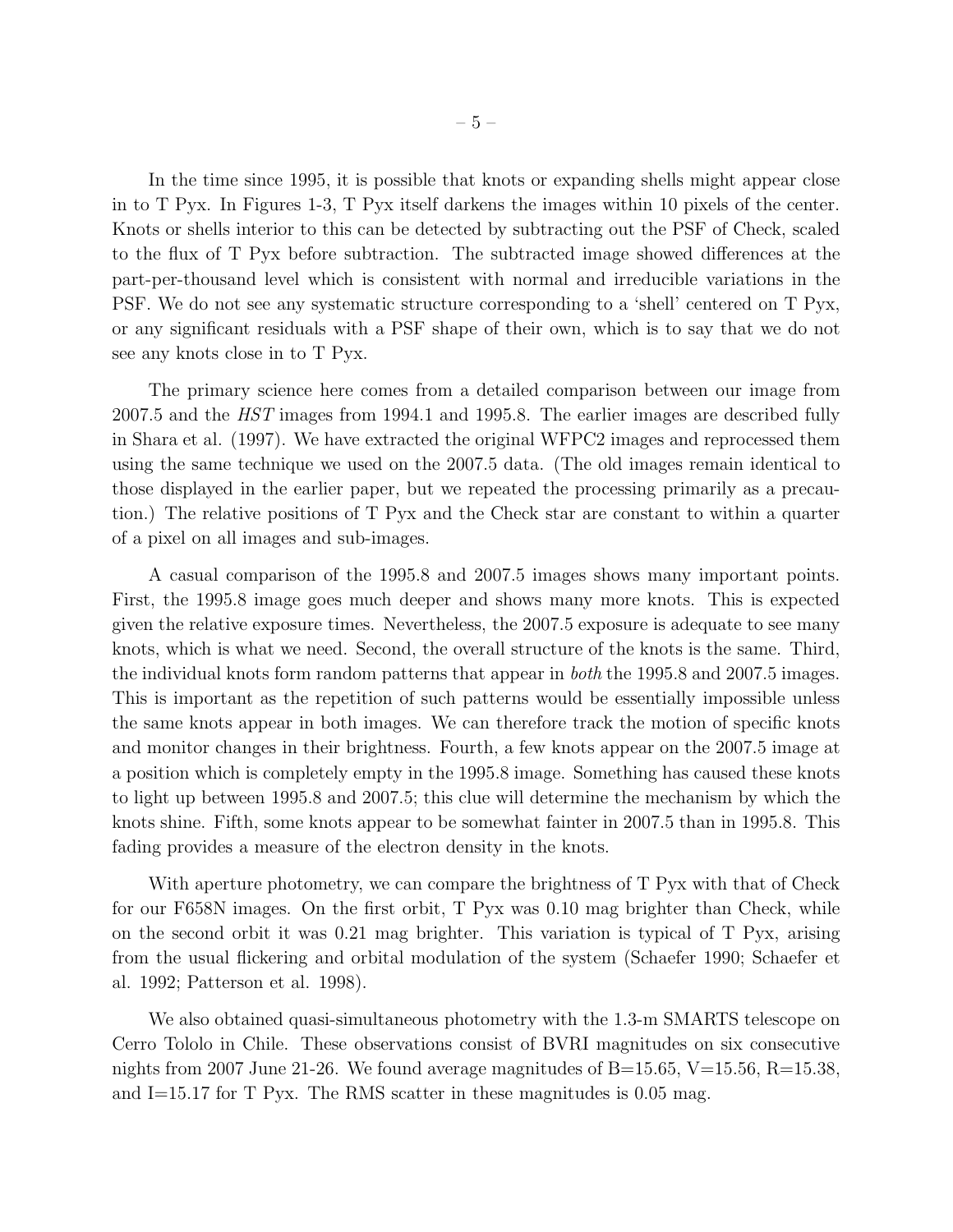In the time since 1995, it is possible that knots or expanding shells might appear close in to T Pyx. In Figures 1-3, T Pyx itself darkens the images within 10 pixels of the center. Knots or shells interior to this can be detected by subtracting out the PSF of Check, scaled to the flux of T Pyx before subtraction. The subtracted image showed differences at the part-per-thousand level which is consistent with normal and irreducible variations in the PSF. We do not see any systematic structure corresponding to a 'shell' centered on T Pyx, or any significant residuals with a PSF shape of their own, which is to say that we do not see any knots close in to T Pyx.

The primary science here comes from a detailed comparison between our image from 2007.5 and the *HST* images from 1994.1 and 1995.8. The earlier images are described fully in Shara et al. (1997). We have extracted the original WFPC2 images and reprocessed them using the same technique we used on the 2007.5 data. (The old images remain identical to those displayed in the earlier paper, but we repeated the processing primarily as a precaution.) The relative positions of T Pyx and the Check star are constant to within a quarter of a pixel on all images and sub-images.

A casual comparison of the 1995.8 and 2007.5 images shows many important points. First, the 1995.8 image goes much deeper and shows many more knots. This is expected given the relative exposure times. Nevertheless, the 2007.5 exposure is adequate to see many knots, which is what we need. Second, the overall structure of the knots is the same. Third, the individual knots form random patterns that appear in *both* the 1995.8 and 2007.5 images. This is important as the repetition of such patterns would be essentially impossible unless the same knots appear in both images. We can therefore track the motion of specific knots and monitor changes in their brightness. Fourth, a few knots appear on the 2007.5 image at a position which is completely empty in the 1995.8 image. Something has caused these knots to light up between 1995.8 and 2007.5; this clue will determine the mechanism by which the knots shine. Fifth, some knots appear to be somewhat fainter in 2007.5 than in 1995.8. This fading provides a measure of the electron density in the knots.

With aperture photometry, we can compare the brightness of T Pyx with that of Check for our F658N images. On the first orbit, T Pyx was 0.10 mag brighter than Check, while on the second orbit it was 0.21 mag brighter. This variation is typical of T Pyx, arising from the usual flickering and orbital modulation of the system (Schaefer 1990; Schaefer et al. 1992; Patterson et al. 1998).

We also obtained quasi-simultaneous photometry with the 1.3-m SMARTS telescope on Cerro Tololo in Chile. These observations consist of BVRI magnitudes on six consecutive nights from 2007 June 21-26. We found average magnitudes of B=15.65, V=15.56, R=15.38, and I=15.17 for T Pyx. The RMS scatter in these magnitudes is 0.05 mag.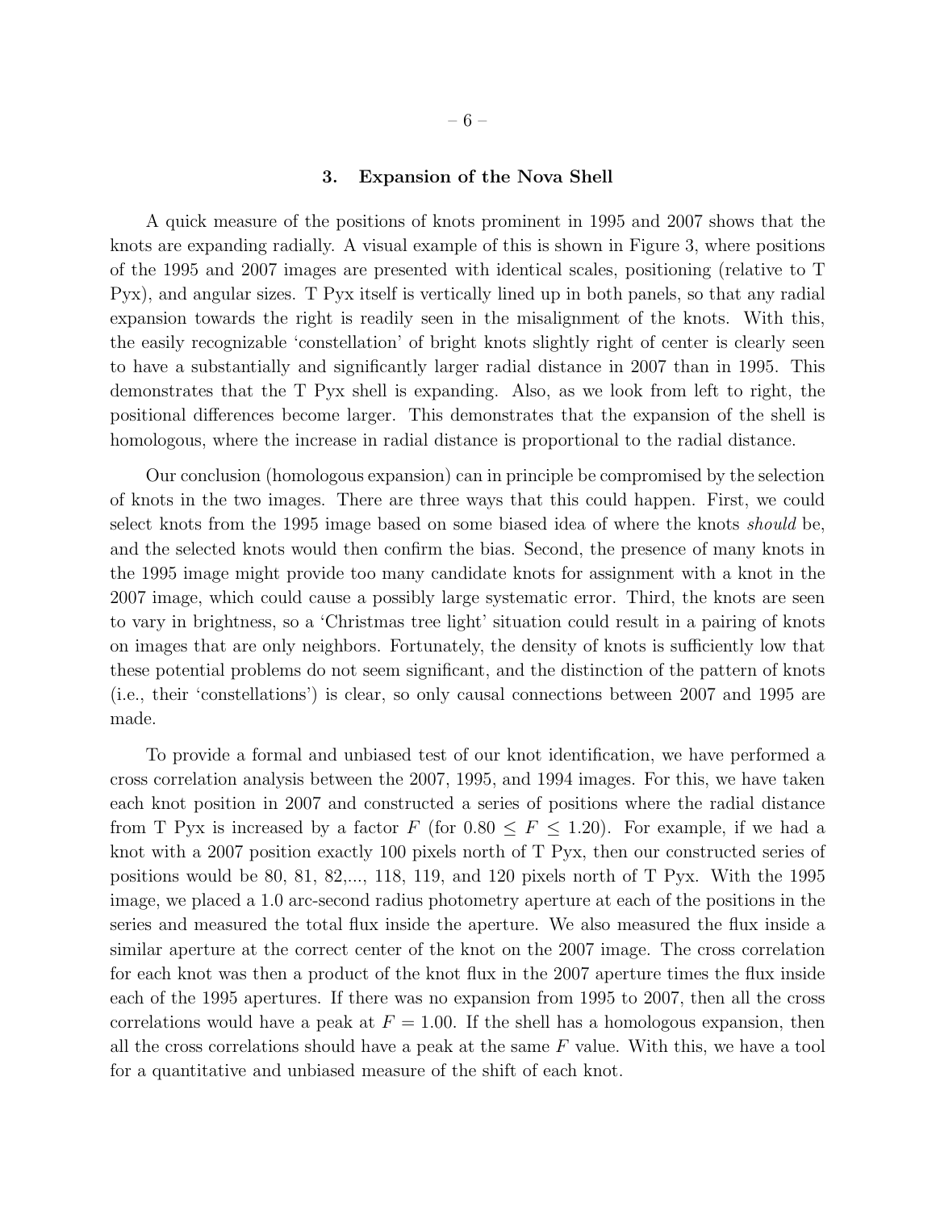## 3. Expansion of the Nova Shell

A quick measure of the positions of knots prominent in 1995 and 2007 shows that the knots are expanding radially. A visual example of this is shown in Figure 3, where positions of the 1995 and 2007 images are presented with identical scales, positioning (relative to T Pyx), and angular sizes. T Pyx itself is vertically lined up in both panels, so that any radial expansion towards the right is readily seen in the misalignment of the knots. With this, the easily recognizable 'constellation' of bright knots slightly right of center is clearly seen to have a substantially and significantly larger radial distance in 2007 than in 1995. This demonstrates that the T Pyx shell is expanding. Also, as we look from left to right, the positional differences become larger. This demonstrates that the expansion of the shell is homologous, where the increase in radial distance is proportional to the radial distance.

Our conclusion (homologous expansion) can in principle be compromised by the selection of knots in the two images. There are three ways that this could happen. First, we could select knots from the 1995 image based on some biased idea of where the knots *should* be, and the selected knots would then confirm the bias. Second, the presence of many knots in the 1995 image might provide too many candidate knots for assignment with a knot in the 2007 image, which could cause a possibly large systematic error. Third, the knots are seen to vary in brightness, so a 'Christmas tree light' situation could result in a pairing of knots on images that are only neighbors. Fortunately, the density of knots is sufficiently low that these potential problems do not seem significant, and the distinction of the pattern of knots (i.e., their 'constellations') is clear, so only causal connections between 2007 and 1995 are made.

To provide a formal and unbiased test of our knot identification, we have performed a cross correlation analysis between the 2007, 1995, and 1994 images. For this, we have taken each knot position in 2007 and constructed a series of positions where the radial distance from T Pyx is increased by a factor $F$ (for $0.80 \leq F \leq 1.20$). For example, if we had a knot with a 2007 position exactly 100 pixels north of T Pyx, then our constructed series of positions would be 80, 81, 82,..., 118, 119, and 120 pixels north of T Pyx. With the 1995 image, we placed a 1.0 arc-second radius photometry aperture at each of the positions in the series and measured the total flux inside the aperture. We also measured the flux inside a similar aperture at the correct center of the knot on the 2007 image. The cross correlation for each knot was then a product of the knot flux in the 2007 aperture times the flux inside each of the 1995 apertures. If there was no expansion from 1995 to 2007, then all the cross correlations would have a peak at $F = 1.00$. If the shell has a homologous expansion, then all the cross correlations should have a peak at the same $F$ value. With this, we have a tool for a quantitative and unbiased measure of the shift of each knot.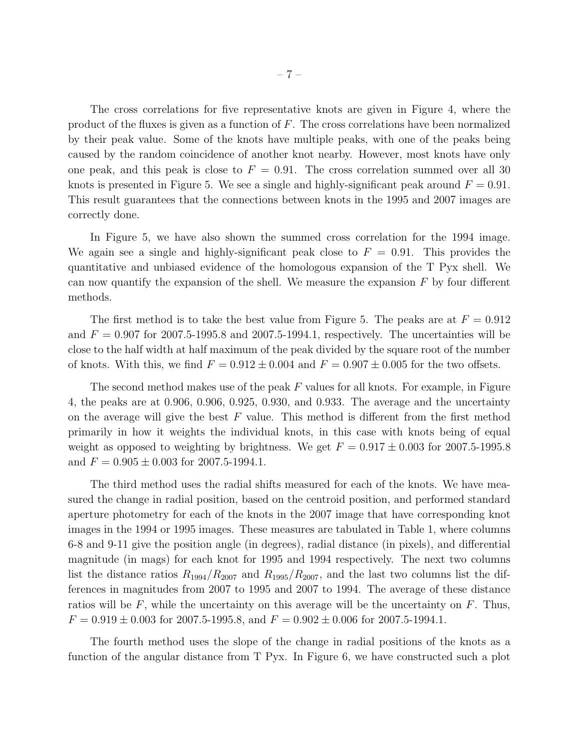The cross correlations for five representative knots are given in Figure 4, where the product of the fluxes is given as a function of $F$. The cross correlations have been normalized by their peak value. Some of the knots have multiple peaks, with one of the peaks being caused by the random coincidence of another knot nearby. However, most knots have only one peak, and this peak is close to $F = 0.91$. The cross correlation summed over all 30 knots is presented in Figure 5. We see a single and highly-significant peak around $F = 0.91$. This result guarantees that the connections between knots in the 1995 and 2007 images are correctly done.

In Figure 5, we have also shown the summed cross correlation for the 1994 image. We again see a single and highly-significant peak close to $F = 0.91$. This provides the quantitative and unbiased evidence of the homologous expansion of the T Pyx shell. We can now quantify the expansion of the shell. We measure the expansion $F$ by four different methods.

The first method is to take the best value from Figure 5. The peaks are at $F = 0.912$ and $F = 0.907$ for 2007.5-1995.8 and 2007.5-1994.1, respectively. The uncertainties will be close to the half width at half maximum of the peak divided by the square root of the number of knots. With this, we find $F = 0.912 \pm 0.004$ and $F = 0.907 \pm 0.005$ for the two offsets.

The second method makes use of the peak $F$ values for all knots. For example, in Figure 4, the peaks are at 0.906, 0.906, 0.925, 0.930, and 0.933. The average and the uncertainty on the average will give the best $F$ value. This method is different from the first method primarily in how it weights the individual knots, in this case with knots being of equal weight as opposed to weighting by brightness. We get $F = 0.917 \pm 0.003$ for 2007.5-1995.8 and $F = 0.905 \pm 0.003$ for 2007.5-1994.1.

The third method uses the radial shifts measured for each of the knots. We have measured the change in radial position, based on the centroid position, and performed standard aperture photometry for each of the knots in the 2007 image that have corresponding knot images in the 1994 or 1995 images. These measures are tabulated in Table 1, where columns 6-8 and 9-11 give the position angle (in degrees), radial distance (in pixels), and differential magnitude (in mags) for each knot for 1995 and 1994 respectively. The next two columns list the distance ratios $R_{1994}/R_{2007}$ and $R_{1995}/R_{2007}$, and the last two columns list the differences in magnitudes from 2007 to 1995 and 2007 to 1994. The average of these distance ratios will be $F$, while the uncertainty on this average will be the uncertainty on $F$. Thus, $F = 0.919 \pm 0.003$ for 2007.5-1995.8, and $F = 0.902 \pm 0.006$ for 2007.5-1994.1.

The fourth method uses the slope of the change in radial positions of the knots as a function of the angular distance from T Pyx. In Figure 6, we have constructed such a plot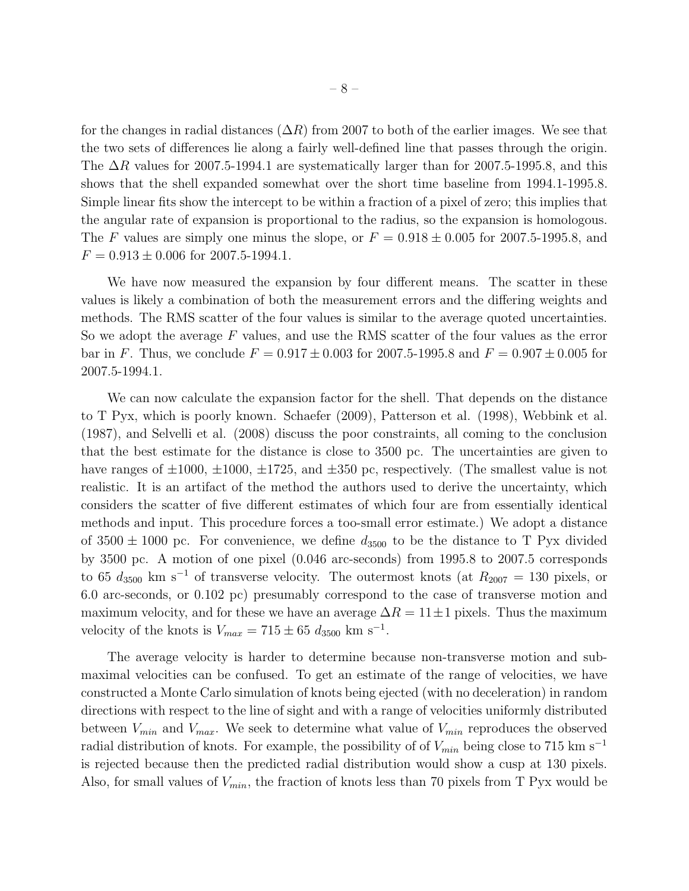for the changes in radial distances ($\Delta R$) from 2007 to both of the earlier images. We see that the two sets of differences lie along a fairly well-defined line that passes through the origin. The $\Delta R$ values for 2007.5-1994.1 are systematically larger than for 2007.5-1995.8, and this shows that the shell expanded somewhat over the short time baseline from 1994.1-1995.8. Simple linear fits show the intercept to be within a fraction of a pixel of zero; this implies that the angular rate of expansion is proportional to the radius, so the expansion is homologous. The $F$ values are simply one minus the slope, or $F = 0.918 \pm 0.005$ for 2007.5-1995.8, and $F = 0.913 \pm 0.006$ for 2007.5-1994.1.

We have now measured the expansion by four different means. The scatter in these values is likely a combination of both the measurement errors and the differing weights and methods. The RMS scatter of the four values is similar to the average quoted uncertainties. So we adopt the average $F$ values, and use the RMS scatter of the four values as the error bar in $F$. Thus, we conclude $F = 0.917 \pm 0.003$ for 2007.5-1995.8 and $F = 0.907 \pm 0.005$ for 2007.5-1994.1.

We can now calculate the expansion factor for the shell. That depends on the distance to T Pyx, which is poorly known. Schaefer (2009), Patterson et al. (1998), Webbink et al. (1987), and Selvelli et al. (2008) discuss the poor constraints, all coming to the conclusion that the best estimate for the distance is close to 3500 pc. The uncertainties are given to have ranges of $\pm 1000$, $\pm 1000$, $\pm 1725$, and $\pm 350$ pc, respectively. (The smallest value is not realistic. It is an artifact of the method the authors used to derive the uncertainty, which considers the scatter of five different estimates of which four are from essentially identical methods and input. This procedure forces a too-small error estimate.) We adopt a distance of $3500 \pm 1000$ pc. For convenience, we define $d_{3500}$ to be the distance to T Pyx divided by 3500 pc. A motion of one pixel (0.046 arc-seconds) from 1995.8 to 2007.5 corresponds to 65 $d_{3500}$ km s$^{-1}$ of transverse velocity. The outermost knots (at $R_{2007} = 130$ pixels, or 6.0 arc-seconds, or 0.102 pc) presumably correspond to the case of transverse motion and maximum velocity, and for these we have an average $\Delta R = 11 \pm 1$ pixels. Thus the maximum velocity of the knots is $V_{max} = 715 \pm 65$ $d_{3500}$ km s$^{-1}$.

The average velocity is harder to determine because non-transverse motion and sub-maximal velocities can be confused. To get an estimate of the range of velocities, we have constructed a Monte Carlo simulation of knots being ejected (with no deceleration) in random directions with respect to the line of sight and with a range of velocities uniformly distributed between $V_{min}$ and $V_{max}$. We seek to determine what value of $V_{min}$ reproduces the observed radial distribution of knots. For example, the possibility of of $V_{min}$ being close to 715 km s$^{-1}$ is rejected because then the predicted radial distribution would show a cusp at 130 pixels. Also, for small values of $V_{min}$, the fraction of knots less than 70 pixels from T Pyx would be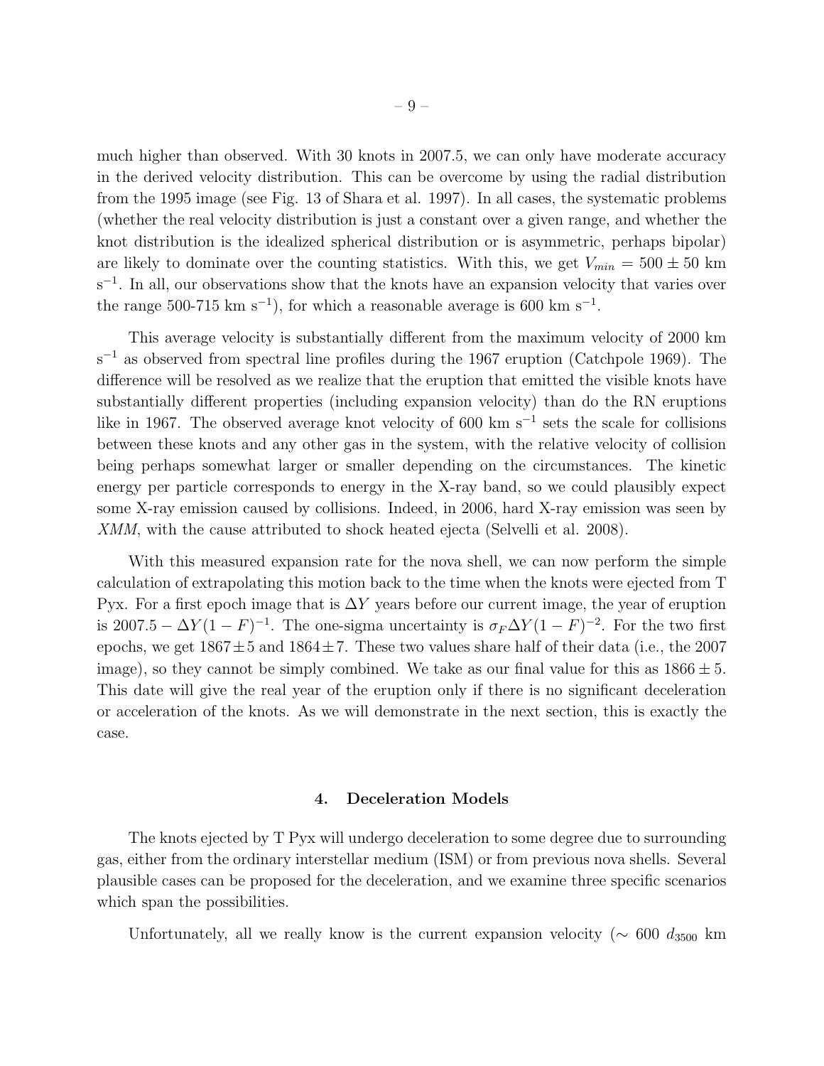much higher than observed. With 30 knots in 2007.5, we can only have moderate accuracy in the derived velocity distribution. This can be overcome by using the radial distribution from the 1995 image (see Fig. 13 of Shara et al. 1997). In all cases, the systematic problems (whether the real velocity distribution is just a constant over a given range, and whether the knot distribution is the idealized spherical distribution or is asymmetric, perhaps bipolar) are likely to dominate over the counting statistics. With this, we get $V_{min} = 500 \pm 50$ km s$^{-1}$. In all, our observations show that the knots have an expansion velocity that varies over the range 500-715 km s$^{-1}$), for which a reasonable average is 600 km s$^{-1}$.

This average velocity is substantially different from the maximum velocity of 2000 km s$^{-1}$ as observed from spectral line profiles during the 1967 eruption (Catchpole 1969). The difference will be resolved as we realize that the eruption that emitted the visible knots have substantially different properties (including expansion velocity) than do the RN eruptions like in 1967. The observed average knot velocity of 600 km s$^{-1}$ sets the scale for collisions between these knots and any other gas in the system, with the relative velocity of collision being perhaps somewhat larger or smaller depending on the circumstances. The kinetic energy per particle corresponds to energy in the X-ray band, so we could plausibly expect some X-ray emission caused by collisions. Indeed, in 2006, hard X-ray emission was seen by *XMM*, with the cause attributed to shock heated ejecta (Selvelli et al. 2008).

With this measured expansion rate for the nova shell, we can now perform the simple calculation of extrapolating this motion back to the time when the knots were ejected from T Pyx. For a first epoch image that is $\Delta Y$ years before our current image, the year of eruption is $2007.5 - \Delta Y(1-F)^{-1}$. The one-sigma uncertainty is $\sigma_F \Delta Y(1-F)^{-2}$. For the two first epochs, we get $1867 \pm 5$ and $1864 \pm 7$. These two values share half of their data (i.e., the 2007 image), so they cannot be simply combined. We take as our final value for this as $1866 \pm 5$. This date will give the real year of the eruption only if there is no significant deceleration or acceleration of the knots. As we will demonstrate in the next section, this is exactly the case.

## 4. Deceleration Models

The knots ejected by T Pyx will undergo deceleration to some degree due to surrounding gas, either from the ordinary interstellar medium (ISM) or from previous nova shells. Several plausible cases can be proposed for the deceleration, and we examine three specific scenarios which span the possibilities.

Unfortunately, all we really know is the current expansion velocity ($\sim$ 600 $d_{3500}$ km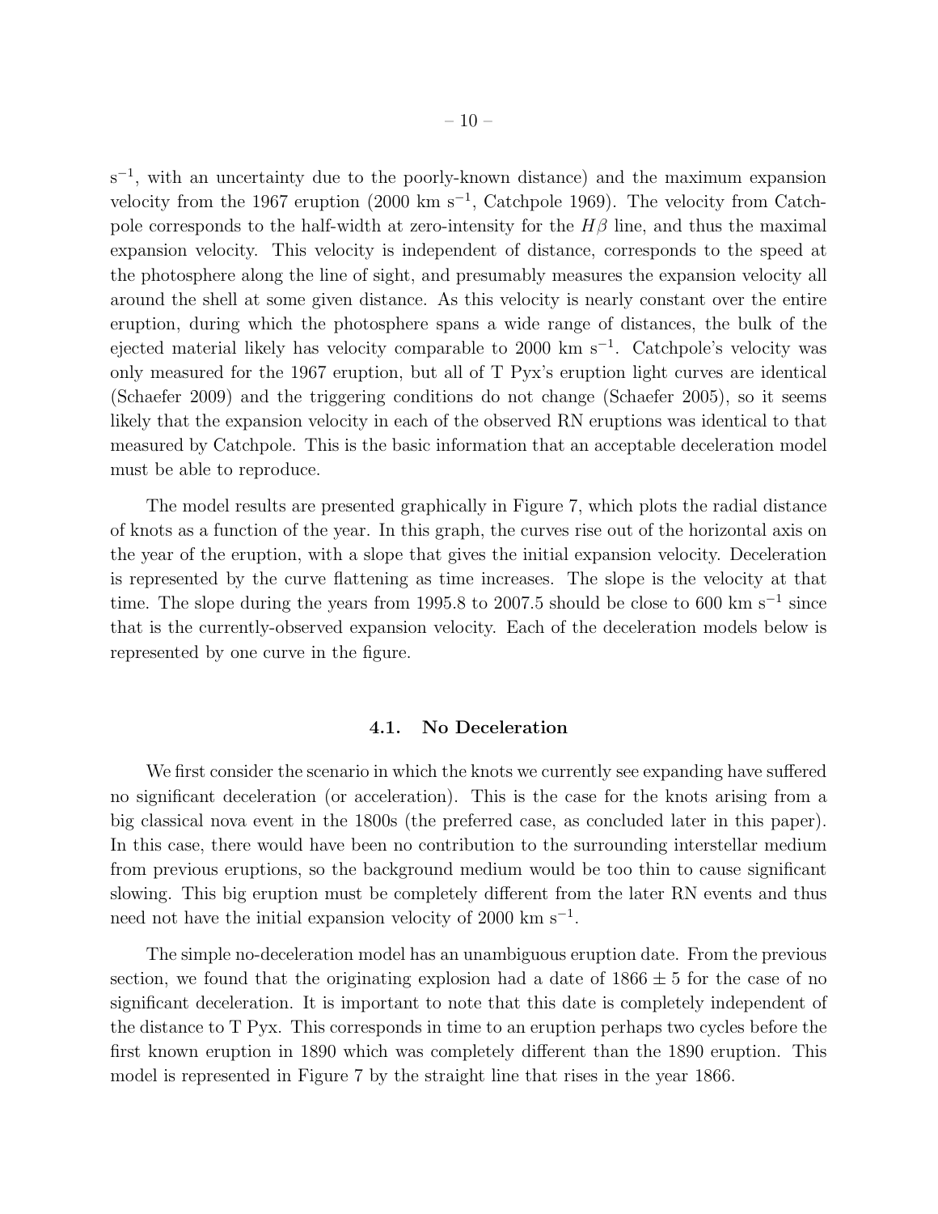s$^{-1}$, with an uncertainty due to the poorly-known distance) and the maximum expansion velocity from the 1967 eruption (2000 km s$^{-1}$, Catchpole 1969). The velocity from Catchpole corresponds to the half-width at zero-intensity for the $H\beta$ line, and thus the maximal expansion velocity. This velocity is independent of distance, corresponds to the speed at the photosphere along the line of sight, and presumably measures the expansion velocity all around the shell at some given distance. As this velocity is nearly constant over the entire eruption, during which the photosphere spans a wide range of distances, the bulk of the ejected material likely has velocity comparable to 2000 km s$^{-1}$. Catchpole's velocity was only measured for the 1967 eruption, but all of T Pyx's eruption light curves are identical (Schaefer 2009) and the triggering conditions do not change (Schaefer 2005), so it seems likely that the expansion velocity in each of the observed RN eruptions was identical to that measured by Catchpole. This is the basic information that an acceptable deceleration model must be able to reproduce.

The model results are presented graphically in Figure 7, which plots the radial distance of knots as a function of the year. In this graph, the curves rise out of the horizontal axis on the year of the eruption, with a slope that gives the initial expansion velocity. Deceleration is represented by the curve flattening as time increases. The slope is the velocity at that time. The slope during the years from 1995.8 to 2007.5 should be close to 600 km s$^{-1}$ since that is the currently-observed expansion velocity. Each of the deceleration models below is represented by one curve in the figure.

### 4.1. No Deceleration

We first consider the scenario in which the knots we currently see expanding have suffered no significant deceleration (or acceleration). This is the case for the knots arising from a big classical nova event in the 1800s (the preferred case, as concluded later in this paper). In this case, there would have been no contribution to the surrounding interstellar medium from previous eruptions, so the background medium would be too thin to cause significant slowing. This big eruption must be completely different from the later RN events and thus need not have the initial expansion velocity of 2000 km s$^{-1}$.

The simple no-deceleration model has an unambiguous eruption date. From the previous section, we found that the originating explosion had a date of $1866 \pm 5$ for the case of no significant deceleration. It is important to note that this date is completely independent of the distance to T Pyx. This corresponds in time to an eruption perhaps two cycles before the first known eruption in 1890 which was completely different than the 1890 eruption. This model is represented in Figure 7 by the straight line that rises in the year 1866.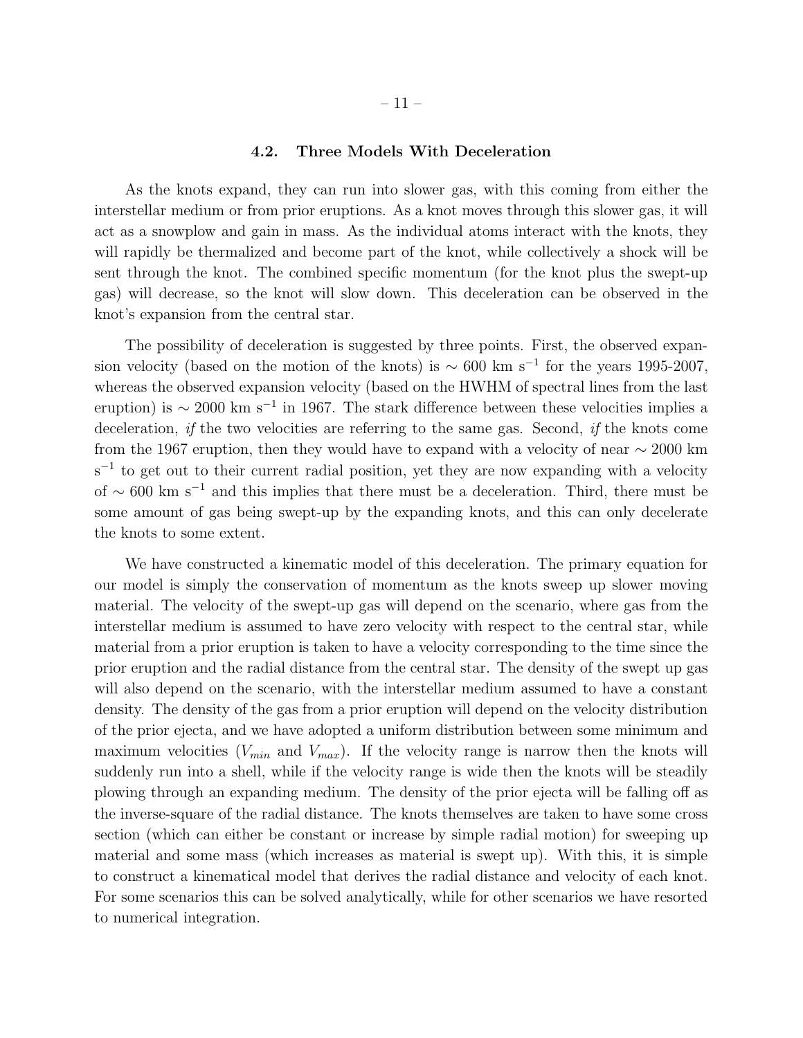### 4.2. Three Models With Deceleration

As the knots expand, they can run into slower gas, with this coming from either the interstellar medium or from prior eruptions. As a knot moves through this slower gas, it will act as a snowplow and gain in mass. As the individual atoms interact with the knots, they will rapidly be thermalized and become part of the knot, while collectively a shock will be sent through the knot. The combined specific momentum (for the knot plus the swept-up gas) will decrease, so the knot will slow down. This deceleration can be observed in the knot's expansion from the central star.

The possibility of deceleration is suggested by three points. First, the observed expansion velocity (based on the motion of the knots) is $\sim$ 600 km s$^{-1}$ for the years 1995-2007, whereas the observed expansion velocity (based on the HWHM of spectral lines from the last eruption) is $\sim$ 2000 km s$^{-1}$ in 1967. The stark difference between these velocities implies a deceleration, *if* the two velocities are referring to the same gas. Second, *if* the knots come from the 1967 eruption, then they would have to expand with a velocity of near $\sim$ 2000 km s$^{-1}$ to get out to their current radial position, yet they are now expanding with a velocity of $\sim$ 600 km s$^{-1}$ and this implies that there must be a deceleration. Third, there must be some amount of gas being swept-up by the expanding knots, and this can only decelerate the knots to some extent.

We have constructed a kinematic model of this deceleration. The primary equation for our model is simply the conservation of momentum as the knots sweep up slower moving material. The velocity of the swept-up gas will depend on the scenario, where gas from the interstellar medium is assumed to have zero velocity with respect to the central star, while material from a prior eruption is taken to have a velocity corresponding to the time since the prior eruption and the radial distance from the central star. The density of the swept up gas will also depend on the scenario, with the interstellar medium assumed to have a constant density. The density of the gas from a prior eruption will depend on the velocity distribution of the prior ejecta, and we have adopted a uniform distribution between some minimum and maximum velocities ($V_{min}$ and $V_{max}$). If the velocity range is narrow then the knots will suddenly run into a shell, while if the velocity range is wide then the knots will be steadily plowing through an expanding medium. The density of the prior ejecta will be falling off as the inverse-square of the radial distance. The knots themselves are taken to have some cross section (which can either be constant or increase by simple radial motion) for sweeping up material and some mass (which increases as material is swept up). With this, it is simple to construct a kinematical model that derives the radial distance and velocity of each knot. For some scenarios this can be solved analytically, while for other scenarios we have resorted to numerical integration.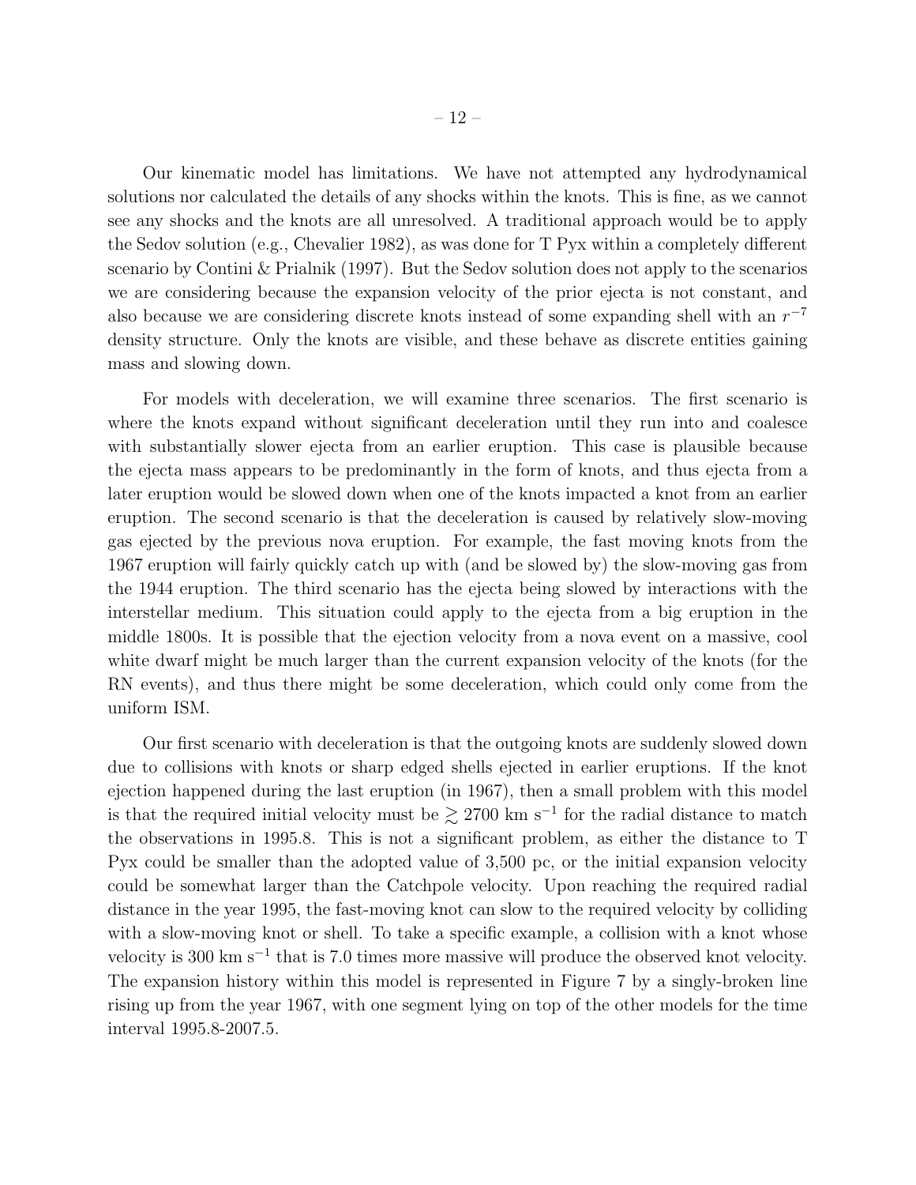Our kinematic model has limitations. We have not attempted any hydrodynamical solutions nor calculated the details of any shocks within the knots. This is fine, as we cannot see any shocks and the knots are all unresolved. A traditional approach would be to apply the Sedov solution (e.g., Chevalier 1982), as was done for T Pyx within a completely different scenario by Contini & Prialnik (1997). But the Sedov solution does not apply to the scenarios we are considering because the expansion velocity of the prior ejecta is not constant, and also because we are considering discrete knots instead of some expanding shell with an $r^{-7}$ density structure. Only the knots are visible, and these behave as discrete entities gaining mass and slowing down.

For models with deceleration, we will examine three scenarios. The first scenario is where the knots expand without significant deceleration until they run into and coalesce with substantially slower ejecta from an earlier eruption. This case is plausible because the ejecta mass appears to be predominantly in the form of knots, and thus ejecta from a later eruption would be slowed down when one of the knots impacted a knot from an earlier eruption. The second scenario is that the deceleration is caused by relatively slow-moving gas ejected by the previous nova eruption. For example, the fast moving knots from the 1967 eruption will fairly quickly catch up with (and be slowed by) the slow-moving gas from the 1944 eruption. The third scenario has the ejecta being slowed by interactions with the interstellar medium. This situation could apply to the ejecta from a big eruption in the middle 1800s. It is possible that the ejection velocity from a nova event on a massive, cool white dwarf might be much larger than the current expansion velocity of the knots (for the RN events), and thus there might be some deceleration, which could only come from the uniform ISM.

Our first scenario with deceleration is that the outgoing knots are suddenly slowed down due to collisions with knots or sharp edged shells ejected in earlier eruptions. If the knot ejection happened during the last eruption (in 1967), then a small problem with this model is that the required initial velocity must be $\gtrsim 2700$ km s$^{-1}$ for the radial distance to match the observations in 1995.8. This is not a significant problem, as either the distance to T Pyx could be smaller than the adopted value of 3,500 pc, or the initial expansion velocity could be somewhat larger than the Catchpole velocity. Upon reaching the required radial distance in the year 1995, the fast-moving knot can slow to the required velocity by colliding with a slow-moving knot or shell. To take a specific example, a collision with a knot whose velocity is 300 km s$^{-1}$ that is 7.0 times more massive will produce the observed knot velocity. The expansion history within this model is represented in Figure 7 by a singly-broken line rising up from the year 1967, with one segment lying on top of the other models for the time interval 1995.8-2007.5.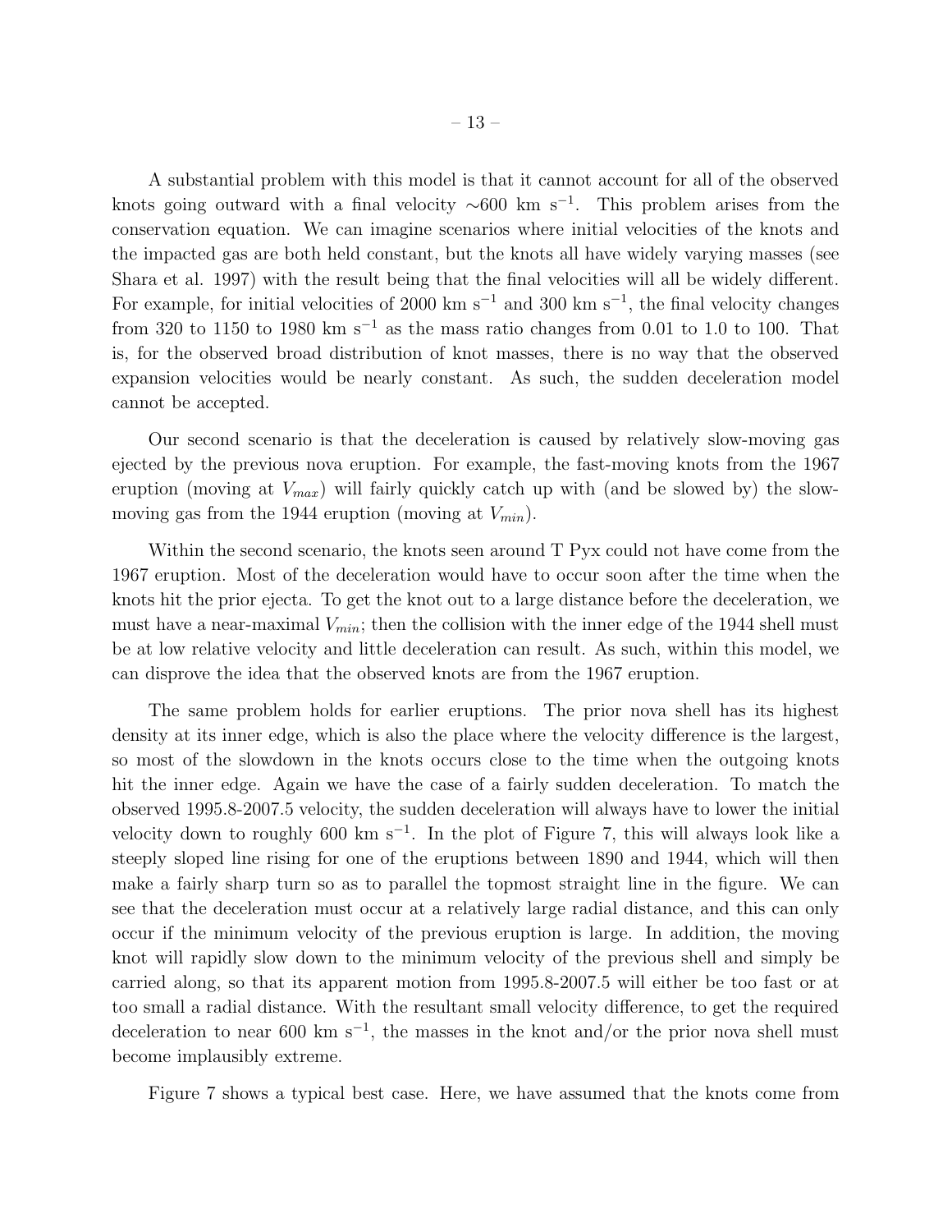A substantial problem with this model is that it cannot account for all of the observed knots going outward with a final velocity ~600 km s$^{-1}$. This problem arises from the conservation equation. We can imagine scenarios where initial velocities of the knots and the impacted gas are both held constant, but the knots all have widely varying masses (see Shara et al. 1997) with the result being that the final velocities will all be widely different. For example, for initial velocities of 2000 km s$^{-1}$ and 300 km s$^{-1}$, the final velocity changes from 320 to 1150 to 1980 km s$^{-1}$ as the mass ratio changes from 0.01 to 1.0 to 100. That is, for the observed broad distribution of knot masses, there is no way that the observed expansion velocities would be nearly constant. As such, the sudden deceleration model cannot be accepted.

Our second scenario is that the deceleration is caused by relatively slow-moving gas ejected by the previous nova eruption. For example, the fast-moving knots from the 1967 eruption (moving at $V_{max}$) will fairly quickly catch up with (and be slowed by) the slow-moving gas from the 1944 eruption (moving at $V_{min}$).

Within the second scenario, the knots seen around T Pyx could not have come from the 1967 eruption. Most of the deceleration would have to occur soon after the time when the knots hit the prior ejecta. To get the knot out to a large distance before the deceleration, we must have a near-maximal $V_{min}$; then the collision with the inner edge of the 1944 shell must be at low relative velocity and little deceleration can result. As such, within this model, we can disprove the idea that the observed knots are from the 1967 eruption.

The same problem holds for earlier eruptions. The prior nova shell has its highest density at its inner edge, which is also the place where the velocity difference is the largest, so most of the slowdown in the knots occurs close to the time when the outgoing knots hit the inner edge. Again we have the case of a fairly sudden deceleration. To match the observed 1995.8-2007.5 velocity, the sudden deceleration will always have to lower the initial velocity down to roughly 600 km s$^{-1}$. In the plot of Figure 7, this will always look like a steeply sloped line rising for one of the eruptions between 1890 and 1944, which will then make a fairly sharp turn so as to parallel the topmost straight line in the figure. We can see that the deceleration must occur at a relatively large radial distance, and this can only occur if the minimum velocity of the previous eruption is large. In addition, the moving knot will rapidly slow down to the minimum velocity of the previous shell and simply be carried along, so that its apparent motion from 1995.8-2007.5 will either be too fast or at too small a radial distance. With the resultant small velocity difference, to get the required deceleration to near 600 km s$^{-1}$, the masses in the knot and/or the prior nova shell must become implausibly extreme.

Figure 7 shows a typical best case. Here, we have assumed that the knots come from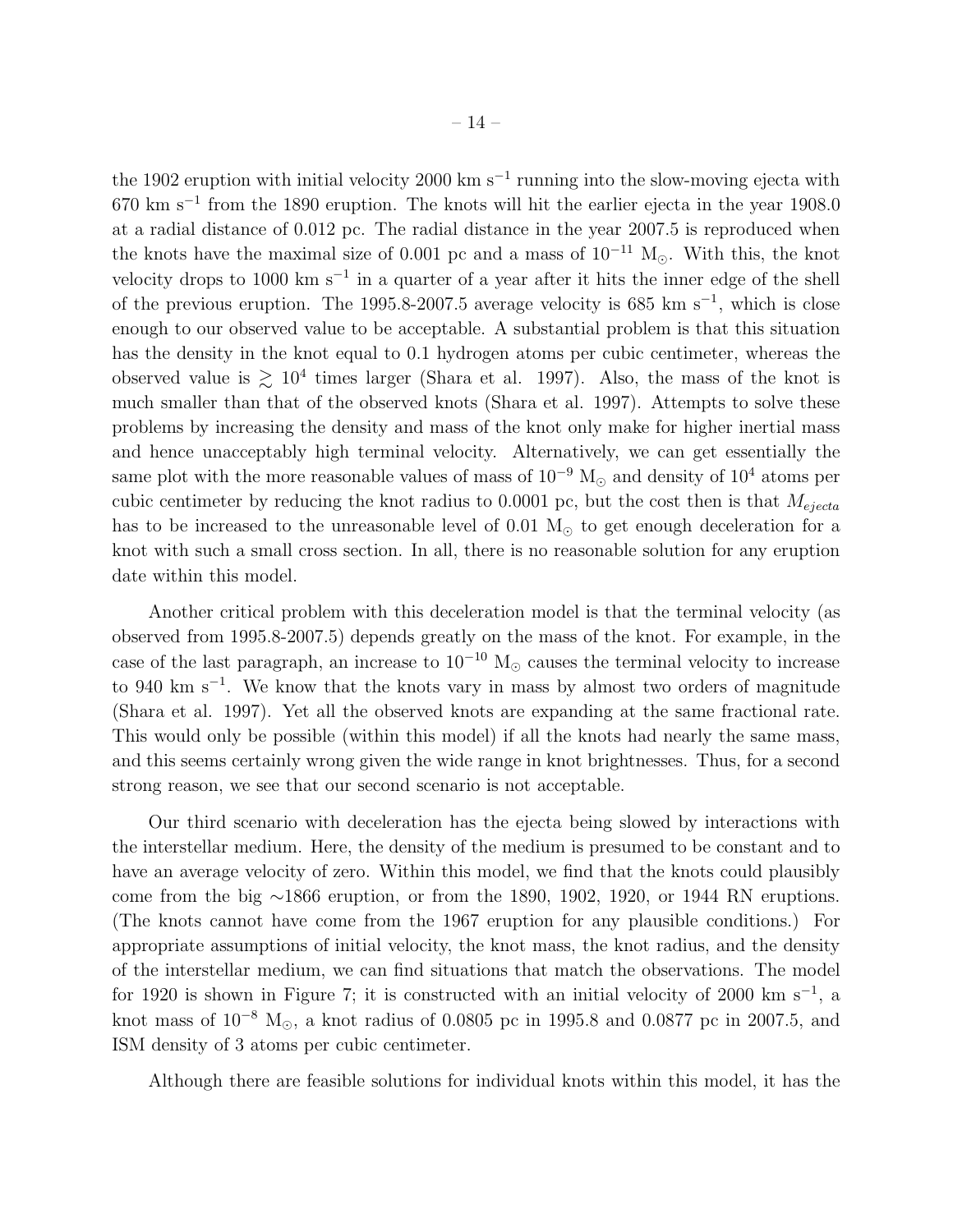the 1902 eruption with initial velocity 2000 km s$^{-1}$ running into the slow-moving ejecta with 670 km s$^{-1}$ from the 1890 eruption. The knots will hit the earlier ejecta in the year 1908.0 at a radial distance of 0.012 pc. The radial distance in the year 2007.5 is reproduced when the knots have the maximal size of 0.001 pc and a mass of $10^{-11}$ M$_{\odot}$. With this, the knot velocity drops to 1000 km s$^{-1}$ in a quarter of a year after it hits the inner edge of the shell of the previous eruption. The 1995.8-2007.5 average velocity is 685 km s$^{-1}$, which is close enough to our observed value to be acceptable. A substantial problem is that this situation has the density in the knot equal to 0.1 hydrogen atoms per cubic centimeter, whereas the observed value is $\gtrsim 10^4$ times larger (Shara et al. 1997). Also, the mass of the knot is much smaller than that of the observed knots (Shara et al. 1997). Attempts to solve these problems by increasing the density and mass of the knot only make for higher inertial mass and hence unacceptably high terminal velocity. Alternatively, we can get essentially the same plot with the more reasonable values of mass of $10^{-9}$ M$_{\odot}$ and density of $10^4$ atoms per cubic centimeter by reducing the knot radius to 0.0001 pc, but the cost then is that $M_{ejecta}$ has to be increased to the unreasonable level of 0.01 M$_{\odot}$ to get enough deceleration for a knot with such a small cross section. In all, there is no reasonable solution for any eruption date within this model.

Another critical problem with this deceleration model is that the terminal velocity (as observed from 1995.8-2007.5) depends greatly on the mass of the knot. For example, in the case of the last paragraph, an increase to $10^{-10}$ M$_{\odot}$ causes the terminal velocity to increase to 940 km s$^{-1}$. We know that the knots vary in mass by almost two orders of magnitude (Shara et al. 1997). Yet all the observed knots are expanding at the same fractional rate. This would only be possible (within this model) if all the knots had nearly the same mass, and this seems certainly wrong given the wide range in knot brightnesses. Thus, for a second strong reason, we see that our second scenario is not acceptable.

Our third scenario with deceleration has the ejecta being slowed by interactions with the interstellar medium. Here, the density of the medium is presumed to be constant and to have an average velocity of zero. Within this model, we find that the knots could plausibly come from the big ~1866 eruption, or from the 1890, 1902, 1920, or 1944 RN eruptions. (The knots cannot have come from the 1967 eruption for any plausible conditions.) For appropriate assumptions of initial velocity, the knot mass, the knot radius, and the density of the interstellar medium, we can find situations that match the observations. The model for 1920 is shown in Figure 7; it is constructed with an initial velocity of 2000 km s$^{-1}$, a knot mass of $10^{-8}$ M$_{\odot}$, a knot radius of 0.0805 pc in 1995.8 and 0.0877 pc in 2007.5, and ISM density of 3 atoms per cubic centimeter.

Although there are feasible solutions for individual knots within this model, it has the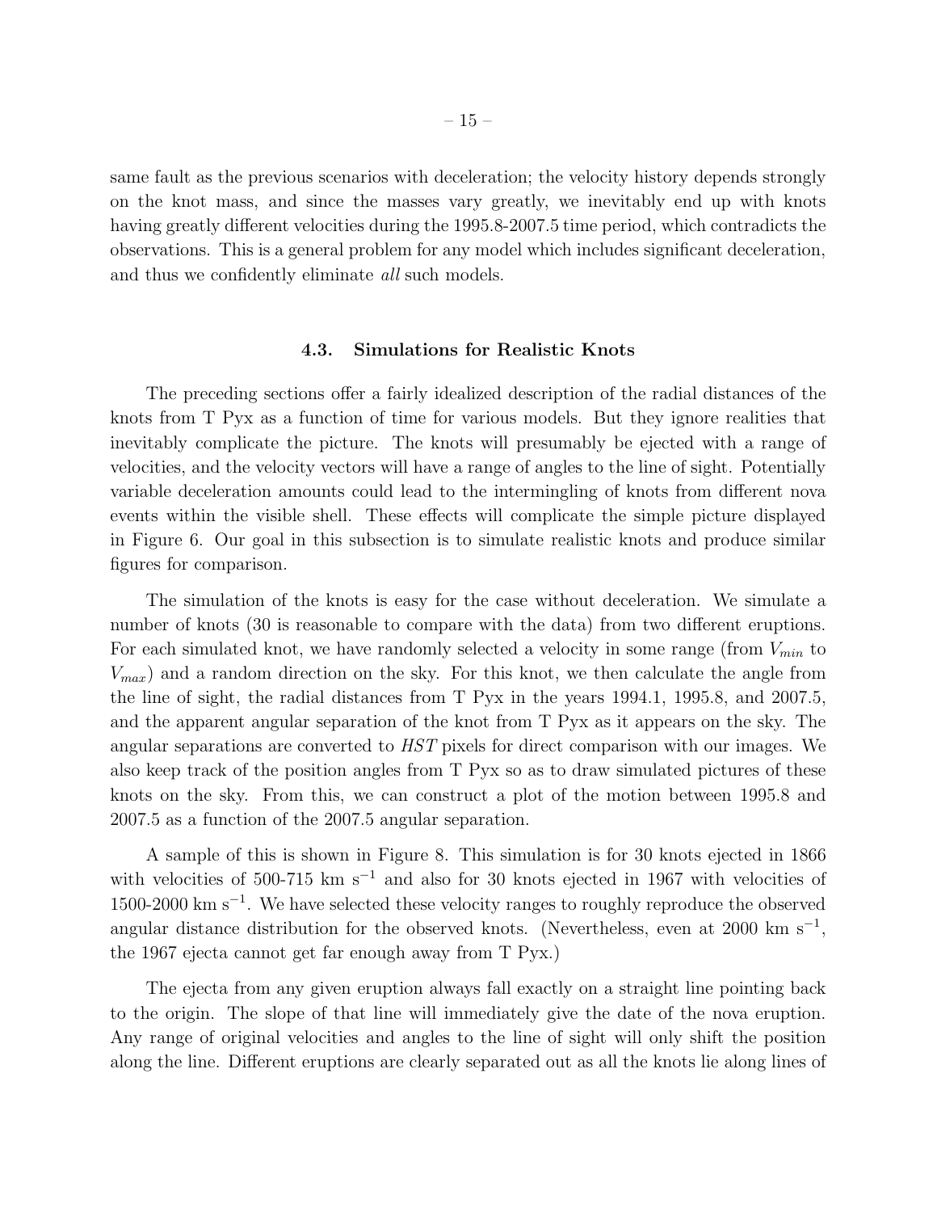same fault as the previous scenarios with deceleration; the velocity history depends strongly on the knot mass, and since the masses vary greatly, we inevitably end up with knots having greatly different velocities during the 1995.8-2007.5 time period, which contradicts the observations. This is a general problem for any model which includes significant deceleration, and thus we confidently eliminate *all* such models.

### 4.3. Simulations for Realistic Knots

The preceding sections offer a fairly idealized description of the radial distances of the knots from T Pyx as a function of time for various models. But they ignore realities that inevitably complicate the picture. The knots will presumably be ejected with a range of velocities, and the velocity vectors will have a range of angles to the line of sight. Potentially variable deceleration amounts could lead to the intermingling of knots from different nova events within the visible shell. These effects will complicate the simple picture displayed in Figure 6. Our goal in this subsection is to simulate realistic knots and produce similar figures for comparison.

The simulation of the knots is easy for the case without deceleration. We simulate a number of knots (30 is reasonable to compare with the data) from two different eruptions. For each simulated knot, we have randomly selected a velocity in some range (from $V_{min}$ to $V_{max}$) and a random direction on the sky. For this knot, we then calculate the angle from the line of sight, the radial distances from T Pyx in the years 1994.1, 1995.8, and 2007.5, and the apparent angular separation of the knot from T Pyx as it appears on the sky. The angular separations are converted to *HST* pixels for direct comparison with our images. We also keep track of the position angles from T Pyx so as to draw simulated pictures of these knots on the sky. From this, we can construct a plot of the motion between 1995.8 and 2007.5 as a function of the 2007.5 angular separation.

A sample of this is shown in Figure 8. This simulation is for 30 knots ejected in 1866 with velocities of 500-715 km s$^{-1}$ and also for 30 knots ejected in 1967 with velocities of 1500-2000 km s$^{-1}$. We have selected these velocity ranges to roughly reproduce the observed angular distance distribution for the observed knots. (Nevertheless, even at 2000 km s$^{-1}$, the 1967 ejecta cannot get far enough away from T Pyx.)

The ejecta from any given eruption always fall exactly on a straight line pointing back to the origin. The slope of that line will immediately give the date of the nova eruption. Any range of original velocities and angles to the line of sight will only shift the position along the line. Different eruptions are clearly separated out as all the knots lie along lines of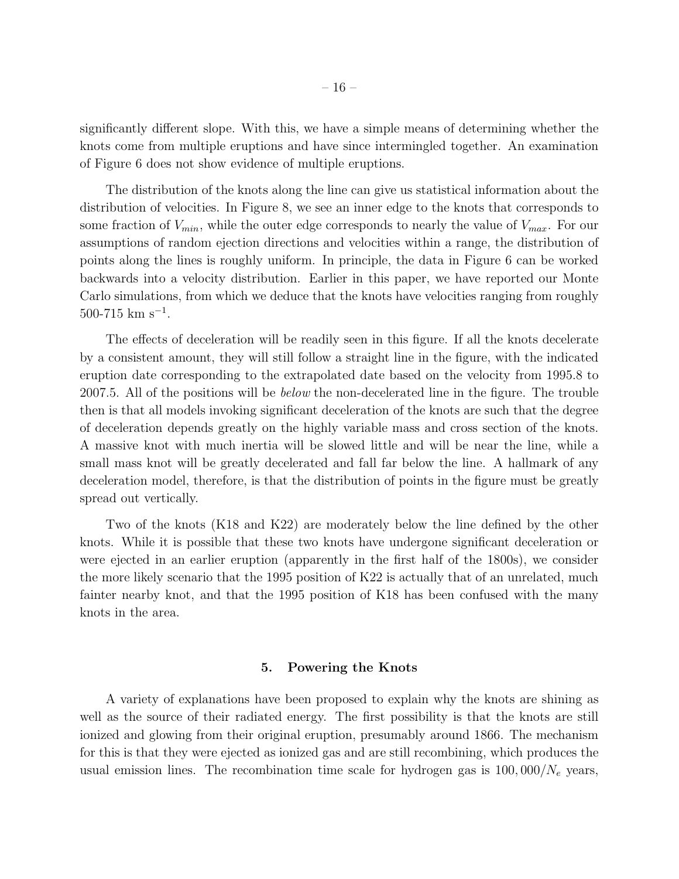significantly different slope. With this, we have a simple means of determining whether the knots come from multiple eruptions and have since intermingled together. An examination of Figure 6 does not show evidence of multiple eruptions.

The distribution of the knots along the line can give us statistical information about the distribution of velocities. In Figure 8, we see an inner edge to the knots that corresponds to some fraction of $V_{min}$, while the outer edge corresponds to nearly the value of $V_{max}$. For our assumptions of random ejection directions and velocities within a range, the distribution of points along the lines is roughly uniform. In principle, the data in Figure 6 can be worked backwards into a velocity distribution. Earlier in this paper, we have reported our Monte Carlo simulations, from which we deduce that the knots have velocities ranging from roughly 500-715 km s$^{-1}$.

The effects of deceleration will be readily seen in this figure. If all the knots decelerate by a consistent amount, they will still follow a straight line in the figure, with the indicated eruption date corresponding to the extrapolated date based on the velocity from 1995.8 to 2007.5. All of the positions will be *below* the non-decelerated line in the figure. The trouble then is that all models invoking significant deceleration of the knots are such that the degree of deceleration depends greatly on the highly variable mass and cross section of the knots. A massive knot with much inertia will be slowed little and will be near the line, while a small mass knot will be greatly decelerated and fall far below the line. A hallmark of any deceleration model, therefore, is that the distribution of points in the figure must be greatly spread out vertically.

Two of the knots (K18 and K22) are moderately below the line defined by the other knots. While it is possible that these two knots have undergone significant deceleration or were ejected in an earlier eruption (apparently in the first half of the 1800s), we consider the more likely scenario that the 1995 position of K22 is actually that of an unrelated, much fainter nearby knot, and that the 1995 position of K18 has been confused with the many knots in the area.

## 5. Powering the Knots

A variety of explanations have been proposed to explain why the knots are shining as well as the source of their radiated energy. The first possibility is that the knots are still ionized and glowing from their original eruption, presumably around 1866. The mechanism for this is that they were ejected as ionized gas and are still recombining, which produces the usual emission lines. The recombination time scale for hydrogen gas is $100,000/N_e$ years,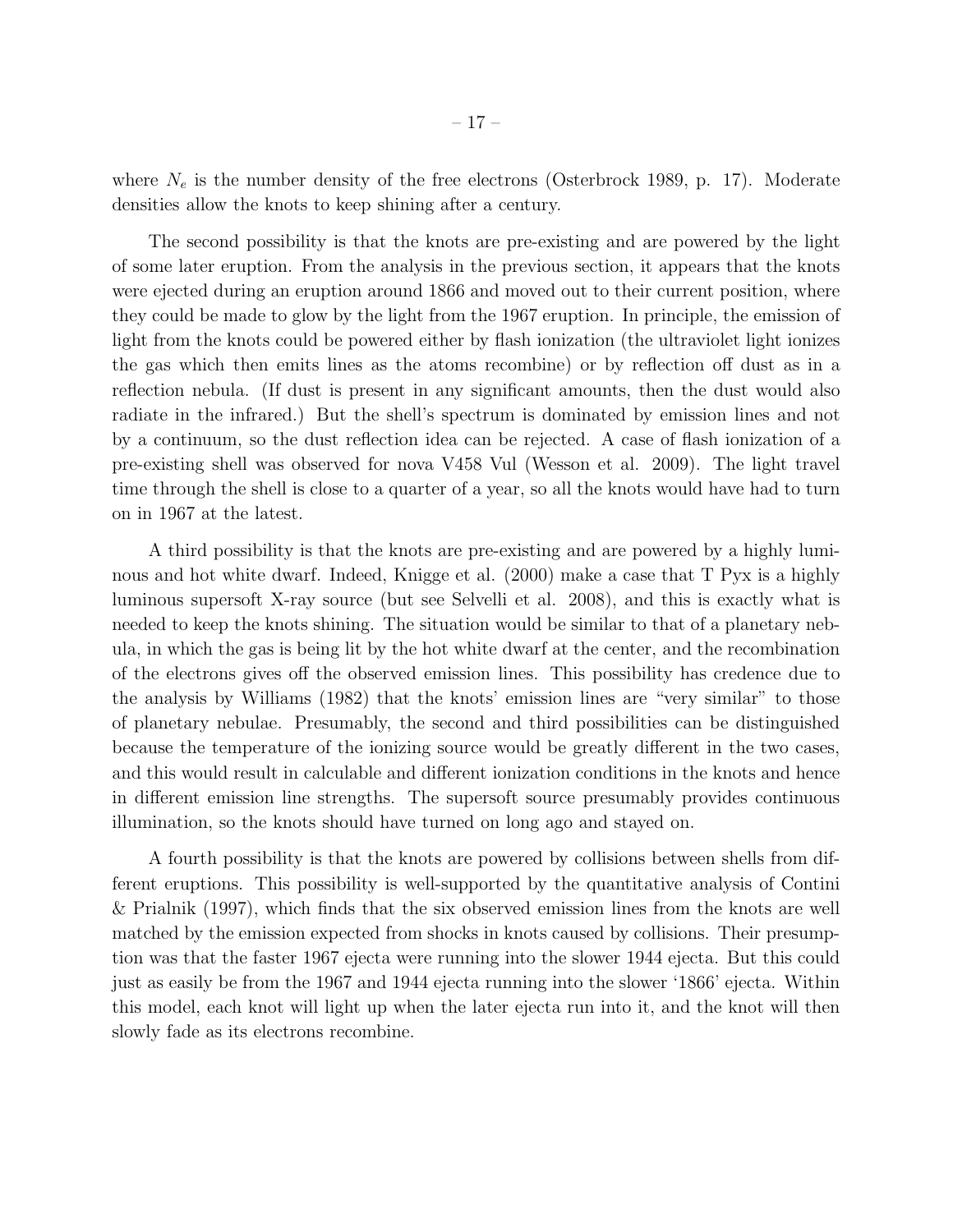where $N_e$ is the number density of the free electrons (Osterbrock 1989, p. 17). Moderate densities allow the knots to keep shining after a century.

The second possibility is that the knots are pre-existing and are powered by the light of some later eruption. From the analysis in the previous section, it appears that the knots were ejected during an eruption around 1866 and moved out to their current position, where they could be made to glow by the light from the 1967 eruption. In principle, the emission of light from the knots could be powered either by flash ionization (the ultraviolet light ionizes the gas which then emits lines as the atoms recombine) or by reflection off dust as in a reflection nebula. (If dust is present in any significant amounts, then the dust would also radiate in the infrared.) But the shell's spectrum is dominated by emission lines and not by a continuum, so the dust reflection idea can be rejected. A case of flash ionization of a pre-existing shell was observed for nova V458 Vul (Wesson et al. 2009). The light travel time through the shell is close to a quarter of a year, so all the knots would have had to turn on in 1967 at the latest.

A third possibility is that the knots are pre-existing and are powered by a highly luminous and hot white dwarf. Indeed, Knigge et al. (2000) make a case that T Pyx is a highly luminous supersoft X-ray source (but see Selvelli et al. 2008), and this is exactly what is needed to keep the knots shining. The situation would be similar to that of a planetary nebula, in which the gas is being lit by the hot white dwarf at the center, and the recombination of the electrons gives off the observed emission lines. This possibility has credence due to the analysis by Williams (1982) that the knots' emission lines are "very similar" to those of planetary nebulae. Presumably, the second and third possibilities can be distinguished because the temperature of the ionizing source would be greatly different in the two cases, and this would result in calculable and different ionization conditions in the knots and hence in different emission line strengths. The supersoft source presumably provides continuous illumination, so the knots should have turned on long ago and stayed on.

A fourth possibility is that the knots are powered by collisions between shells from different eruptions. This possibility is well-supported by the quantitative analysis of Contini & Prialnik (1997), which finds that the six observed emission lines from the knots are well matched by the emission expected from shocks in knots caused by collisions. Their presumption was that the faster 1967 ejecta were running into the slower 1944 ejecta. But this could just as easily be from the 1967 and 1944 ejecta running into the slower '1866' ejecta. Within this model, each knot will light up when the later ejecta run into it, and the knot will then slowly fade as its electrons recombine.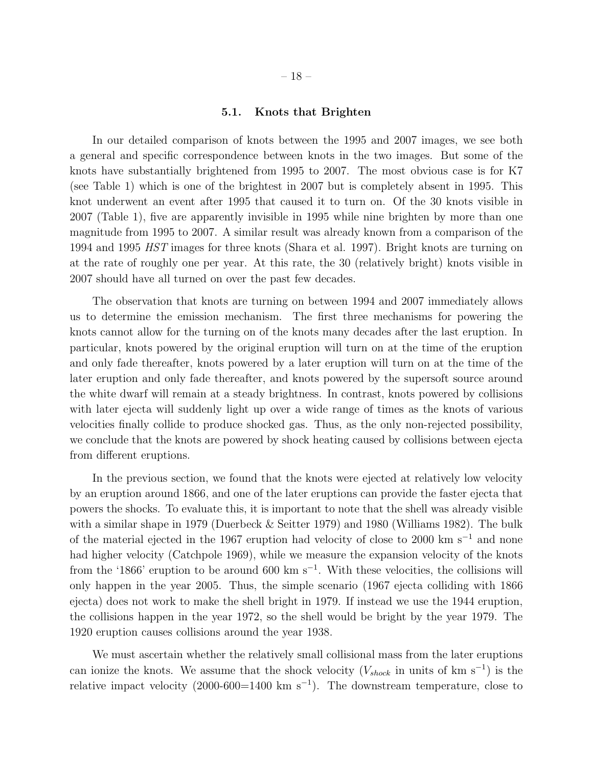### 5.1. Knots that Brighten

In our detailed comparison of knots between the 1995 and 2007 images, we see both a general and specific correspondence between knots in the two images. But some of the knots have substantially brightened from 1995 to 2007. The most obvious case is for K7 (see Table 1) which is one of the brightest in 2007 but is completely absent in 1995. This knot underwent an event after 1995 that caused it to turn on. Of the 30 knots visible in 2007 (Table 1), five are apparently invisible in 1995 while nine brighten by more than one magnitude from 1995 to 2007. A similar result was already known from a comparison of the 1994 and 1995 *HST* images for three knots (Shara et al. 1997). Bright knots are turning on at the rate of roughly one per year. At this rate, the 30 (relatively bright) knots visible in 2007 should have all turned on over the past few decades.

The observation that knots are turning on between 1994 and 2007 immediately allows us to determine the emission mechanism. The first three mechanisms for powering the knots cannot allow for the turning on of the knots many decades after the last eruption. In particular, knots powered by the original eruption will turn on at the time of the eruption and only fade thereafter, knots powered by a later eruption will turn on at the time of the later eruption and only fade thereafter, and knots powered by the supersoft source around the white dwarf will remain at a steady brightness. In contrast, knots powered by collisions with later ejecta will suddenly light up over a wide range of times as the knots of various velocities finally collide to produce shocked gas. Thus, as the only non-rejected possibility, we conclude that the knots are powered by shock heating caused by collisions between ejecta from different eruptions.

In the previous section, we found that the knots were ejected at relatively low velocity by an eruption around 1866, and one of the later eruptions can provide the faster ejecta that powers the shocks. To evaluate this, it is important to note that the shell was already visible with a similar shape in 1979 (Duerbeck & Seitter 1979) and 1980 (Williams 1982). The bulk of the material ejected in the 1967 eruption had velocity of close to 2000 km s$^{-1}$ and none had higher velocity (Catchpole 1969), while we measure the expansion velocity of the knots from the '1866' eruption to be around 600 km s$^{-1}$. With these velocities, the collisions will only happen in the year 2005. Thus, the simple scenario (1967 ejecta colliding with 1866 ejecta) does not work to make the shell bright in 1979. If instead we use the 1944 eruption, the collisions happen in the year 1972, so the shell would be bright by the year 1979. The 1920 eruption causes collisions around the year 1938.

We must ascertain whether the relatively small collisional mass from the later eruptions can ionize the knots. We assume that the shock velocity ($V_{shock}$ in units of km s$^{-1}$) is the relative impact velocity (2000-600=1400 km s$^{-1}$). The downstream temperature, close to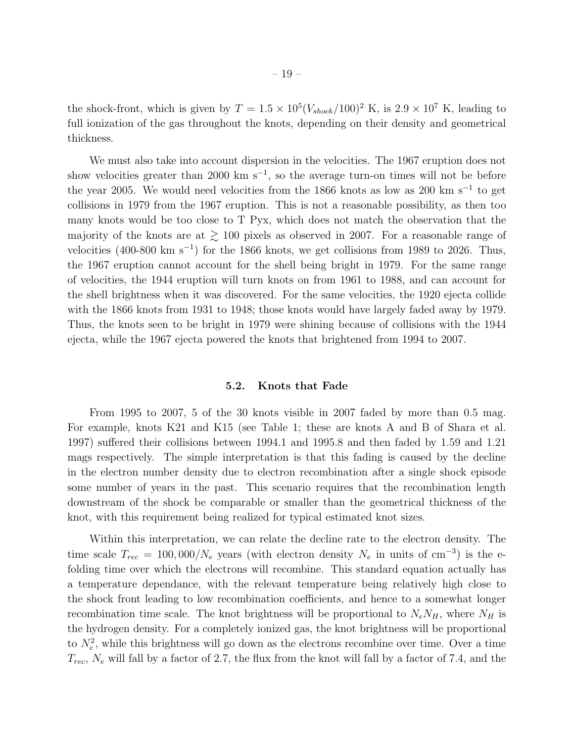the shock-front, which is given by $T = 1.5 \times 10^5 (V_{shock}/100)^2$ K, is $2.9 \times 10^7$ K, leading to full ionization of the gas throughout the knots, depending on their density and geometrical thickness.

We must also take into account dispersion in the velocities. The 1967 eruption does not show velocities greater than 2000 km s$^{-1}$, so the average turn-on times will not be before the year 2005. We would need velocities from the 1866 knots as low as 200 km s$^{-1}$ to get collisions in 1979 from the 1967 eruption. This is not a reasonable possibility, as then too many knots would be too close to T Pyx, which does not match the observation that the majority of the knots are at $\gtrsim 100$ pixels as observed in 2007. For a reasonable range of velocities (400-800 km s$^{-1}$) for the 1866 knots, we get collisions from 1989 to 2026. Thus, the 1967 eruption cannot account for the shell being bright in 1979. For the same range of velocities, the 1944 eruption will turn knots on from 1961 to 1988, and can account for the shell brightness when it was discovered. For the same velocities, the 1920 ejecta collide with the 1866 knots from 1931 to 1948; those knots would have largely faded away by 1979. Thus, the knots seen to be bright in 1979 were shining because of collisions with the 1944 ejecta, while the 1967 ejecta powered the knots that brightened from 1994 to 2007.

### 5.2. Knots that Fade

From 1995 to 2007, 5 of the 30 knots visible in 2007 faded by more than 0.5 mag. For example, knots K21 and K15 (see Table 1; these are knots A and B of Shara et al. 1997) suffered their collisions between 1994.1 and 1995.8 and then faded by 1.59 and 1.21 mags respectively. The simple interpretation is that this fading is caused by the decline in the electron number density due to electron recombination after a single shock episode some number of years in the past. This scenario requires that the recombination length downstream of the shock be comparable or smaller than the geometrical thickness of the knot, with this requirement being realized for typical estimated knot sizes.

Within this interpretation, we can relate the decline rate to the electron density. The time scale $T_{rec} = 100,000/N_e$ years (with electron density $N_e$ in units of cm$^{-3}$) is the e-folding time over which the electrons will recombine. This standard equation actually has a temperature dependance, with the relevant temperature being relatively high close to the shock front leading to low recombination coefficients, and hence to a somewhat longer recombination time scale. The knot brightness will be proportional to $N_e N_H$, where $N_H$ is the hydrogen density. For a completely ionized gas, the knot brightness will be proportional to $N_e^2$, while this brightness will go down as the electrons recombine over time. Over a time $T_{rec}$, $N_e$ will fall by a factor of 2.7, the flux from the knot will fall by a factor of 7.4, and the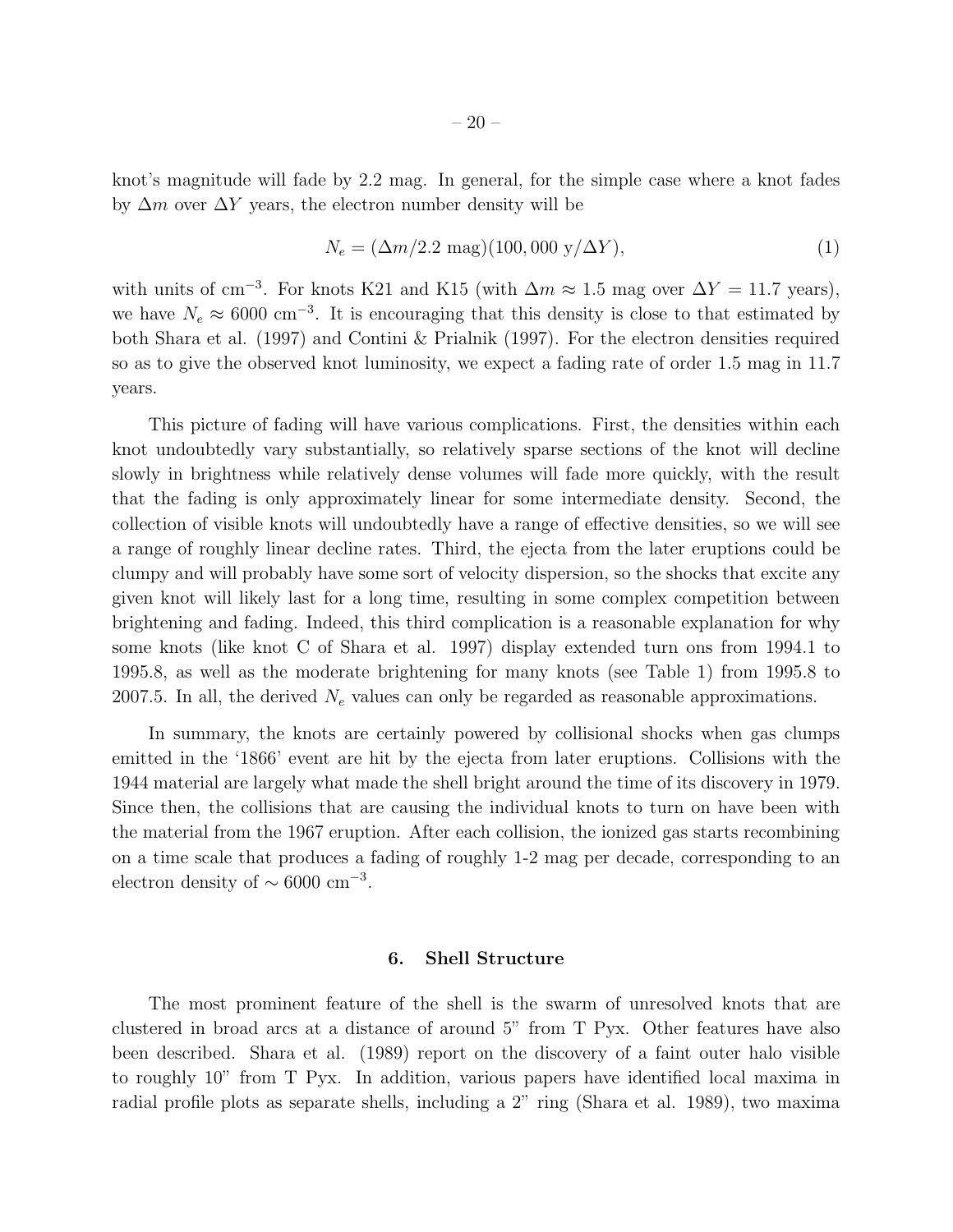knot's magnitude will fade by 2.2 mag. In general, for the simple case where a knot fades by $\Delta m$ over $\Delta Y$ years, the electron number density will be

$$N_e = (\Delta m / 2.2 \text{ mag})(100,000 \text{ y} / \Delta Y), \tag{1}$$

with units of cm$^{-3}$. For knots K21 and K15 (with $\Delta m \approx 1.5$ mag over $\Delta Y = 11.7$ years), we have $N_e \approx 6000$ cm$^{-3}$. It is encouraging that this density is close to that estimated by both Shara et al. (1997) and Contini & Prialnik (1997). For the electron densities required so as to give the observed knot luminosity, we expect a fading rate of order 1.5 mag in 11.7 years.

This picture of fading will have various complications. First, the densities within each knot undoubtedly vary substantially, so relatively sparse sections of the knot will decline slowly in brightness while relatively dense volumes will fade more quickly, with the result that the fading is only approximately linear for some intermediate density. Second, the collection of visible knots will undoubtedly have a range of effective densities, so we will see a range of roughly linear decline rates. Third, the ejecta from the later eruptions could be clumpy and will probably have some sort of velocity dispersion, so the shocks that excite any given knot will likely last for a long time, resulting in some complex competition between brightening and fading. Indeed, this third complication is a reasonable explanation for why some knots (like knot C of Shara et al. 1997) display extended turn ons from 1994.1 to 1995.8, as well as the moderate brightening for many knots (see Table 1) from 1995.8 to 2007.5. In all, the derived $N_e$ values can only be regarded as reasonable approximations.

In summary, the knots are certainly powered by collisional shocks when gas clumps emitted in the '1866' event are hit by the ejecta from later eruptions. Collisions with the 1944 material are largely what made the shell bright around the time of its discovery in 1979. Since then, the collisions that are causing the individual knots to turn on have been with the material from the 1967 eruption. After each collision, the ionized gas starts recombining on a time scale that produces a fading of roughly 1-2 mag per decade, corresponding to an electron density of $\sim 6000$ cm$^{-3}$.

## 6. Shell Structure

The most prominent feature of the shell is the swarm of unresolved knots that are clustered in broad arcs at a distance of around 5" from T Pyx. Other features have also been described. Shara et al. (1989) report on the discovery of a faint outer halo visible to roughly 10" from T Pyx. In addition, various papers have identified local maxima in radial profile plots as separate shells, including a 2" ring (Shara et al. 1989), two maxima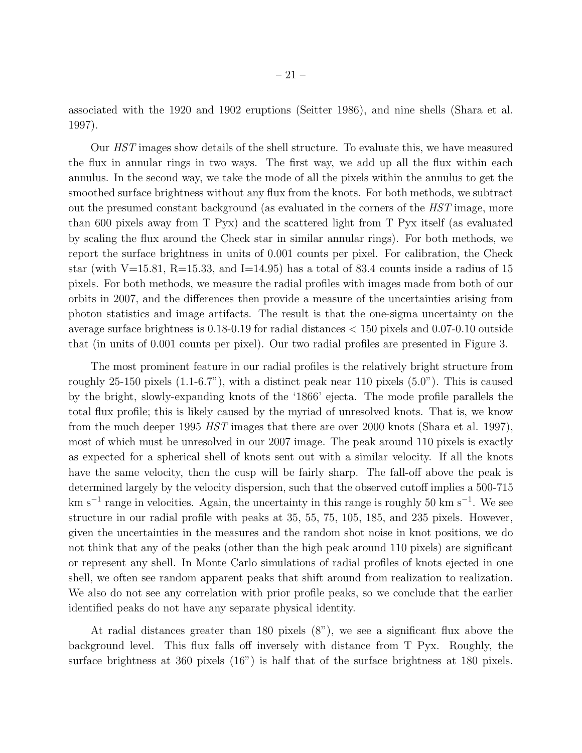associated with the 1920 and 1902 eruptions (Seitter 1986), and nine shells (Shara et al. 1997).

Our *HST* images show details of the shell structure. To evaluate this, we have measured the flux in annular rings in two ways. The first way, we add up all the flux within each annulus. In the second way, we take the mode of all the pixels within the annulus to get the smoothed surface brightness without any flux from the knots. For both methods, we subtract out the presumed constant background (as evaluated in the corners of the *HST* image, more than 600 pixels away from T Pyx) and the scattered light from T Pyx itself (as evaluated by scaling the flux around the Check star in similar annular rings). For both methods, we report the surface brightness in units of 0.001 counts per pixel. For calibration, the Check star (with V=15.81, R=15.33, and I=14.95) has a total of 83.4 counts inside a radius of 15 pixels. For both methods, we measure the radial profiles with images made from both of our orbits in 2007, and the differences then provide a measure of the uncertainties arising from photon statistics and image artifacts. The result is that the one-sigma uncertainty on the average surface brightness is 0.18-0.19 for radial distances $< 150$ pixels and 0.07-0.10 outside that (in units of 0.001 counts per pixel). Our two radial profiles are presented in Figure 3.

The most prominent feature in our radial profiles is the relatively bright structure from roughly 25-150 pixels (1.1-6.7"), with a distinct peak near 110 pixels (5.0"). This is caused by the bright, slowly-expanding knots of the '1866' ejecta. The mode profile parallels the total flux profile; this is likely caused by the myriad of unresolved knots. That is, we know from the much deeper 1995 *HST* images that there are over 2000 knots (Shara et al. 1997), most of which must be unresolved in our 2007 image. The peak around 110 pixels is exactly as expected for a spherical shell of knots sent out with a similar velocity. If all the knots have the same velocity, then the cusp will be fairly sharp. The fall-off above the peak is determined largely by the velocity dispersion, such that the observed cutoff implies a 500-715 km s$^{-1}$ range in velocities. Again, the uncertainty in this range is roughly 50 km s$^{-1}$. We see structure in our radial profile with peaks at 35, 55, 75, 105, 185, and 235 pixels. However, given the uncertainties in the measures and the random shot noise in knot positions, we do not think that any of the peaks (other than the high peak around 110 pixels) are significant or represent any shell. In Monte Carlo simulations of radial profiles of knots ejected in one shell, we often see random apparent peaks that shift around from realization to realization. We also do not see any correlation with prior profile peaks, so we conclude that the earlier identified peaks do not have any separate physical identity.

At radial distances greater than 180 pixels (8"), we see a significant flux above the background level. This flux falls off inversely with distance from T Pyx. Roughly, the surface brightness at 360 pixels (16") is half that of the surface brightness at 180 pixels.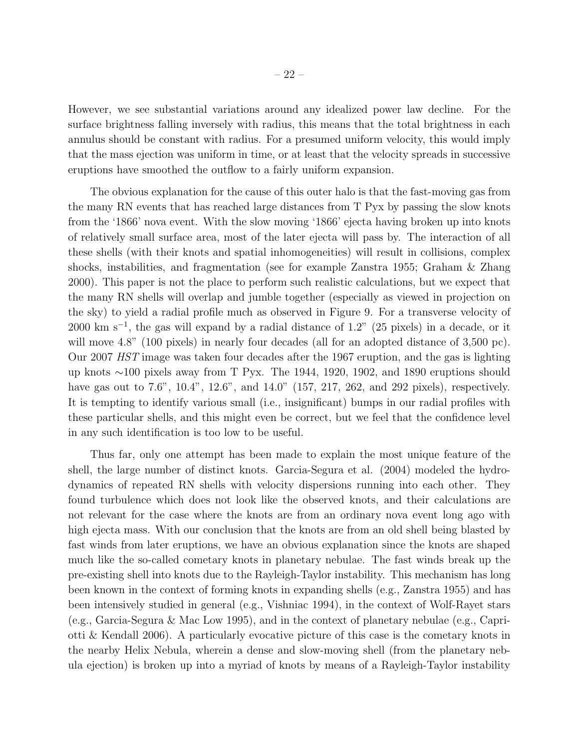However, we see substantial variations around any idealized power law decline. For the surface brightness falling inversely with radius, this means that the total brightness in each annulus should be constant with radius. For a presumed uniform velocity, this would imply that the mass ejection was uniform in time, or at least that the velocity spreads in successive eruptions have smoothed the outflow to a fairly uniform expansion.

The obvious explanation for the cause of this outer halo is that the fast-moving gas from the many RN events that has reached large distances from T Pyx by passing the slow knots from the '1866' nova event. With the slow moving '1866' ejecta having broken up into knots of relatively small surface area, most of the later ejecta will pass by. The interaction of all these shells (with their knots and spatial inhomogeneities) will result in collisions, complex shocks, instabilities, and fragmentation (see for example Zanstra 1955; Graham & Zhang 2000). This paper is not the place to perform such realistic calculations, but we expect that the many RN shells will overlap and jumble together (especially as viewed in projection on the sky) to yield a radial profile much as observed in Figure 9. For a transverse velocity of 2000 km $s^{-1}$, the gas will expand by a radial distance of 1.2" (25 pixels) in a decade, or it will move 4.8" (100 pixels) in nearly four decades (all for an adopted distance of 3,500 pc). Our 2007 *HST* image was taken four decades after the 1967 eruption, and the gas is lighting up knots $\sim$100 pixels away from T Pyx. The 1944, 1920, 1902, and 1890 eruptions should have gas out to 7.6", 10.4", 12.6", and 14.0" (157, 217, 262, and 292 pixels), respectively. It is tempting to identify various small (i.e., insignificant) bumps in our radial profiles with these particular shells, and this might even be correct, but we feel that the confidence level in any such identification is too low to be useful.

Thus far, only one attempt has been made to explain the most unique feature of the shell, the large number of distinct knots. Garcia-Segura et al. (2004) modeled the hydrodynamics of repeated RN shells with velocity dispersions running into each other. They found turbulence which does not look like the observed knots, and their calculations are not relevant for the case where the knots are from an ordinary nova event long ago with high ejecta mass. With our conclusion that the knots are from an old shell being blasted by fast winds from later eruptions, we have an obvious explanation since the knots are shaped much like the so-called cometary knots in planetary nebulae. The fast winds break up the pre-existing shell into knots due to the Rayleigh-Taylor instability. This mechanism has long been known in the context of forming knots in expanding shells (e.g., Zanstra 1955) and has been intensively studied in general (e.g., Vishniac 1994), in the context of Wolf-Rayet stars (e.g., Garcia-Segura & Mac Low 1995), and in the context of planetary nebulae (e.g., Capriotti & Kendall 2006). A particularly evocative picture of this case is the cometary knots in the nearby Helix Nebula, wherein a dense and slow-moving shell (from the planetary nebula ejection) is broken up into a myriad of knots by means of a Rayleigh-Taylor instability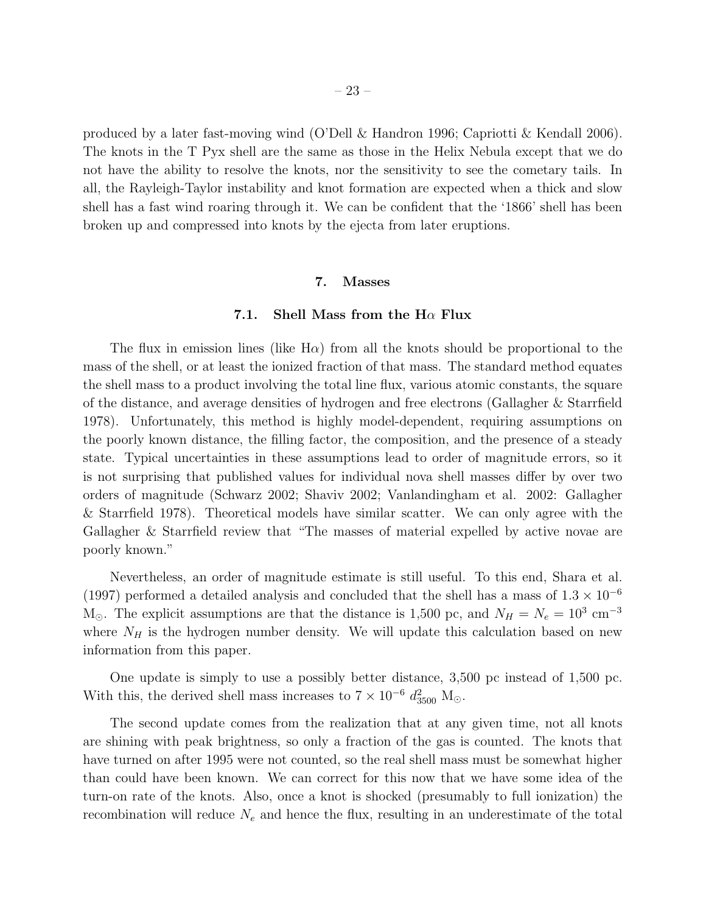produced by a later fast-moving wind (O'Dell & Handron 1996; Capriotti & Kendall 2006). The knots in the T Pyx shell are the same as those in the Helix Nebula except that we do not have the ability to resolve the knots, nor the sensitivity to see the cometary tails. In all, the Rayleigh-Taylor instability and knot formation are expected when a thick and slow shell has a fast wind roaring through it. We can be confident that the '1866' shell has been broken up and compressed into knots by the ejecta from later eruptions.

## 7. Masses

### 7.1. Shell Mass from the Hα Flux

The flux in emission lines (like Hα) from all the knots should be proportional to the mass of the shell, or at least the ionized fraction of that mass. The standard method equates the shell mass to a product involving the total line flux, various atomic constants, the square of the distance, and average densities of hydrogen and free electrons (Gallagher & Starrfield 1978). Unfortunately, this method is highly model-dependent, requiring assumptions on the poorly known distance, the filling factor, the composition, and the presence of a steady state. Typical uncertainties in these assumptions lead to order of magnitude errors, so it is not surprising that published values for individual nova shell masses differ by over two orders of magnitude (Schwarz 2002; Shaviv 2002; Vanlandingham et al. 2002: Gallagher & Starrfield 1978). Theoretical models have similar scatter. We can only agree with the Gallagher & Starrfield review that "The masses of material expelled by active novae are poorly known."

Nevertheless, an order of magnitude estimate is still useful. To this end, Shara et al. (1997) performed a detailed analysis and concluded that the shell has a mass of $1.3 \times 10^{-6}$ $M_{\odot}$. The explicit assumptions are that the distance is 1,500 pc, and $N_H = N_e = 10^3$ cm$^{-3}$ where $N_H$ is the hydrogen number density. We will update this calculation based on new information from this paper.

One update is simply to use a possibly better distance, 3,500 pc instead of 1,500 pc. With this, the derived shell mass increases to $7 \times 10^{-6}\ d_{3500}^2$ $M_{\odot}$.

The second update comes from the realization that at any given time, not all knots are shining with peak brightness, so only a fraction of the gas is counted. The knots that have turned on after 1995 were not counted, so the real shell mass must be somewhat higher than could have been known. We can correct for this now that we have some idea of the turn-on rate of the knots. Also, once a knot is shocked (presumably to full ionization) the recombination will reduce $N_e$ and hence the flux, resulting in an underestimate of the total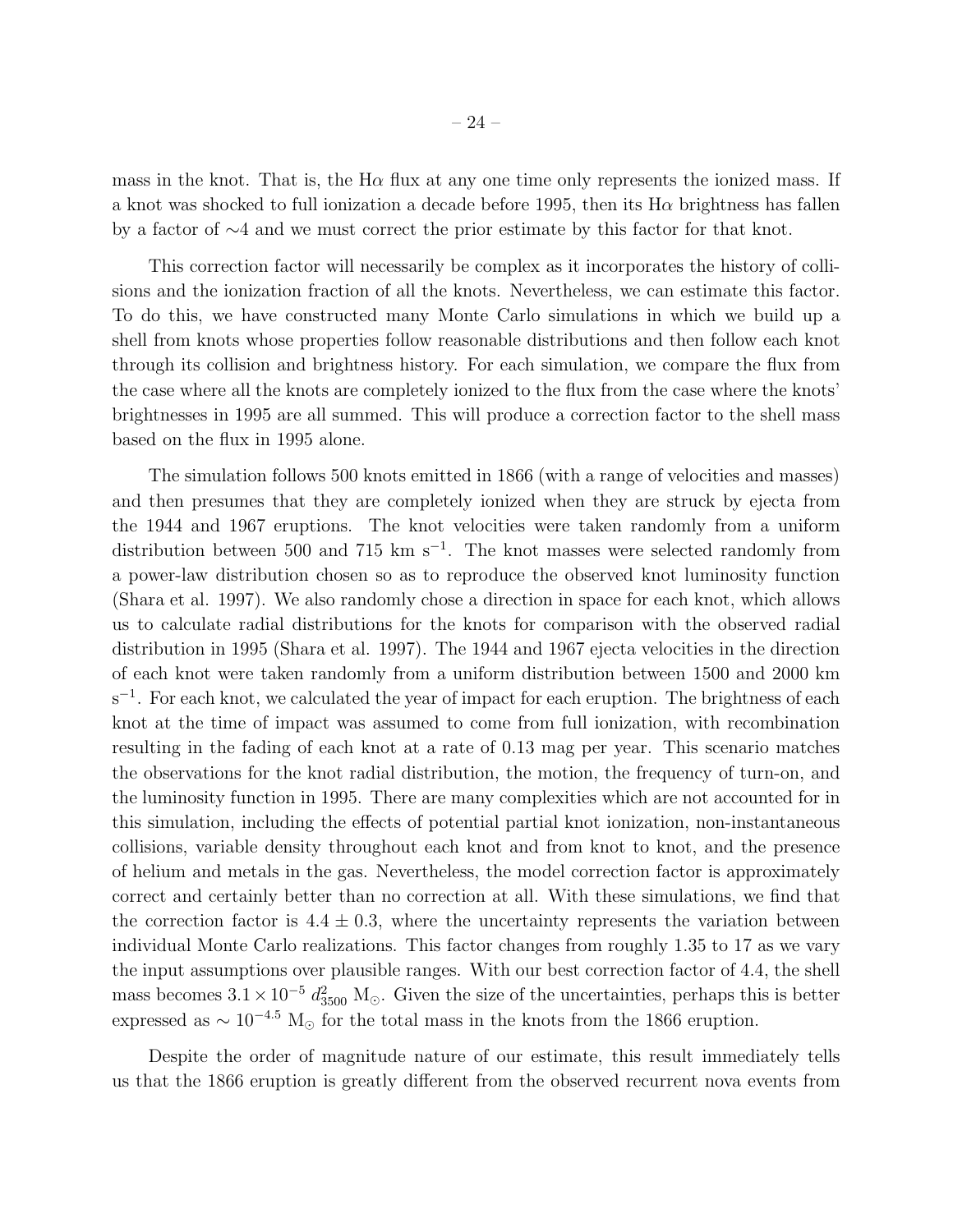mass in the knot. That is, the H$\alpha$ flux at any one time only represents the ionized mass. If a knot was shocked to full ionization a decade before 1995, then its H$\alpha$ brightness has fallen by a factor of $\sim$4 and we must correct the prior estimate by this factor for that knot.

This correction factor will necessarily be complex as it incorporates the history of collisions and the ionization fraction of all the knots. Nevertheless, we can estimate this factor. To do this, we have constructed many Monte Carlo simulations in which we build up a shell from knots whose properties follow reasonable distributions and then follow each knot through its collision and brightness history. For each simulation, we compare the flux from the case where all the knots are completely ionized to the flux from the case where the knots' brightnesses in 1995 are all summed. This will produce a correction factor to the shell mass based on the flux in 1995 alone.

The simulation follows 500 knots emitted in 1866 (with a range of velocities and masses) and then presumes that they are completely ionized when they are struck by ejecta from the 1944 and 1967 eruptions. The knot velocities were taken randomly from a uniform distribution between 500 and 715 km s$^{-1}$. The knot masses were selected randomly from a power-law distribution chosen so as to reproduce the observed knot luminosity function (Shara et al. 1997). We also randomly chose a direction in space for each knot, which allows us to calculate radial distributions for the knots for comparison with the observed radial distribution in 1995 (Shara et al. 1997). The 1944 and 1967 ejecta velocities in the direction of each knot were taken randomly from a uniform distribution between 1500 and 2000 km s$^{-1}$. For each knot, we calculated the year of impact for each eruption. The brightness of each knot at the time of impact was assumed to come from full ionization, with recombination resulting in the fading of each knot at a rate of 0.13 mag per year. This scenario matches the observations for the knot radial distribution, the motion, the frequency of turn-on, and the luminosity function in 1995. There are many complexities which are not accounted for in this simulation, including the effects of potential partial knot ionization, non-instantaneous collisions, variable density throughout each knot and from knot to knot, and the presence of helium and metals in the gas. Nevertheless, the model correction factor is approximately correct and certainly better than no correction at all. With these simulations, we find that the correction factor is $4.4 \pm 0.3$, where the uncertainty represents the variation between individual Monte Carlo realizations. This factor changes from roughly 1.35 to 17 as we vary the input assumptions over plausible ranges. With our best correction factor of 4.4, the shell mass becomes $3.1 \times 10^{-5}\ d_{3500}^2$ M$_{\odot}$. Given the size of the uncertainties, perhaps this is better expressed as $\sim 10^{-4.5}$ M$_{\odot}$ for the total mass in the knots from the 1866 eruption.

Despite the order of magnitude nature of our estimate, this result immediately tells us that the 1866 eruption is greatly different from the observed recurrent nova events from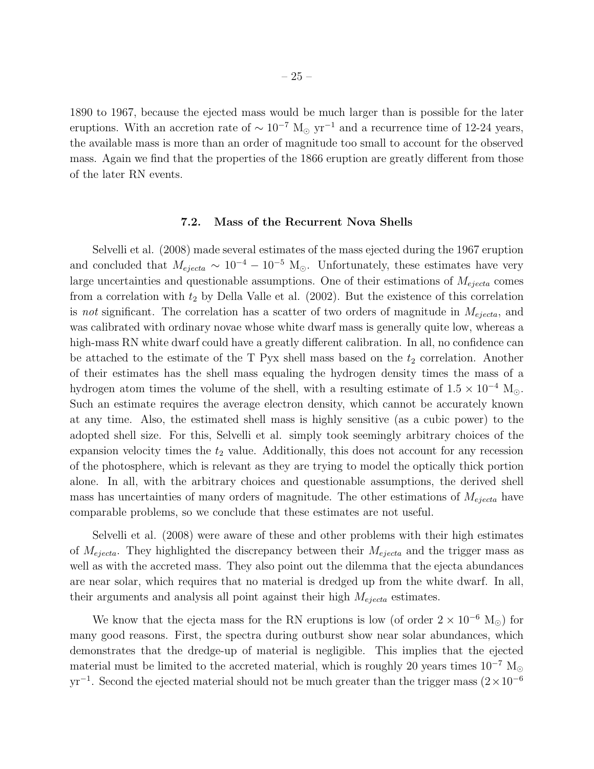1890 to 1967, because the ejected mass would be much larger than is possible for the later eruptions. With an accretion rate of $\sim 10^{-7}$ $M_{\odot}$ $yr^{-1}$ and a recurrence time of 12-24 years, the available mass is more than an order of magnitude too small to account for the observed mass. Again we find that the properties of the 1866 eruption are greatly different from those of the later RN events.

### 7.2. Mass of the Recurrent Nova Shells

Selvelli et al. (2008) made several estimates of the mass ejected during the 1967 eruption and concluded that $M_{ejecta} \sim 10^{-4} - 10^{-5}$ $M_{\odot}$. Unfortunately, these estimates have very large uncertainties and questionable assumptions. One of their estimations of $M_{ejecta}$ comes from a correlation with $t_2$ by Della Valle et al. (2002). But the existence of this correlation is *not* significant. The correlation has a scatter of two orders of magnitude in $M_{ejecta}$, and was calibrated with ordinary novae whose white dwarf mass is generally quite low, whereas a high-mass RN white dwarf could have a greatly different calibration. In all, no confidence can be attached to the estimate of the T Pyx shell mass based on the $t_2$ correlation. Another of their estimates has the shell mass equaling the hydrogen density times the mass of a hydrogen atom times the volume of the shell, with a resulting estimate of $1.5 \times 10^{-4}$ $M_{\odot}$. Such an estimate requires the average electron density, which cannot be accurately known at any time. Also, the estimated shell mass is highly sensitive (as a cubic power) to the adopted shell size. For this, Selvelli et al. simply took seemingly arbitrary choices of the expansion velocity times the $t_2$ value. Additionally, this does not account for any recession of the photosphere, which is relevant as they are trying to model the optically thick portion alone. In all, with the arbitrary choices and questionable assumptions, the derived shell mass has uncertainties of many orders of magnitude. The other estimations of $M_{ejecta}$ have comparable problems, so we conclude that these estimates are not useful.

Selvelli et al. (2008) were aware of these and other problems with their high estimates of $M_{ejecta}$. They highlighted the discrepancy between their $M_{ejecta}$ and the trigger mass as well as with the accreted mass. They also point out the dilemma that the ejecta abundances are near solar, which requires that no material is dredged up from the white dwarf. In all, their arguments and analysis all point against their high $M_{ejecta}$ estimates.

We know that the ejecta mass for the RN eruptions is low (of order $2 \times 10^{-6}$ $M_{\odot}$) for many good reasons. First, the spectra during outburst show near solar abundances, which demonstrates that the dredge-up of material is negligible. This implies that the ejected material must be limited to the accreted material, which is roughly 20 years times $10^{-7}$ $M_{\odot}$ $yr^{-1}$. Second the ejected material should not be much greater than the trigger mass ($2 \times 10^{-6}$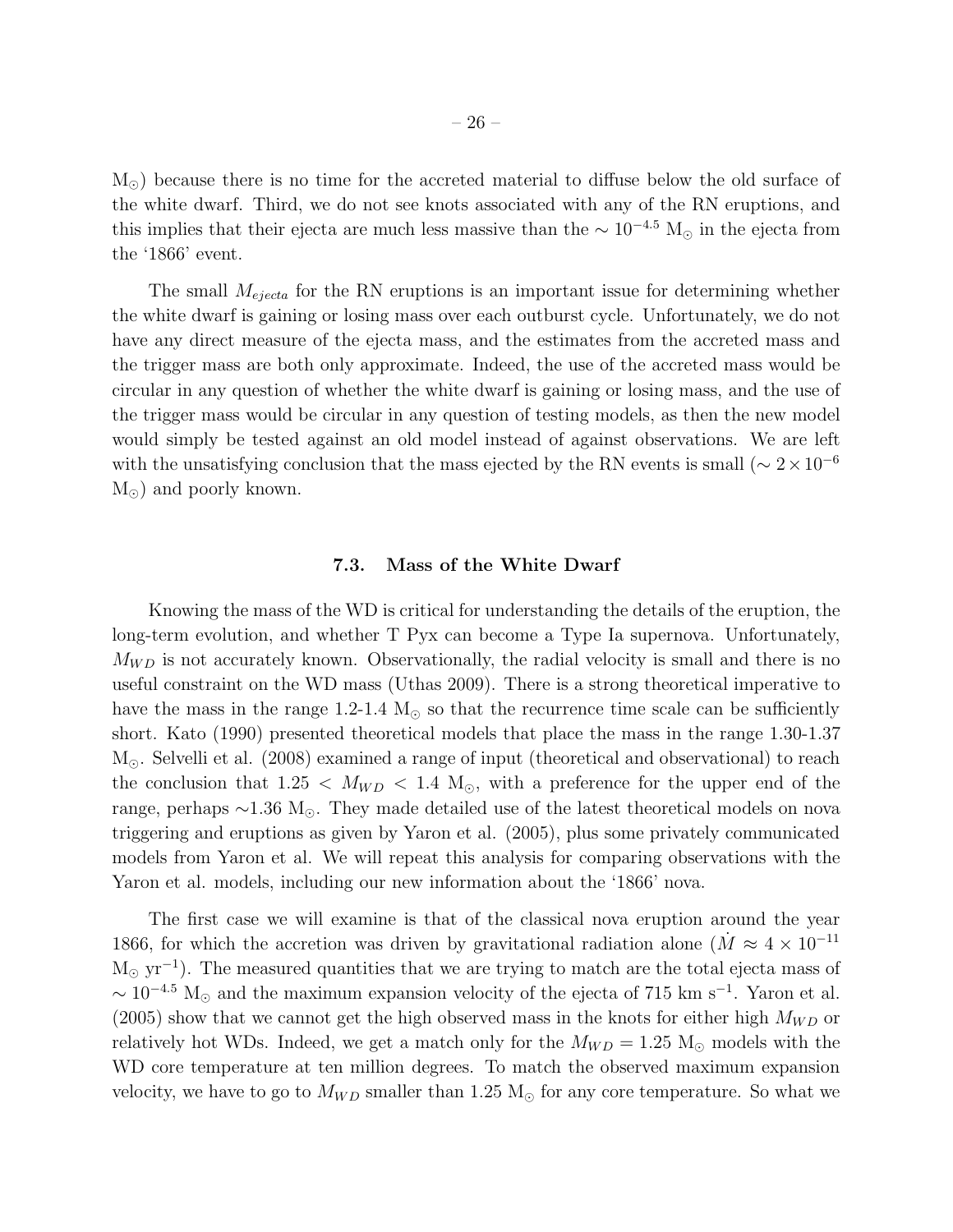$M_{\odot}$) because there is no time for the accreted material to diffuse below the old surface of the white dwarf. Third, we do not see knots associated with any of the RN eruptions, and this implies that their ejecta are much less massive than the $\sim 10^{-4.5}$ $M_{\odot}$ in the ejecta from the '1866' event.

The small $M_{ejecta}$ for the RN eruptions is an important issue for determining whether the white dwarf is gaining or losing mass over each outburst cycle. Unfortunately, we do not have any direct measure of the ejecta mass, and the estimates from the accreted mass and the trigger mass are both only approximate. Indeed, the use of the accreted mass would be circular in any question of whether the white dwarf is gaining or losing mass, and the use of the trigger mass would be circular in any question of testing models, as then the new model would simply be tested against an old model instead of against observations. We are left with the unsatisfying conclusion that the mass ejected by the RN events is small ($\sim 2 \times 10^{-6}$ $M_{\odot}$) and poorly known.

### 7.3. Mass of the White Dwarf

Knowing the mass of the WD is critical for understanding the details of the eruption, the long-term evolution, and whether T Pyx can become a Type Ia supernova. Unfortunately, $M_{WD}$ is not accurately known. Observationally, the radial velocity is small and there is no useful constraint on the WD mass (Uthas 2009). There is a strong theoretical imperative to have the mass in the range 1.2-1.4 $M_{\odot}$ so that the recurrence time scale can be sufficiently short. Kato (1990) presented theoretical models that place the mass in the range 1.30-1.37 $M_{\odot}$. Selvelli et al. (2008) examined a range of input (theoretical and observational) to reach the conclusion that $1.25 < M_{WD} < 1.4$ $M_{\odot}$, with a preference for the upper end of the range, perhaps $\sim$1.36 $M_{\odot}$. They made detailed use of the latest theoretical models on nova triggering and eruptions as given by Yaron et al. (2005), plus some privately communicated models from Yaron et al. We will repeat this analysis for comparing observations with the Yaron et al. models, including our new information about the '1866' nova.

The first case we will examine is that of the classical nova eruption around the year 1866, for which the accretion was driven by gravitational radiation alone ($\dot{M} \approx 4 \times 10^{-11}$ $M_{\odot}$ $yr^{-1}$). The measured quantities that we are trying to match are the total ejecta mass of $\sim 10^{-4.5}$ $M_{\odot}$ and the maximum expansion velocity of the ejecta of 715 km $s^{-1}$. Yaron et al. (2005) show that we cannot get the high observed mass in the knots for either high $M_{WD}$ or relatively hot WDs. Indeed, we get a match only for the $M_{WD} = 1.25$ $M_{\odot}$ models with the WD core temperature at ten million degrees. To match the observed maximum expansion velocity, we have to go to $M_{WD}$ smaller than 1.25 $M_{\odot}$ for any core temperature. So what we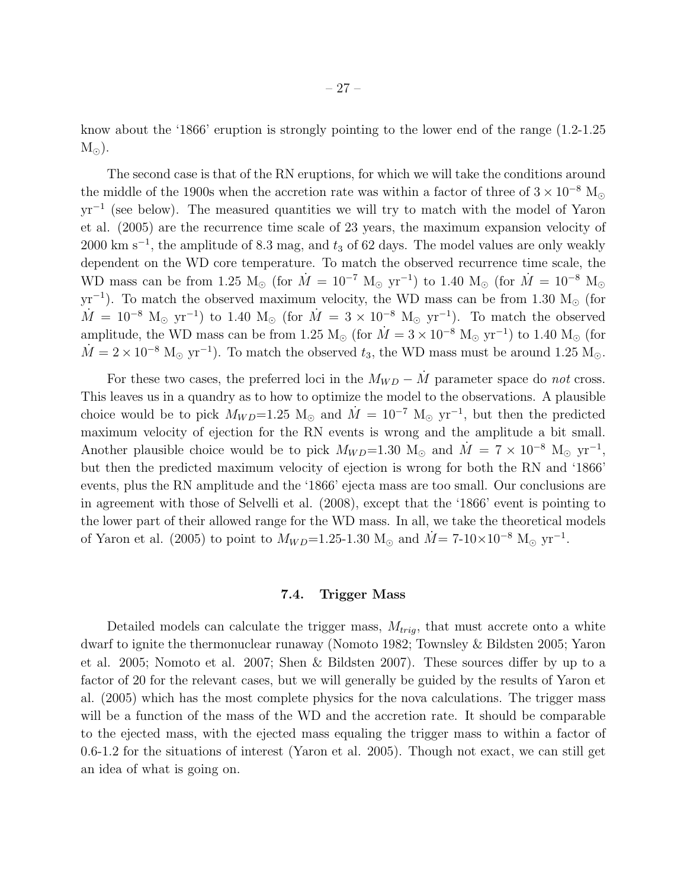know about the '1866' eruption is strongly pointing to the lower end of the range (1.2-1.25 $M_\odot$).

The second case is that of the RN eruptions, for which we will take the conditions around the middle of the 1900s when the accretion rate was within a factor of three of $3 \times 10^{-8}$ $M_\odot$ $yr^{-1}$ (see below). The measured quantities we will try to match with the model of Yaron et al. (2005) are the recurrence time scale of 23 years, the maximum expansion velocity of 2000 km $s^{-1}$, the amplitude of 8.3 mag, and $t_3$ of 62 days. The model values are only weakly dependent on the WD core temperature. To match the observed recurrence time scale, the WD mass can be from 1.25 $M_\odot$ (for $\dot{M} = 10^{-7}$ $M_\odot$ $yr^{-1}$) to 1.40 $M_\odot$ (for $\dot{M} = 10^{-8}$ $M_\odot$ $yr^{-1}$). To match the observed maximum velocity, the WD mass can be from 1.30 $M_\odot$ (for $\dot{M} = 10^{-8}$ $M_\odot$ $yr^{-1}$) to 1.40 $M_\odot$ (for $\dot{M} = 3 \times 10^{-8}$ $M_\odot$ $yr^{-1}$). To match the observed amplitude, the WD mass can be from 1.25 $M_\odot$ (for $\dot{M} = 3 \times 10^{-8}$ $M_\odot$ $yr^{-1}$) to 1.40 $M_\odot$ (for $\dot{M} = 2 \times 10^{-8}$ $M_\odot$ $yr^{-1}$). To match the observed $t_3$, the WD mass must be around 1.25 $M_\odot$.

For these two cases, the preferred loci in the $M_{WD} - \dot{M}$ parameter space do *not* cross. This leaves us in a quandry as to how to optimize the model to the observations. A plausible choice would be to pick $M_{WD}$=1.25 $M_\odot$ and $\dot{M} = 10^{-7}$ $M_\odot$ $yr^{-1}$, but then the predicted maximum velocity of ejection for the RN events is wrong and the amplitude a bit small. Another plausible choice would be to pick $M_{WD}$=1.30 $M_\odot$ and $\dot{M} = 7 \times 10^{-8}$ $M_\odot$ $yr^{-1}$, but then the predicted maximum velocity of ejection is wrong for both the RN and '1866' events, plus the RN amplitude and the '1866' ejecta mass are too small. Our conclusions are in agreement with those of Selvelli et al. (2008), except that the '1866' event is pointing to the lower part of their allowed range for the WD mass. In all, we take the theoretical models of Yaron et al. (2005) to point to $M_{WD}$=1.25-1.30 $M_\odot$ and $\dot{M}$= 7-10$\times 10^{-8}$ $M_\odot$ $yr^{-1}$.

### 7.4. Trigger Mass

Detailed models can calculate the trigger mass, $M_{trig}$, that must accrete onto a white dwarf to ignite the thermonuclear runaway (Nomoto 1982; Townsley & Bildsten 2005; Yaron et al. 2005; Nomoto et al. 2007; Shen & Bildsten 2007). These sources differ by up to a factor of 20 for the relevant cases, but we will generally be guided by the results of Yaron et al. (2005) which has the most complete physics for the nova calculations. The trigger mass will be a function of the mass of the WD and the accretion rate. It should be comparable to the ejected mass, with the ejected mass equaling the trigger mass to within a factor of 0.6-1.2 for the situations of interest (Yaron et al. 2005). Though not exact, we can still get an idea of what is going on.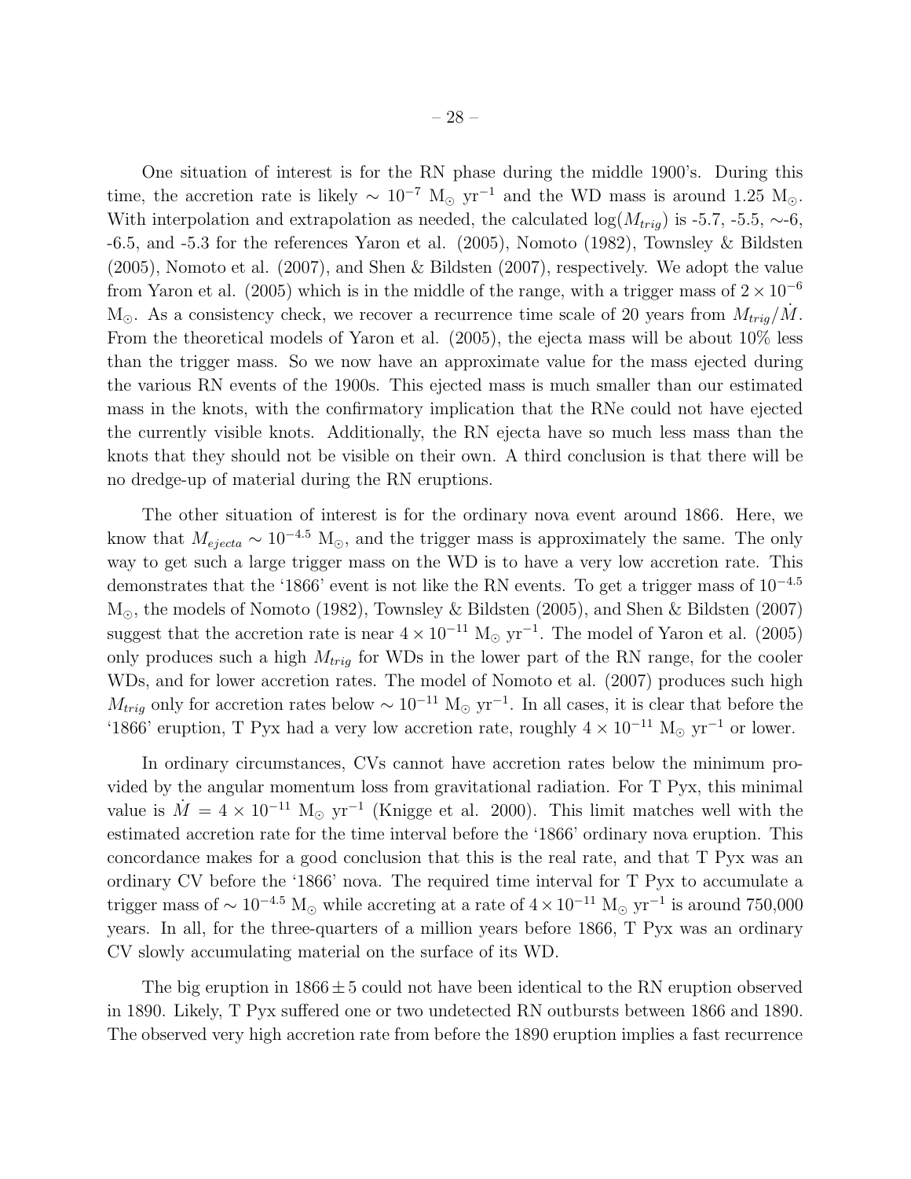One situation of interest is for the RN phase during the middle 1900's. During this time, the accretion rate is likely $\sim 10^{-7}$ $M_{\odot}$ $yr^{-1}$ and the WD mass is around 1.25 $M_{\odot}$. With interpolation and extrapolation as needed, the calculated $\log(M_{trig})$ is -5.7, -5.5, ∼-6, -6.5, and -5.3 for the references Yaron et al. (2005), Nomoto (1982), Townsley & Bildsten (2005), Nomoto et al. (2007), and Shen & Bildsten (2007), respectively. We adopt the value from Yaron et al. (2005) which is in the middle of the range, with a trigger mass of $2 \times 10^{-6}$ $M_{\odot}$. As a consistency check, we recover a recurrence time scale of 20 years from $M_{trig}/\dot{M}$. From the theoretical models of Yaron et al. (2005), the ejecta mass will be about 10% less than the trigger mass. So we now have an approximate value for the mass ejected during the various RN events of the 1900s. This ejected mass is much smaller than our estimated mass in the knots, with the confirmatory implication that the RNe could not have ejected the currently visible knots. Additionally, the RN ejecta have so much less mass than the knots that they should not be visible on their own. A third conclusion is that there will be no dredge-up of material during the RN eruptions.

The other situation of interest is for the ordinary nova event around 1866. Here, we know that $M_{ejecta} \sim 10^{-4.5}$ $M_{\odot}$, and the trigger mass is approximately the same. The only way to get such a large trigger mass on the WD is to have a very low accretion rate. This demonstrates that the '1866' event is not like the RN events. To get a trigger mass of $10^{-4.5}$ $M_{\odot}$, the models of Nomoto (1982), Townsley & Bildsten (2005), and Shen & Bildsten (2007) suggest that the accretion rate is near $4 \times 10^{-11}$ $M_{\odot}$ $yr^{-1}$. The model of Yaron et al. (2005) only produces such a high $M_{trig}$ for WDs in the lower part of the RN range, for the cooler WDs, and for lower accretion rates. The model of Nomoto et al. (2007) produces such high $M_{trig}$ only for accretion rates below $\sim 10^{-11}$ $M_{\odot}$ $yr^{-1}$. In all cases, it is clear that before the '1866' eruption, T Pyx had a very low accretion rate, roughly $4 \times 10^{-11}$ $M_{\odot}$ $yr^{-1}$ or lower.

In ordinary circumstances, CVs cannot have accretion rates below the minimum provided by the angular momentum loss from gravitational radiation. For T Pyx, this minimal value is $\dot{M} = 4 \times 10^{-11}$ $M_{\odot}$ $yr^{-1}$ (Knigge et al. 2000). This limit matches well with the estimated accretion rate for the time interval before the '1866' ordinary nova eruption. This concordance makes for a good conclusion that this is the real rate, and that T Pyx was an ordinary CV before the '1866' nova. The required time interval for T Pyx to accumulate a trigger mass of $\sim 10^{-4.5}$ $M_{\odot}$ while accreting at a rate of $4 \times 10^{-11}$ $M_{\odot}$ $yr^{-1}$ is around 750,000 years. In all, for the three-quarters of a million years before 1866, T Pyx was an ordinary CV slowly accumulating material on the surface of its WD.

The big eruption in $1866 \pm 5$ could not have been identical to the RN eruption observed in 1890. Likely, T Pyx suffered one or two undetected RN outbursts between 1866 and 1890. The observed very high accretion rate from before the 1890 eruption implies a fast recurrence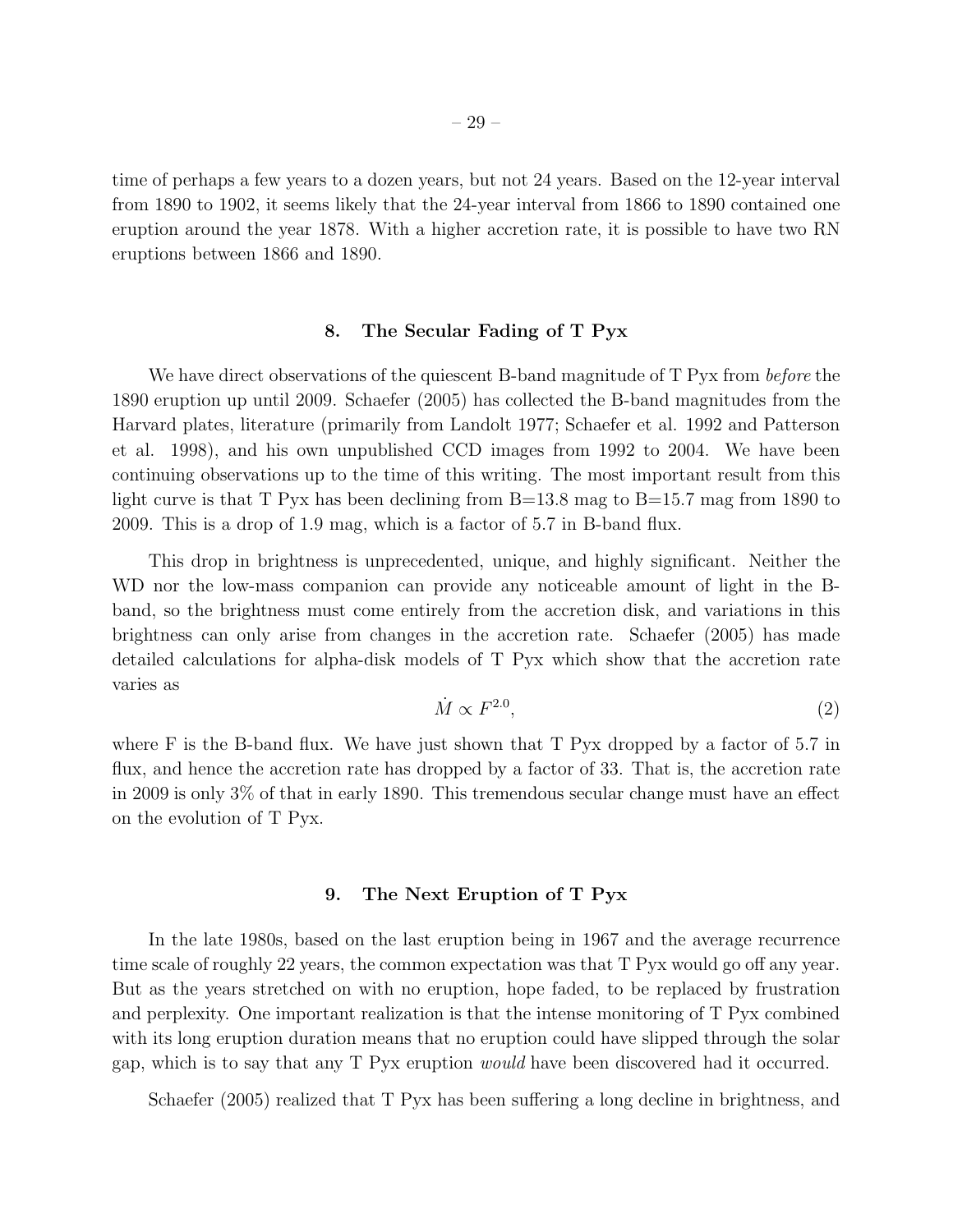time of perhaps a few years to a dozen years, but not 24 years. Based on the 12-year interval from 1890 to 1902, it seems likely that the 24-year interval from 1866 to 1890 contained one eruption around the year 1878. With a higher accretion rate, it is possible to have two RN eruptions between 1866 and 1890.

## 8. The Secular Fading of T Pyx

We have direct observations of the quiescent B-band magnitude of T Pyx from *before* the 1890 eruption up until 2009. Schaefer (2005) has collected the B-band magnitudes from the Harvard plates, literature (primarily from Landolt 1977; Schaefer et al. 1992 and Patterson et al. 1998), and his own unpublished CCD images from 1992 to 2004. We have been continuing observations up to the time of this writing. The most important result from this light curve is that T Pyx has been declining from B=13.8 mag to B=15.7 mag from 1890 to 2009. This is a drop of 1.9 mag, which is a factor of 5.7 in B-band flux.

This drop in brightness is unprecedented, unique, and highly significant. Neither the WD nor the low-mass companion can provide any noticeable amount of light in the B-band, so the brightness must come entirely from the accretion disk, and variations in this brightness can only arise from changes in the accretion rate. Schaefer (2005) has made detailed calculations for alpha-disk models of T Pyx which show that the accretion rate varies as

$$\dot{M} \propto F^{2.0}, \tag{2}$$

where F is the B-band flux. We have just shown that T Pyx dropped by a factor of 5.7 in flux, and hence the accretion rate has dropped by a factor of 33. That is, the accretion rate in 2009 is only 3% of that in early 1890. This tremendous secular change must have an effect on the evolution of T Pyx.

## 9. The Next Eruption of T Pyx

In the late 1980s, based on the last eruption being in 1967 and the average recurrence time scale of roughly 22 years, the common expectation was that T Pyx would go off any year. But as the years stretched on with no eruption, hope faded, to be replaced by frustration and perplexity. One important realization is that the intense monitoring of T Pyx combined with its long eruption duration means that no eruption could have slipped through the solar gap, which is to say that any T Pyx eruption *would* have been discovered had it occurred.

Schaefer (2005) realized that T Pyx has been suffering a long decline in brightness, and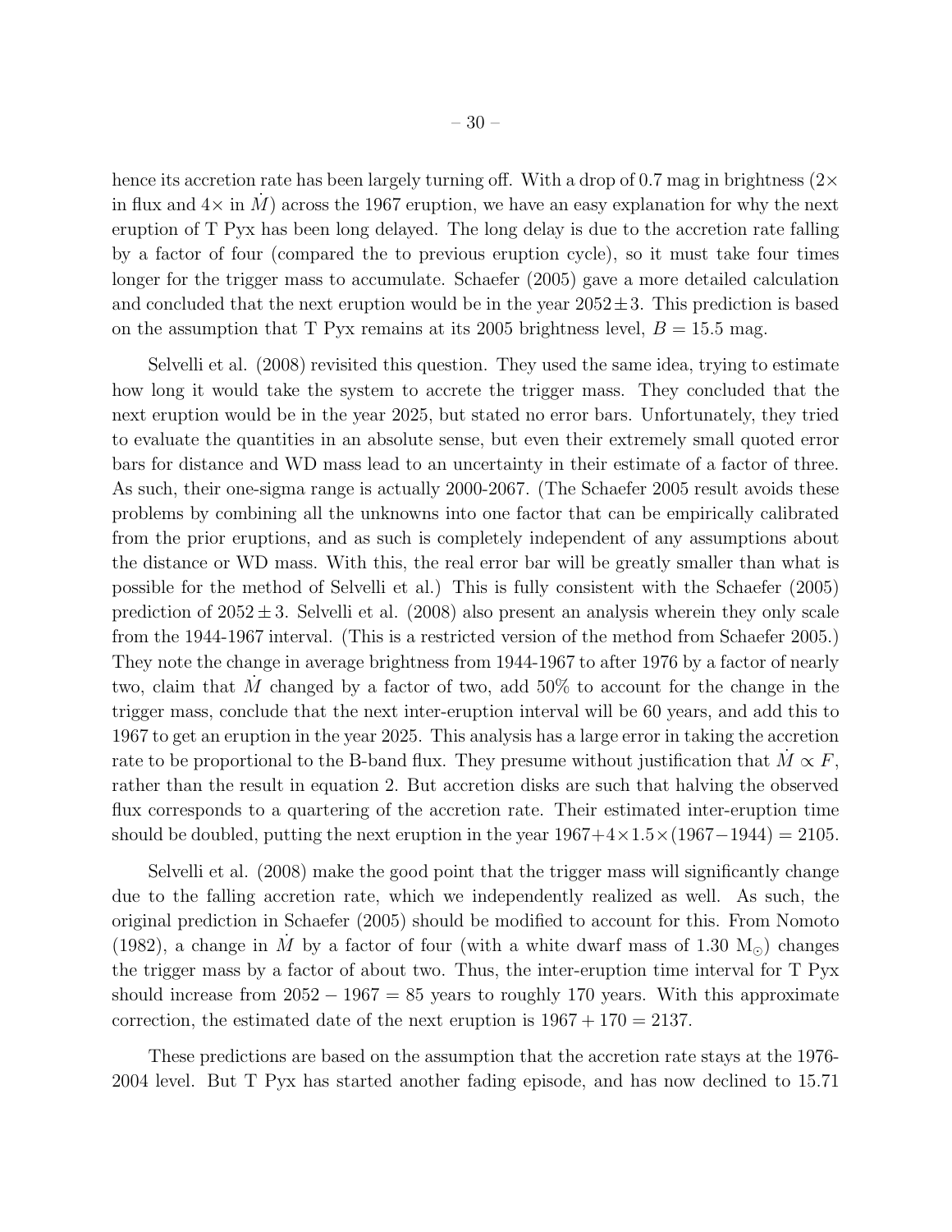hence its accretion rate has been largely turning off. With a drop of 0.7 mag in brightness (2× in flux and 4× in $\dot{M}$) across the 1967 eruption, we have an easy explanation for why the next eruption of T Pyx has been long delayed. The long delay is due to the accretion rate falling by a factor of four (compared the to previous eruption cycle), so it must take four times longer for the trigger mass to accumulate. Schaefer (2005) gave a more detailed calculation and concluded that the next eruption would be in the year $2052 \pm 3$. This prediction is based on the assumption that T Pyx remains at its 2005 brightness level, $B = 15.5$ mag.

Selvelli et al. (2008) revisited this question. They used the same idea, trying to estimate how long it would take the system to accrete the trigger mass. They concluded that the next eruption would be in the year 2025, but stated no error bars. Unfortunately, they tried to evaluate the quantities in an absolute sense, but even their extremely small quoted error bars for distance and WD mass lead to an uncertainty in their estimate of a factor of three. As such, their one-sigma range is actually 2000-2067. (The Schaefer 2005 result avoids these problems by combining all the unknowns into one factor that can be empirically calibrated from the prior eruptions, and as such is completely independent of any assumptions about the distance or WD mass. With this, the real error bar will be greatly smaller than what is possible for the method of Selvelli et al.) This is fully consistent with the Schaefer (2005) prediction of $2052 \pm 3$. Selvelli et al. (2008) also present an analysis wherein they only scale from the 1944-1967 interval. (This is a restricted version of the method from Schaefer 2005.) They note the change in average brightness from 1944-1967 to after 1976 by a factor of nearly two, claim that $\dot{M}$ changed by a factor of two, add 50% to account for the change in the trigger mass, conclude that the next inter-eruption interval will be 60 years, and add this to 1967 to get an eruption in the year 2025. This analysis has a large error in taking the accretion rate to be proportional to the B-band flux. They presume without justification that $\dot{M} \propto F$, rather than the result in equation 2. But accretion disks are such that halving the observed flux corresponds to a quartering of the accretion rate. Their estimated inter-eruption time should be doubled, putting the next eruption in the year $1967 + 4 \times 1.5 \times (1967 - 1944) = 2105$.

Selvelli et al. (2008) make the good point that the trigger mass will significantly change due to the falling accretion rate, which we independently realized as well. As such, the original prediction in Schaefer (2005) should be modified to account for this. From Nomoto (1982), a change in $\dot{M}$ by a factor of four (with a white dwarf mass of 1.30 $M_{\odot}$) changes the trigger mass by a factor of about two. Thus, the inter-eruption time interval for T Pyx should increase from $2052 - 1967 = 85$ years to roughly 170 years. With this approximate correction, the estimated date of the next eruption is $1967 + 170 = 2137$.

These predictions are based on the assumption that the accretion rate stays at the 1976-2004 level. But T Pyx has started another fading episode, and has now declined to 15.71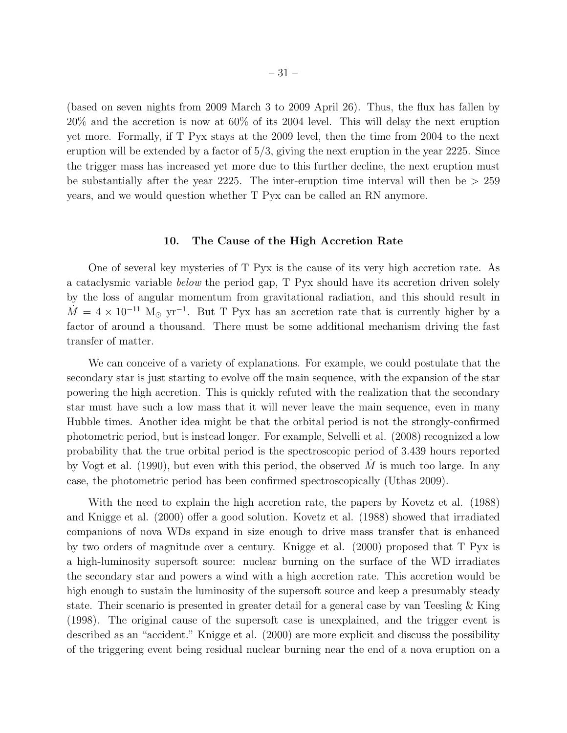(based on seven nights from 2009 March 3 to 2009 April 26). Thus, the flux has fallen by 20% and the accretion is now at 60% of its 2004 level. This will delay the next eruption yet more. Formally, if T Pyx stays at the 2009 level, then the time from 2004 to the next eruption will be extended by a factor of 5/3, giving the next eruption in the year 2225. Since the trigger mass has increased yet more due to this further decline, the next eruption must be substantially after the year 2225. The inter-eruption time interval will then be $> 259$ years, and we would question whether T Pyx can be called an RN anymore.

## 10. The Cause of the High Accretion Rate

One of several key mysteries of T Pyx is the cause of its very high accretion rate. As a cataclysmic variable *below* the period gap, T Pyx should have its accretion driven solely by the loss of angular momentum from gravitational radiation, and this should result in $\dot{M} = 4 \times 10^{-11}$ $M_{\odot}$ $yr^{-1}$. But T Pyx has an accretion rate that is currently higher by a factor of around a thousand. There must be some additional mechanism driving the fast transfer of matter.

We can conceive of a variety of explanations. For example, we could postulate that the secondary star is just starting to evolve off the main sequence, with the expansion of the star powering the high accretion. This is quickly refuted with the realization that the secondary star must have such a low mass that it will never leave the main sequence, even in many Hubble times. Another idea might be that the orbital period is not the strongly-confirmed photometric period, but is instead longer. For example, Selvelli et al. (2008) recognized a low probability that the true orbital period is the spectroscopic period of 3.439 hours reported by Vogt et al. (1990), but even with this period, the observed $\dot{M}$ is much too large. In any case, the photometric period has been confirmed spectroscopically (Uthas 2009).

With the need to explain the high accretion rate, the papers by Kovetz et al. (1988) and Knigge et al. (2000) offer a good solution. Kovetz et al. (1988) showed that irradiated companions of nova WDs expand in size enough to drive mass transfer that is enhanced by two orders of magnitude over a century. Knigge et al. (2000) proposed that T Pyx is a high-luminosity supersoft source: nuclear burning on the surface of the WD irradiates the secondary star and powers a wind with a high accretion rate. This accretion would be high enough to sustain the luminosity of the supersoft source and keep a presumably steady state. Their scenario is presented in greater detail for a general case by van Teesling & King (1998). The original cause of the supersoft case is unexplained, and the trigger event is described as an "accident." Knigge et al. (2000) are more explicit and discuss the possibility of the triggering event being residual nuclear burning near the end of a nova eruption on a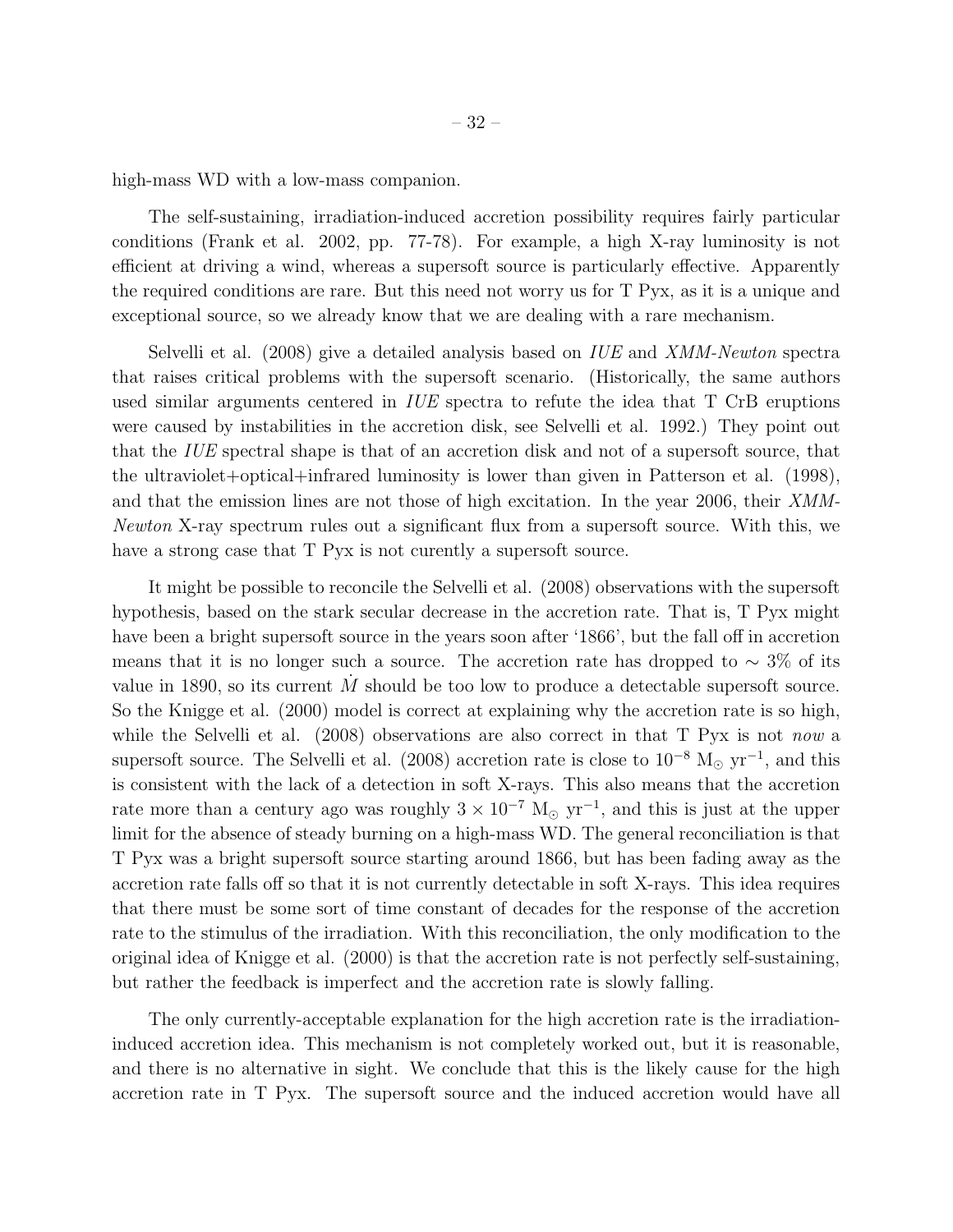high-mass WD with a low-mass companion.

The self-sustaining, irradiation-induced accretion possibility requires fairly particular conditions (Frank et al. 2002, pp. 77-78). For example, a high X-ray luminosity is not efficient at driving a wind, whereas a supersoft source is particularly effective. Apparently the required conditions are rare. But this need not worry us for T Pyx, as it is a unique and exceptional source, so we already know that we are dealing with a rare mechanism.

Selvelli et al. (2008) give a detailed analysis based on *IUE* and *XMM-Newton* spectra that raises critical problems with the supersoft scenario. (Historically, the same authors used similar arguments centered in *IUE* spectra to refute the idea that T CrB eruptions were caused by instabilities in the accretion disk, see Selvelli et al. 1992.) They point out that the *IUE* spectral shape is that of an accretion disk and not of a supersoft source, that the ultraviolet+optical+infrared luminosity is lower than given in Patterson et al. (1998), and that the emission lines are not those of high excitation. In the year 2006, their *XMM-Newton* X-ray spectrum rules out a significant flux from a supersoft source. With this, we have a strong case that T Pyx is not curently a supersoft source.

It might be possible to reconcile the Selvelli et al. (2008) observations with the supersoft hypothesis, based on the stark secular decrease in the accretion rate. That is, T Pyx might have been a bright supersoft source in the years soon after '1866', but the fall off in accretion means that it is no longer such a source. The accretion rate has dropped to $\sim 3\%$ of its value in 1890, so its current $\dot{M}$ should be too low to produce a detectable supersoft source. So the Knigge et al. (2000) model is correct at explaining why the accretion rate is so high, while the Selvelli et al. (2008) observations are also correct in that T Pyx is not *now* a supersoft source. The Selvelli et al. (2008) accretion rate is close to $10^{-8}$ $M_{\odot}$ $yr^{-1}$, and this is consistent with the lack of a detection in soft X-rays. This also means that the accretion rate more than a century ago was roughly $3 \times 10^{-7}$ $M_{\odot}$ $yr^{-1}$, and this is just at the upper limit for the absence of steady burning on a high-mass WD. The general reconciliation is that T Pyx was a bright supersoft source starting around 1866, but has been fading away as the accretion rate falls off so that it is not currently detectable in soft X-rays. This idea requires that there must be some sort of time constant of decades for the response of the accretion rate to the stimulus of the irradiation. With this reconciliation, the only modification to the original idea of Knigge et al. (2000) is that the accretion rate is not perfectly self-sustaining, but rather the feedback is imperfect and the accretion rate is slowly falling.

The only currently-acceptable explanation for the high accretion rate is the irradiation-induced accretion idea. This mechanism is not completely worked out, but it is reasonable, and there is no alternative in sight. We conclude that this is the likely cause for the high accretion rate in T Pyx. The supersoft source and the induced accretion would have all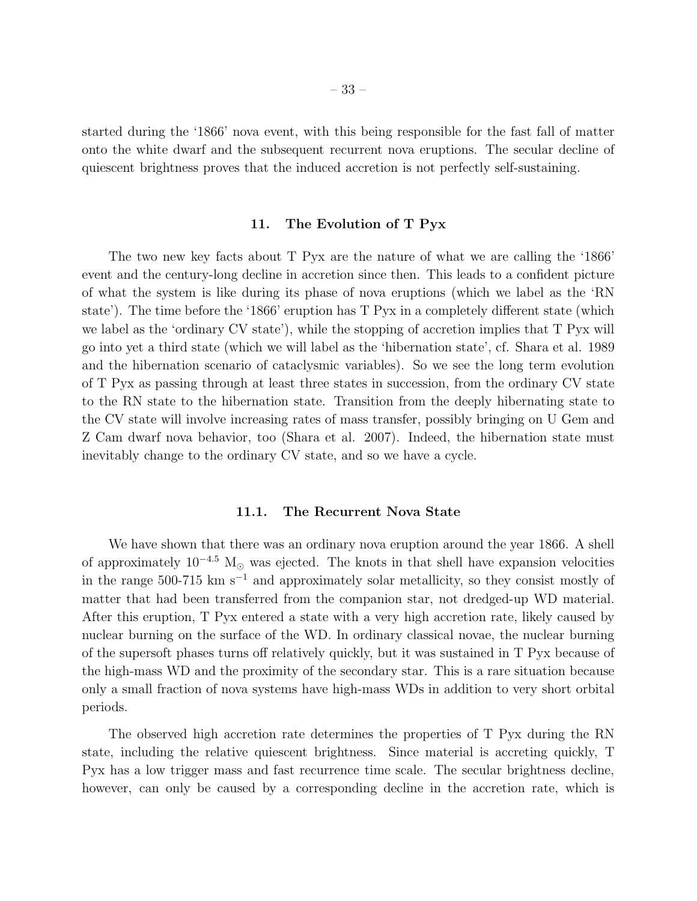started during the '1866' nova event, with this being responsible for the fast fall of matter onto the white dwarf and the subsequent recurrent nova eruptions. The secular decline of quiescent brightness proves that the induced accretion is not perfectly self-sustaining.

## 11. The Evolution of T Pyx

The two new key facts about T Pyx are the nature of what we are calling the '1866' event and the century-long decline in accretion since then. This leads to a confident picture of what the system is like during its phase of nova eruptions (which we label as the 'RN state'). The time before the '1866' eruption has T Pyx in a completely different state (which we label as the 'ordinary CV state'), while the stopping of accretion implies that T Pyx will go into yet a third state (which we will label as the 'hibernation state', cf. Shara et al. 1989 and the hibernation scenario of cataclysmic variables). So we see the long term evolution of T Pyx as passing through at least three states in succession, from the ordinary CV state to the RN state to the hibernation state. Transition from the deeply hibernating state to the CV state will involve increasing rates of mass transfer, possibly bringing on U Gem and Z Cam dwarf nova behavior, too (Shara et al. 2007). Indeed, the hibernation state must inevitably change to the ordinary CV state, and so we have a cycle.

### 11.1. The Recurrent Nova State

We have shown that there was an ordinary nova eruption around the year 1866. A shell of approximately $10^{-4.5}$ $M_{\odot}$ was ejected. The knots in that shell have expansion velocities in the range 500-715 km $s^{-1}$ and approximately solar metallicity, so they consist mostly of matter that had been transferred from the companion star, not dredged-up WD material. After this eruption, T Pyx entered a state with a very high accretion rate, likely caused by nuclear burning on the surface of the WD. In ordinary classical novae, the nuclear burning of the supersoft phases turns off relatively quickly, but it was sustained in T Pyx because of the high-mass WD and the proximity of the secondary star. This is a rare situation because only a small fraction of nova systems have high-mass WDs in addition to very short orbital periods.

The observed high accretion rate determines the properties of T Pyx during the RN state, including the relative quiescent brightness. Since material is accreting quickly, T Pyx has a low trigger mass and fast recurrence time scale. The secular brightness decline, however, can only be caused by a corresponding decline in the accretion rate, which is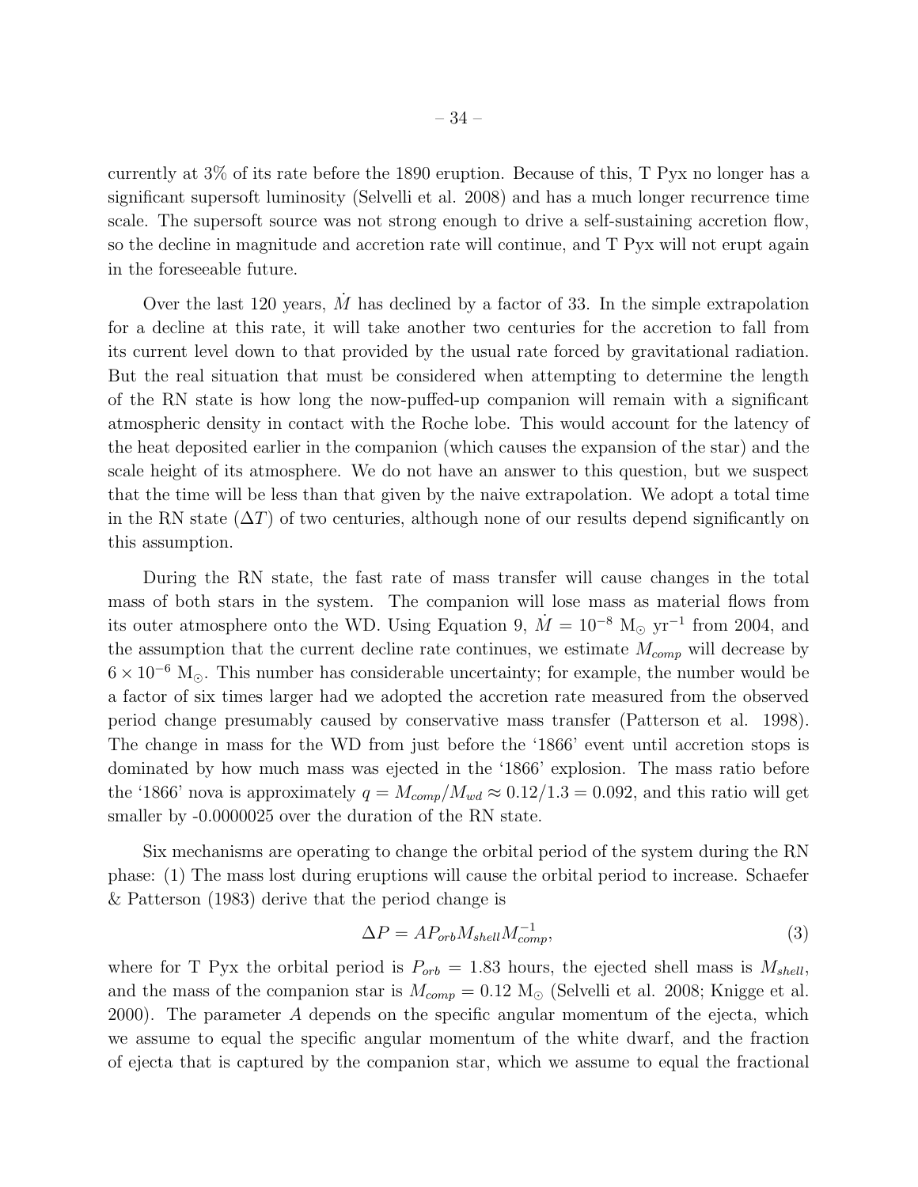currently at 3% of its rate before the 1890 eruption. Because of this, T Pyx no longer has a significant supersoft luminosity (Selvelli et al. 2008) and has a much longer recurrence time scale. The supersoft source was not strong enough to drive a self-sustaining accretion flow, so the decline in magnitude and accretion rate will continue, and T Pyx will not erupt again in the foreseeable future.

Over the last 120 years, $\dot{M}$ has declined by a factor of 33. In the simple extrapolation for a decline at this rate, it will take another two centuries for the accretion to fall from its current level down to that provided by the usual rate forced by gravitational radiation. But the real situation that must be considered when attempting to determine the length of the RN state is how long the now-puffed-up companion will remain with a significant atmospheric density in contact with the Roche lobe. This would account for the latency of the heat deposited earlier in the companion (which causes the expansion of the star) and the scale height of its atmosphere. We do not have an answer to this question, but we suspect that the time will be less than that given by the naive extrapolation. We adopt a total time in the RN state ($\Delta T$) of two centuries, although none of our results depend significantly on this assumption.

During the RN state, the fast rate of mass transfer will cause changes in the total mass of both stars in the system. The companion will lose mass as material flows from its outer atmosphere onto the WD. Using Equation 9, $\dot{M} = 10^{-8}$ M$_{\odot}$ yr$^{-1}$ from 2004, and the assumption that the current decline rate continues, we estimate $M_{comp}$ will decrease by $6 \times 10^{-6}$ M$_{\odot}$. This number has considerable uncertainty; for example, the number would be a factor of six times larger had we adopted the accretion rate measured from the observed period change presumably caused by conservative mass transfer (Patterson et al. 1998). The change in mass for the WD from just before the '1866' event until accretion stops is dominated by how much mass was ejected in the '1866' explosion. The mass ratio before the '1866' nova is approximately $q = M_{comp}/M_{wd} \approx 0.12/1.3 = 0.092$, and this ratio will get smaller by -0.0000025 over the duration of the RN state.

Six mechanisms are operating to change the orbital period of the system during the RN phase: (1) The mass lost during eruptions will cause the orbital period to increase. Schaefer & Patterson (1983) derive that the period change is

$$\Delta P = A P_{orb} M_{shell} M_{comp}^{-1}, \tag{3}$$

where for T Pyx the orbital period is $P_{orb} = 1.83$ hours, the ejected shell mass is $M_{shell}$, and the mass of the companion star is $M_{comp} = 0.12$ M$_{\odot}$ (Selvelli et al. 2008; Knigge et al. 2000). The parameter $A$ depends on the specific angular momentum of the ejecta, which we assume to equal the specific angular momentum of the white dwarf, and the fraction of ejecta that is captured by the companion star, which we assume to equal the fractional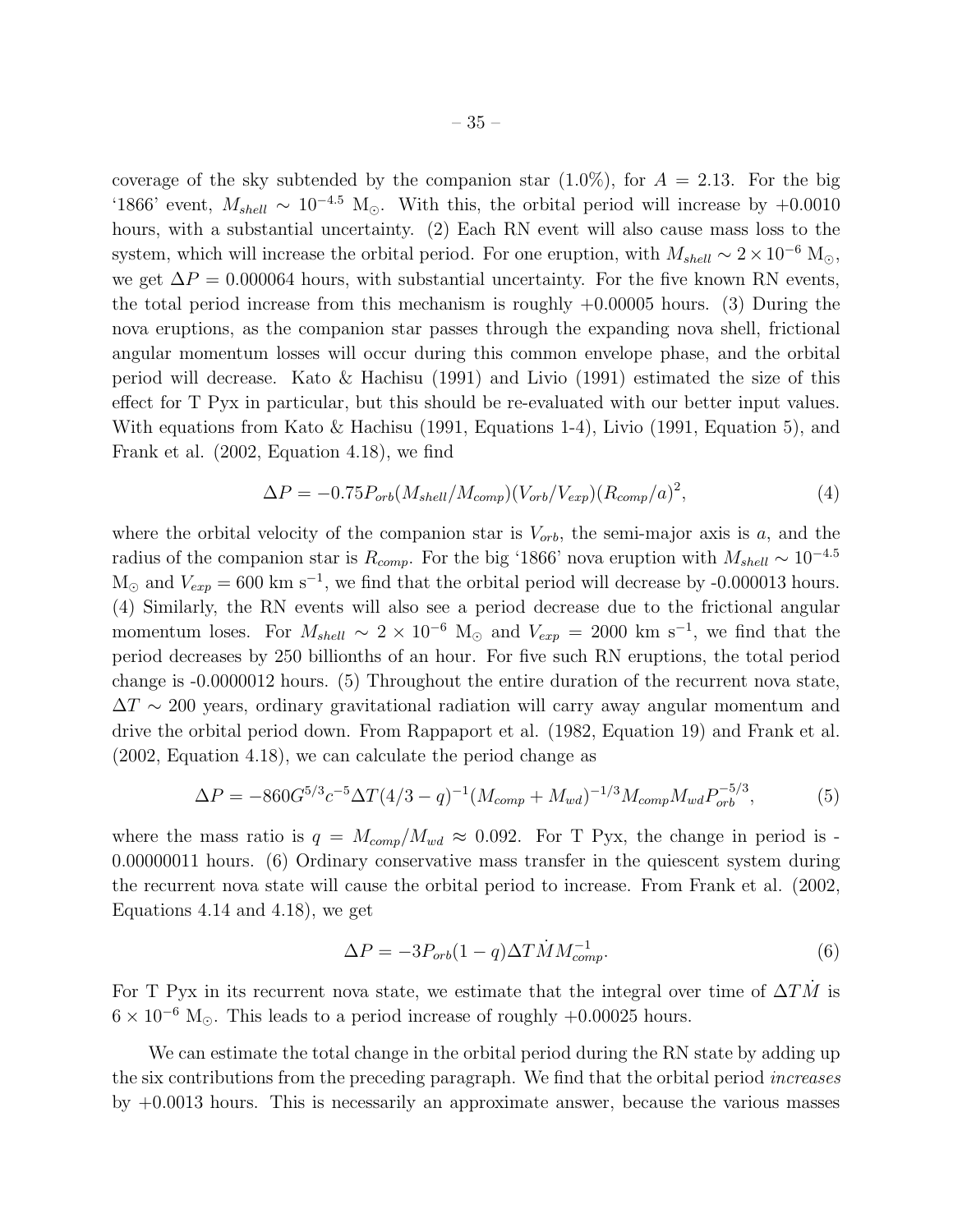coverage of the sky subtended by the companion star (1.0%), for $A = 2.13$. For the big '1866' event, $M_{shell} \sim 10^{-4.5}$ M$_{\odot}$. With this, the orbital period will increase by +0.0010 hours, with a substantial uncertainty. (2) Each RN event will also cause mass loss to the system, which will increase the orbital period. For one eruption, with $M_{shell} \sim 2 \times 10^{-6}$ M$_{\odot}$, we get $\Delta P = 0.000064$ hours, with substantial uncertainty. For the five known RN events, the total period increase from this mechanism is roughly +0.00005 hours. (3) During the nova eruptions, as the companion star passes through the expanding nova shell, frictional angular momentum losses will occur during this common envelope phase, and the orbital period will decrease. Kato & Hachisu (1991) and Livio (1991) estimated the size of this effect for T Pyx in particular, but this should be re-evaluated with our better input values. With equations from Kato & Hachisu (1991, Equations 1-4), Livio (1991, Equation 5), and Frank et al. (2002, Equation 4.18), we find

$$\Delta P = -0.75 P_{orb} (M_{shell}/M_{comp})(V_{orb}/V_{exp})(R_{comp}/a)^2, \tag{4}$$

where the orbital velocity of the companion star is $V_{orb}$, the semi-major axis is $a$, and the radius of the companion star is $R_{comp}$. For the big '1866' nova eruption with $M_{shell} \sim 10^{-4.5}$ M$_{\odot}$ and $V_{exp} = 600$ km s$^{-1}$, we find that the orbital period will decrease by -0.000013 hours. (4) Similarly, the RN events will also see a period decrease due to the frictional angular momentum loses. For $M_{shell} \sim 2 \times 10^{-6}$ M$_{\odot}$ and $V_{exp} = 2000$ km s$^{-1}$, we find that the period decreases by 250 billionths of an hour. For five such RN eruptions, the total period change is -0.0000012 hours. (5) Throughout the entire duration of the recurrent nova state, $\Delta T \sim 200$ years, ordinary gravitational radiation will carry away angular momentum and drive the orbital period down. From Rappaport et al. (1982, Equation 19) and Frank et al. (2002, Equation 4.18), we can calculate the period change as

$$\Delta P = -860 G^{5/3} c^{-5} \Delta T (4/3 - q)^{-1} (M_{comp} + M_{wd})^{-1/3} M_{comp} M_{wd} P_{orb}^{-5/3}, \tag{5}$$

where the mass ratio is $q = M_{comp}/M_{wd} \approx 0.092$. For T Pyx, the change in period is -0.00000011 hours. (6) Ordinary conservative mass transfer in the quiescent system during the recurrent nova state will cause the orbital period to increase. From Frank et al. (2002, Equations 4.14 and 4.18), we get

$$\Delta P = -3 P_{orb} (1 - q) \Delta T \dot{M} M_{comp}^{-1}. \tag{6}$$

For T Pyx in its recurrent nova state, we estimate that the integral over time of $\Delta T \dot{M}$ is $6 \times 10^{-6}$ M$_{\odot}$. This leads to a period increase of roughly +0.00025 hours.

We can estimate the total change in the orbital period during the RN state by adding up the six contributions from the preceding paragraph. We find that the orbital period *increases* by +0.0013 hours. This is necessarily an approximate answer, because the various masses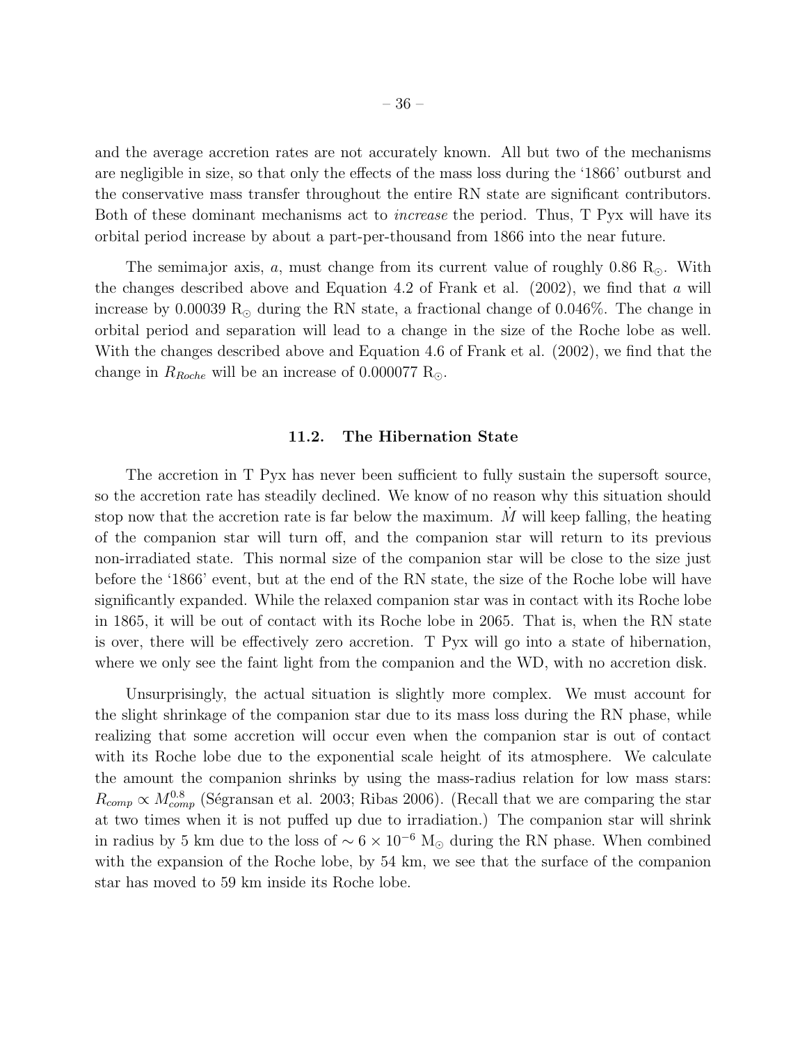and the average accretion rates are not accurately known. All but two of the mechanisms are negligible in size, so that only the effects of the mass loss during the '1866' outburst and the conservative mass transfer throughout the entire RN state are significant contributors. Both of these dominant mechanisms act to *increase* the period. Thus, T Pyx will have its orbital period increase by about a part-per-thousand from 1866 into the near future.

The semimajor axis, $a$, must change from its current value of roughly 0.86 $R_{\odot}$. With the changes described above and Equation 4.2 of Frank et al. (2002), we find that $a$ will increase by 0.00039 $R_{\odot}$ during the RN state, a fractional change of 0.046%. The change in orbital period and separation will lead to a change in the size of the Roche lobe as well. With the changes described above and Equation 4.6 of Frank et al. (2002), we find that the change in $R_{Roche}$ will be an increase of 0.000077 $R_{\odot}$.

### 11.2. The Hibernation State

The accretion in T Pyx has never been sufficient to fully sustain the supersoft source, so the accretion rate has steadily declined. We know of no reason why this situation should stop now that the accretion rate is far below the maximum. $\dot{M}$ will keep falling, the heating of the companion star will turn off, and the companion star will return to its previous non-irradiated state. This normal size of the companion star will be close to the size just before the '1866' event, but at the end of the RN state, the size of the Roche lobe will have significantly expanded. While the relaxed companion star was in contact with its Roche lobe in 1865, it will be out of contact with its Roche lobe in 2065. That is, when the RN state is over, there will be effectively zero accretion. T Pyx will go into a state of hibernation, where we only see the faint light from the companion and the WD, with no accretion disk.

Unsurprisingly, the actual situation is slightly more complex. We must account for the slight shrinkage of the companion star due to its mass loss during the RN phase, while realizing that some accretion will occur even when the companion star is out of contact with its Roche lobe due to the exponential scale height of its atmosphere. We calculate the amount the companion shrinks by using the mass-radius relation for low mass stars: $R_{comp} \propto M_{comp}^{0.8}$ (Ségransan et al. 2003; Ribas 2006). (Recall that we are comparing the star at two times when it is not puffed up due to irradiation.) The companion star will shrink in radius by 5 km due to the loss of $\sim 6 \times 10^{-6}$ $M_{\odot}$ during the RN phase. When combined with the expansion of the Roche lobe, by 54 km, we see that the surface of the companion star has moved to 59 km inside its Roche lobe.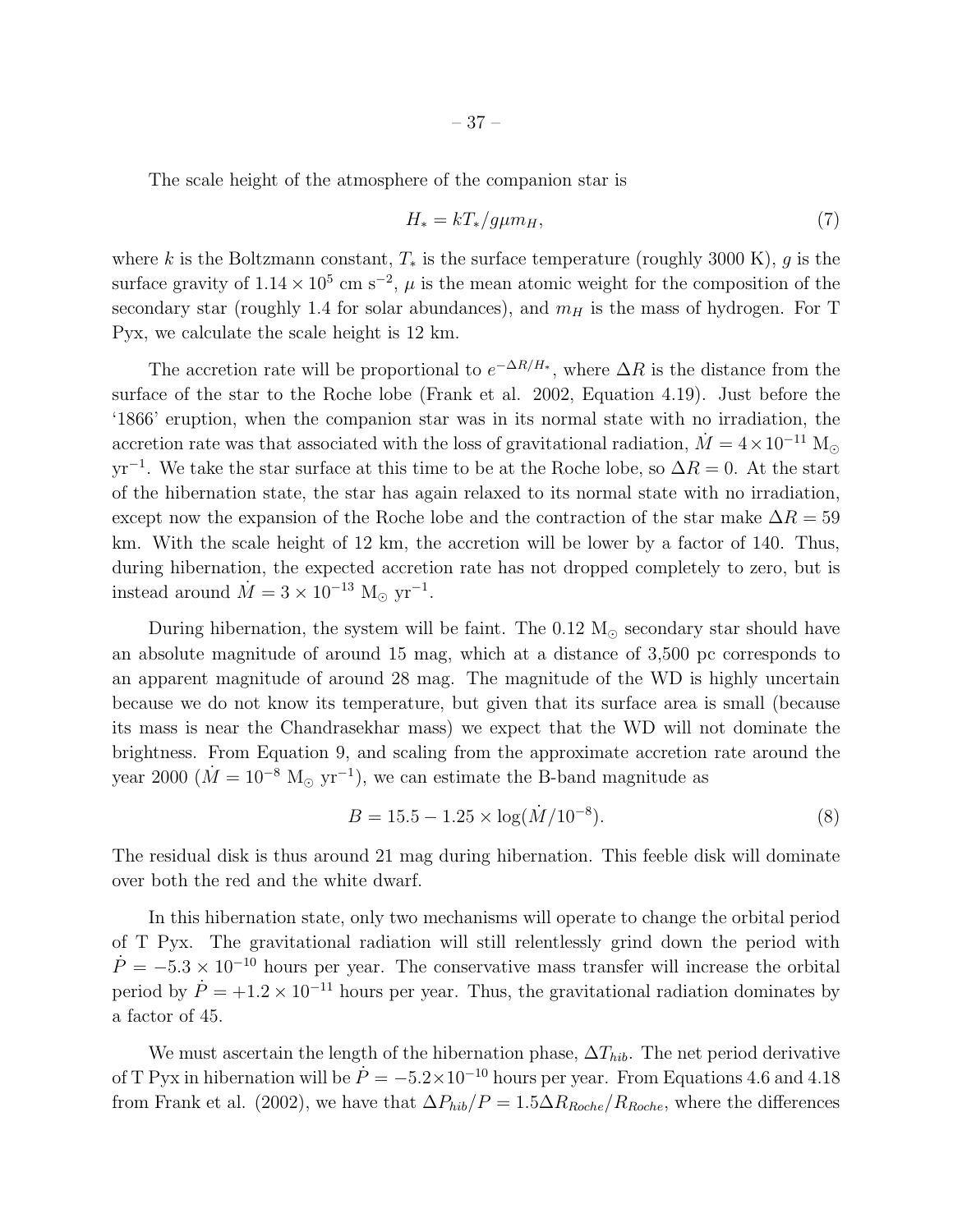The scale height of the atmosphere of the companion star is

$$H_* = kT_*/g\mu m_H, \tag{7}$$

where $k$ is the Boltzmann constant, $T_*$ is the surface temperature (roughly 3000 K), $g$ is the surface gravity of $1.14 \times 10^5$ cm s$^{-2}$, $\mu$ is the mean atomic weight for the composition of the secondary star (roughly 1.4 for solar abundances), and $m_H$ is the mass of hydrogen. For T Pyx, we calculate the scale height is 12 km.

The accretion rate will be proportional to $e^{-\Delta R/H_*}$, where $\Delta R$ is the distance from the surface of the star to the Roche lobe (Frank et al. 2002, Equation 4.19). Just before the '1866' eruption, when the companion star was in its normal state with no irradiation, the accretion rate was that associated with the loss of gravitational radiation, $\dot{M} = 4 \times 10^{-11}$ M$_\odot$ yr$^{-1}$. We take the star surface at this time to be at the Roche lobe, so $\Delta R = 0$. At the start of the hibernation state, the star has again relaxed to its normal state with no irradiation, except now the expansion of the Roche lobe and the contraction of the star make $\Delta R = 59$ km. With the scale height of 12 km, the accretion will be lower by a factor of 140. Thus, during hibernation, the expected accretion rate has not dropped completely to zero, but is instead around $\dot{M} = 3 \times 10^{-13}$ M$_\odot$ yr$^{-1}$.

During hibernation, the system will be faint. The 0.12 M$_\odot$ secondary star should have an absolute magnitude of around 15 mag, which at a distance of 3,500 pc corresponds to an apparent magnitude of around 28 mag. The magnitude of the WD is highly uncertain because we do not know its temperature, but given that its surface area is small (because its mass is near the Chandrasekhar mass) we expect that the WD will not dominate the brightness. From Equation 9, and scaling from the approximate accretion rate around the year 2000 ($\dot{M} = 10^{-8}$ M$_\odot$ yr$^{-1}$), we can estimate the B-band magnitude as

$$B = 15.5 - 1.25 \times \log(\dot{M}/10^{-8}). \tag{8}$$

The residual disk is thus around 21 mag during hibernation. This feeble disk will dominate over both the red and the white dwarf.

In this hibernation state, only two mechanisms will operate to change the orbital period of T Pyx. The gravitational radiation will still relentlessly grind down the period with $\dot{P} = -5.3 \times 10^{-10}$ hours per year. The conservative mass transfer will increase the orbital period by $\dot{P} = +1.2 \times 10^{-11}$ hours per year. Thus, the gravitational radiation dominates by a factor of 45.

We must ascertain the length of the hibernation phase, $\Delta T_{hib}$. The net period derivative of T Pyx in hibernation will be $\dot{P} = -5.2 \times 10^{-10}$ hours per year. From Equations 4.6 and 4.18 from Frank et al. (2002), we have that $\Delta P_{hib}/P = 1.5 \Delta R_{Roche}/R_{Roche}$, where the differences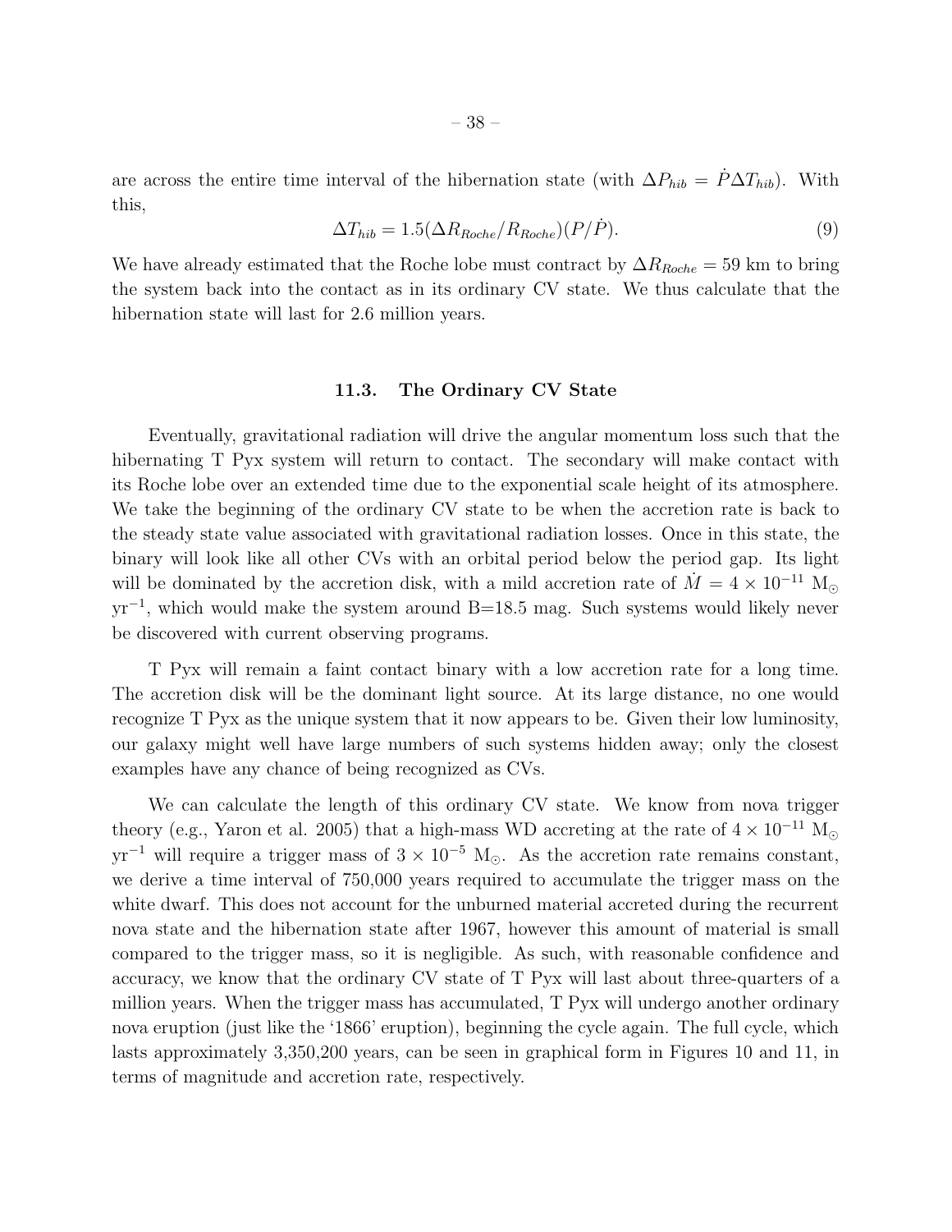are across the entire time interval of the hibernation state (with $\Delta P_{hib} = \dot{P}\Delta T_{hib}$). With this,

$$\Delta T_{hib} = 1.5(\Delta R_{Roche}/R_{Roche})(P/\dot{P}). \tag{9}$$

We have already estimated that the Roche lobe must contract by $\Delta R_{Roche} = 59$ km to bring the system back into the contact as in its ordinary CV state. We thus calculate that the hibernation state will last for 2.6 million years.

### 11.3. The Ordinary CV State

Eventually, gravitational radiation will drive the angular momentum loss such that the hibernating T Pyx system will return to contact. The secondary will make contact with its Roche lobe over an extended time due to the exponential scale height of its atmosphere. We take the beginning of the ordinary CV state to be when the accretion rate is back to the steady state value associated with gravitational radiation losses. Once in this state, the binary will look like all other CVs with an orbital period below the period gap. Its light will be dominated by the accretion disk, with a mild accretion rate of $\dot{M} = 4 \times 10^{-11}$ $M_{\odot}$ $yr^{-1}$, which would make the system around B=18.5 mag. Such systems would likely never be discovered with current observing programs.

T Pyx will remain a faint contact binary with a low accretion rate for a long time. The accretion disk will be the dominant light source. At its large distance, no one would recognize T Pyx as the unique system that it now appears to be. Given their low luminosity, our galaxy might well have large numbers of such systems hidden away; only the closest examples have any chance of being recognized as CVs.

We can calculate the length of this ordinary CV state. We know from nova trigger theory (e.g., Yaron et al. 2005) that a high-mass WD accreting at the rate of $4 \times 10^{-11}$ $M_{\odot}$ $yr^{-1}$ will require a trigger mass of $3 \times 10^{-5}$ $M_{\odot}$. As the accretion rate remains constant, we derive a time interval of 750,000 years required to accumulate the trigger mass on the white dwarf. This does not account for the unburned material accreted during the recurrent nova state and the hibernation state after 1967, however this amount of material is small compared to the trigger mass, so it is negligible. As such, with reasonable confidence and accuracy, we know that the ordinary CV state of T Pyx will last about three-quarters of a million years. When the trigger mass has accumulated, T Pyx will undergo another ordinary nova eruption (just like the '1866' eruption), beginning the cycle again. The full cycle, which lasts approximately 3,350,200 years, can be seen in graphical form in Figures 10 and 11, in terms of magnitude and accretion rate, respectively.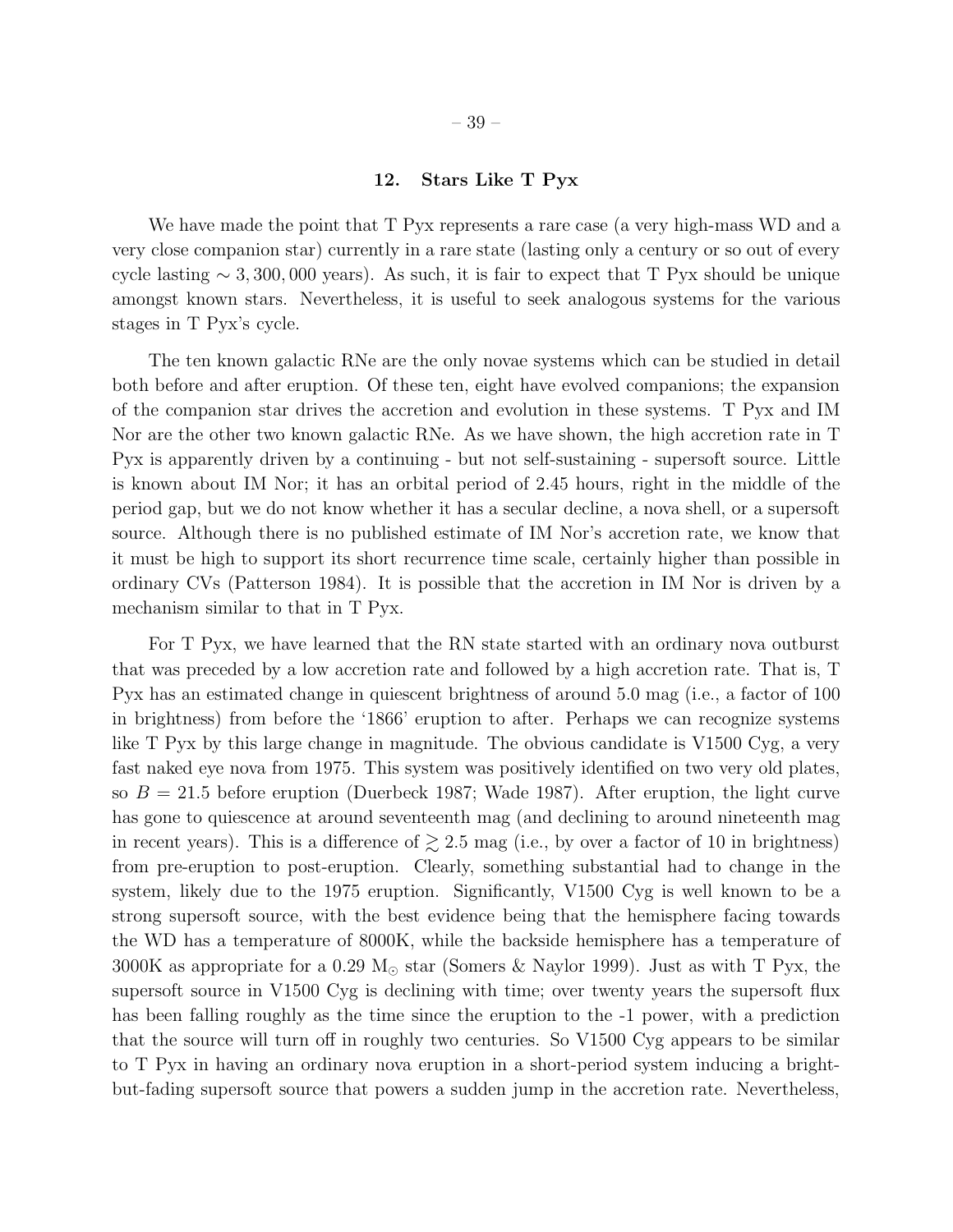## 12. Stars Like T Pyx

We have made the point that T Pyx represents a rare case (a very high-mass WD and a very close companion star) currently in a rare state (lasting only a century or so out of every cycle lasting $\sim 3,300,000$ years). As such, it is fair to expect that T Pyx should be unique amongst known stars. Nevertheless, it is useful to seek analogous systems for the various stages in T Pyx's cycle.

The ten known galactic RNe are the only novae systems which can be studied in detail both before and after eruption. Of these ten, eight have evolved companions; the expansion of the companion star drives the accretion and evolution in these systems. T Pyx and IM Nor are the other two known galactic RNe. As we have shown, the high accretion rate in T Pyx is apparently driven by a continuing - but not self-sustaining - supersoft source. Little is known about IM Nor; it has an orbital period of 2.45 hours, right in the middle of the period gap, but we do not know whether it has a secular decline, a nova shell, or a supersoft source. Although there is no published estimate of IM Nor's accretion rate, we know that it must be high to support its short recurrence time scale, certainly higher than possible in ordinary CVs (Patterson 1984). It is possible that the accretion in IM Nor is driven by a mechanism similar to that in T Pyx.

For T Pyx, we have learned that the RN state started with an ordinary nova outburst that was preceded by a low accretion rate and followed by a high accretion rate. That is, T Pyx has an estimated change in quiescent brightness of around 5.0 mag (i.e., a factor of 100 in brightness) from before the '1866' eruption to after. Perhaps we can recognize systems like T Pyx by this large change in magnitude. The obvious candidate is V1500 Cyg, a very fast naked eye nova from 1975. This system was positively identified on two very old plates, so $B = 21.5$ before eruption (Duerbeck 1987; Wade 1987). After eruption, the light curve has gone to quiescence at around seventeenth mag (and declining to around nineteenth mag in recent years). This is a difference of $\gtrsim 2.5$ mag (i.e., by over a factor of 10 in brightness) from pre-eruption to post-eruption. Clearly, something substantial had to change in the system, likely due to the 1975 eruption. Significantly, V1500 Cyg is well known to be a strong supersoft source, with the best evidence being that the hemisphere facing towards the WD has a temperature of 8000K, while the backside hemisphere has a temperature of 3000K as appropriate for a 0.29 $M_{\odot}$ star (Somers & Naylor 1999). Just as with T Pyx, the supersoft source in V1500 Cyg is declining with time; over twenty years the supersoft flux has been falling roughly as the time since the eruption to the -1 power, with a prediction that the source will turn off in roughly two centuries. So V1500 Cyg appears to be similar to T Pyx in having an ordinary nova eruption in a short-period system inducing a bright-but-fading supersoft source that powers a sudden jump in the accretion rate. Nevertheless,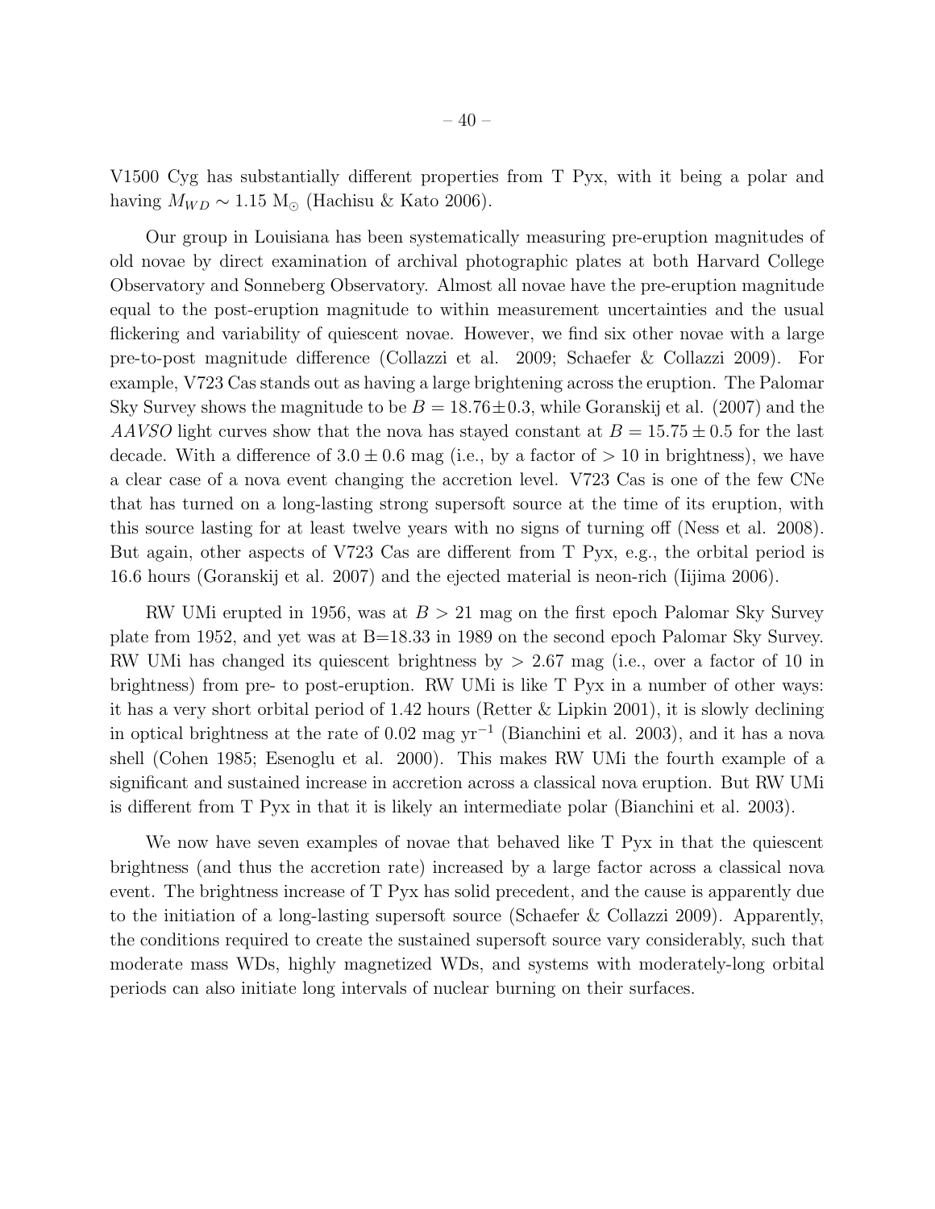V1500 Cyg has substantially different properties from T Pyx, with it being a polar and having $M_{WD} \sim 1.15$ $M_{\odot}$ (Hachisu & Kato 2006).

Our group in Louisiana has been systematically measuring pre-eruption magnitudes of old novae by direct examination of archival photographic plates at both Harvard College Observatory and Sonneberg Observatory. Almost all novae have the pre-eruption magnitude equal to the post-eruption magnitude to within measurement uncertainties and the usual flickering and variability of quiescent novae. However, we find six other novae with a large pre-to-post magnitude difference (Collazzi et al. 2009; Schaefer & Collazzi 2009). For example, V723 Cas stands out as having a large brightening across the eruption. The Palomar Sky Survey shows the magnitude to be $B = 18.76 \pm 0.3$, while Goranskij et al. (2007) and the *AAVSO* light curves show that the nova has stayed constant at $B = 15.75 \pm 0.5$ for the last decade. With a difference of $3.0 \pm 0.6$ mag (i.e., by a factor of $> 10$ in brightness), we have a clear case of a nova event changing the accretion level. V723 Cas is one of the few CNe that has turned on a long-lasting strong supersoft source at the time of its eruption, with this source lasting for at least twelve years with no signs of turning off (Ness et al. 2008). But again, other aspects of V723 Cas are different from T Pyx, e.g., the orbital period is 16.6 hours (Goranskij et al. 2007) and the ejected material is neon-rich (Iijima 2006).

RW UMi erupted in 1956, was at $B > 21$ mag on the first epoch Palomar Sky Survey plate from 1952, and yet was at B=18.33 in 1989 on the second epoch Palomar Sky Survey. RW UMi has changed its quiescent brightness by $> 2.67$ mag (i.e., over a factor of 10 in brightness) from pre- to post-eruption. RW UMi is like T Pyx in a number of other ways: it has a very short orbital period of 1.42 hours (Retter & Lipkin 2001), it is slowly declining in optical brightness at the rate of 0.02 mag $\mathrm{yr}^{-1}$ (Bianchini et al. 2003), and it has a nova shell (Cohen 1985; Esenoglu et al. 2000). This makes RW UMi the fourth example of a significant and sustained increase in accretion across a classical nova eruption. But RW UMi is different from T Pyx in that it is likely an intermediate polar (Bianchini et al. 2003).

We now have seven examples of novae that behaved like T Pyx in that the quiescent brightness (and thus the accretion rate) increased by a large factor across a classical nova event. The brightness increase of T Pyx has solid precedent, and the cause is apparently due to the initiation of a long-lasting supersoft source (Schaefer & Collazzi 2009). Apparently, the conditions required to create the sustained supersoft source vary considerably, such that moderate mass WDs, highly magnetized WDs, and systems with moderately-long orbital periods can also initiate long intervals of nuclear burning on their surfaces.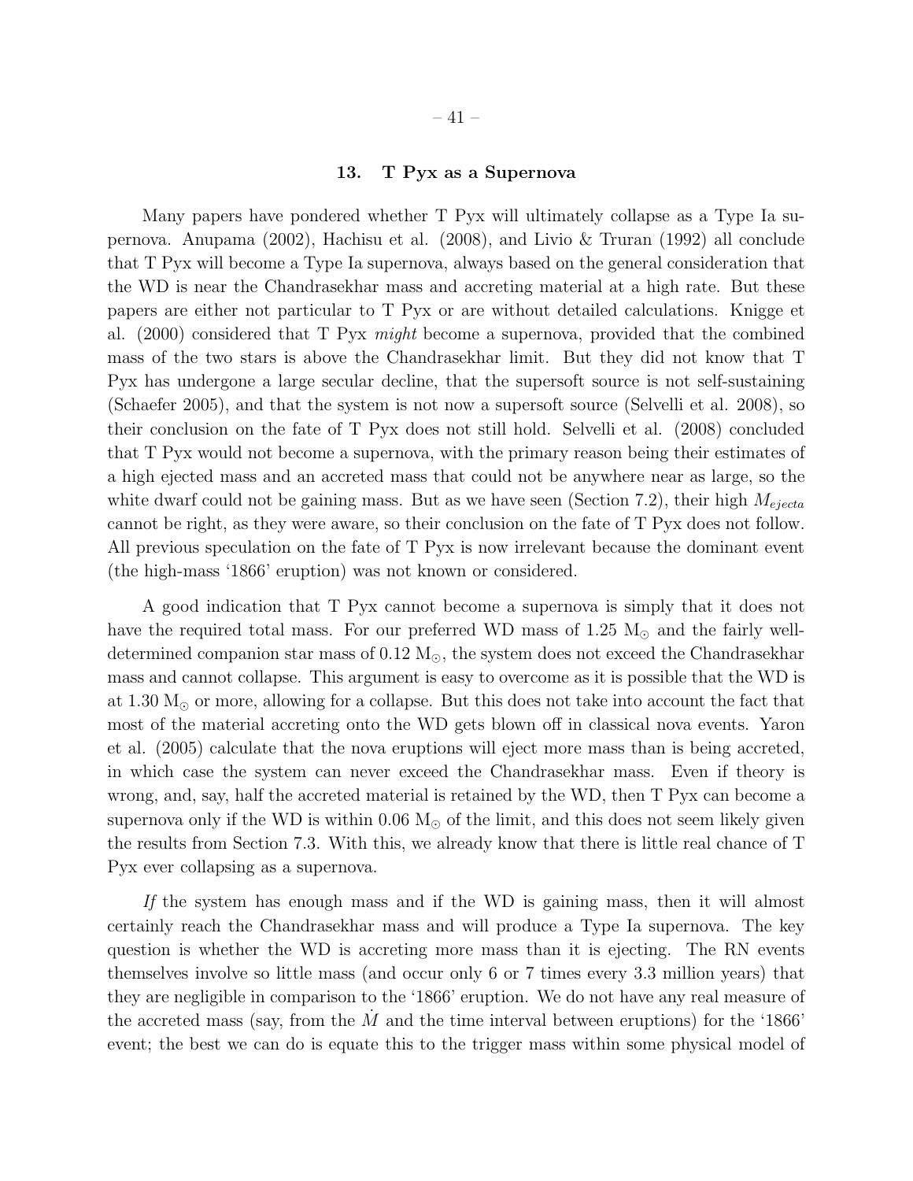## 13. T Pyx as a Supernova

Many papers have pondered whether T Pyx will ultimately collapse as a Type Ia supernova. Anupama (2002), Hachisu et al. (2008), and Livio & Truran (1992) all conclude that T Pyx will become a Type Ia supernova, always based on the general consideration that the WD is near the Chandrasekhar mass and accreting material at a high rate. But these papers are either not particular to T Pyx or are without detailed calculations. Knigge et al. (2000) considered that T Pyx *might* become a supernova, provided that the combined mass of the two stars is above the Chandrasekhar limit. But they did not know that T Pyx has undergone a large secular decline, that the supersoft source is not self-sustaining (Schaefer 2005), and that the system is not now a supersoft source (Selvelli et al. 2008), so their conclusion on the fate of T Pyx does not still hold. Selvelli et al. (2008) concluded that T Pyx would not become a supernova, with the primary reason being their estimates of a high ejected mass and an accreted mass that could not be anywhere near as large, so the white dwarf could not be gaining mass. But as we have seen (Section 7.2), their high $M_{ejecta}$ cannot be right, as they were aware, so their conclusion on the fate of T Pyx does not follow. All previous speculation on the fate of T Pyx is now irrelevant because the dominant event (the high-mass '1866' eruption) was not known or considered.

A good indication that T Pyx cannot become a supernova is simply that it does not have the required total mass. For our preferred WD mass of 1.25 $M_{\odot}$ and the fairly well-determined companion star mass of 0.12 $M_{\odot}$, the system does not exceed the Chandrasekhar mass and cannot collapse. This argument is easy to overcome as it is possible that the WD is at 1.30 $M_{\odot}$ or more, allowing for a collapse. But this does not take into account the fact that most of the material accreting onto the WD gets blown off in classical nova events. Yaron et al. (2005) calculate that the nova eruptions will eject more mass than is being accreted, in which case the system can never exceed the Chandrasekhar mass. Even if theory is wrong, and, say, half the accreted material is retained by the WD, then T Pyx can become a supernova only if the WD is within 0.06 $M_{\odot}$ of the limit, and this does not seem likely given the results from Section 7.3. With this, we already know that there is little real chance of T Pyx ever collapsing as a supernova.

*If* the system has enough mass and if the WD is gaining mass, then it will almost certainly reach the Chandrasekhar mass and will produce a Type Ia supernova. The key question is whether the WD is accreting more mass than it is ejecting. The RN events themselves involve so little mass (and occur only 6 or 7 times every 3.3 million years) that they are negligible in comparison to the '1866' eruption. We do not have any real measure of the accreted mass (say, from the $\dot{M}$ and the time interval between eruptions) for the '1866' event; the best we can do is equate this to the trigger mass within some physical model of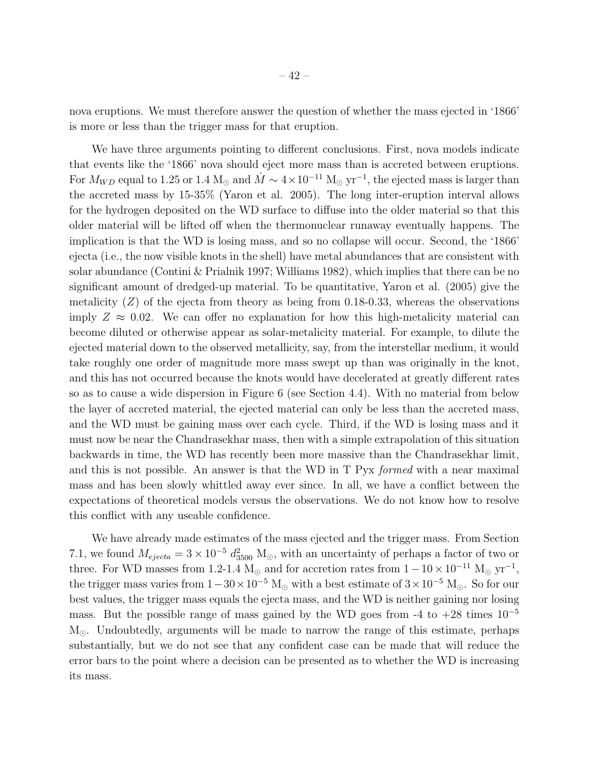nova eruptions. We must therefore answer the question of whether the mass ejected in '1866' is more or less than the trigger mass for that eruption.

We have three arguments pointing to different conclusions. First, nova models indicate that events like the '1866' nova should eject more mass than is accreted between eruptions. For $M_{WD}$ equal to 1.25 or 1.4 $M_{\odot}$ and $\dot{M} \sim 4 \times 10^{-11}$ $M_{\odot}$ $yr^{-1}$, the ejected mass is larger than the accreted mass by 15-35% (Yaron et al. 2005). The long inter-eruption interval allows for the hydrogen deposited on the WD surface to diffuse into the older material so that this older material will be lifted off when the thermonuclear runaway eventually happens. The implication is that the WD is losing mass, and so no collapse will occur. Second, the '1866' ejecta (i.e., the now visible knots in the shell) have metal abundances that are consistent with solar abundance (Contini & Prialnik 1997; Williams 1982), which implies that there can be no significant amount of dredged-up material. To be quantitative, Yaron et al. (2005) give the metalicity ($Z$) of the ejecta from theory as being from 0.18-0.33, whereas the observations imply $Z \approx 0.02$. We can offer no explanation for how this high-metalicity material can become diluted or otherwise appear as solar-metalicity material. For example, to dilute the ejected material down to the observed metallicity, say, from the interstellar medium, it would take roughly one order of magnitude more mass swept up than was originally in the knot, and this has not occurred because the knots would have decelerated at greatly different rates so as to cause a wide dispersion in Figure 6 (see Section 4.4). With no material from below the layer of accreted material, the ejected material can only be less than the accreted mass, and the WD must be gaining mass over each cycle. Third, if the WD is losing mass and it must now be near the Chandrasekhar mass, then with a simple extrapolation of this situation backwards in time, the WD has recently been more massive than the Chandrasekhar limit, and this is not possible. An answer is that the WD in T Pyx *formed* with a near maximal mass and has been slowly whittled away ever since. In all, we have a conflict between the expectations of theoretical models versus the observations. We do not know how to resolve this conflict with any useable confidence.

We have already made estimates of the mass ejected and the trigger mass. From Section 7.1, we found $M_{ejecta} = 3 \times 10^{-5}\ d_{3500}^2$ $M_{\odot}$, with an uncertainty of perhaps a factor of two or three. For WD masses from 1.2-1.4 $M_{\odot}$ and for accretion rates from $1 - 10 \times 10^{-11}$ $M_{\odot}$ $yr^{-1}$, the trigger mass varies from $1 - 30 \times 10^{-5}$ $M_{\odot}$ with a best estimate of $3 \times 10^{-5}$ $M_{\odot}$. So for our best values, the trigger mass equals the ejecta mass, and the WD is neither gaining nor losing mass. But the possible range of mass gained by the WD goes from -4 to +28 times $10^{-5}$ $M_{\odot}$. Undoubtedly, arguments will be made to narrow the range of this estimate, perhaps substantially, but we do not see that any confident case can be made that will reduce the error bars to the point where a decision can be presented as to whether the WD is increasing its mass.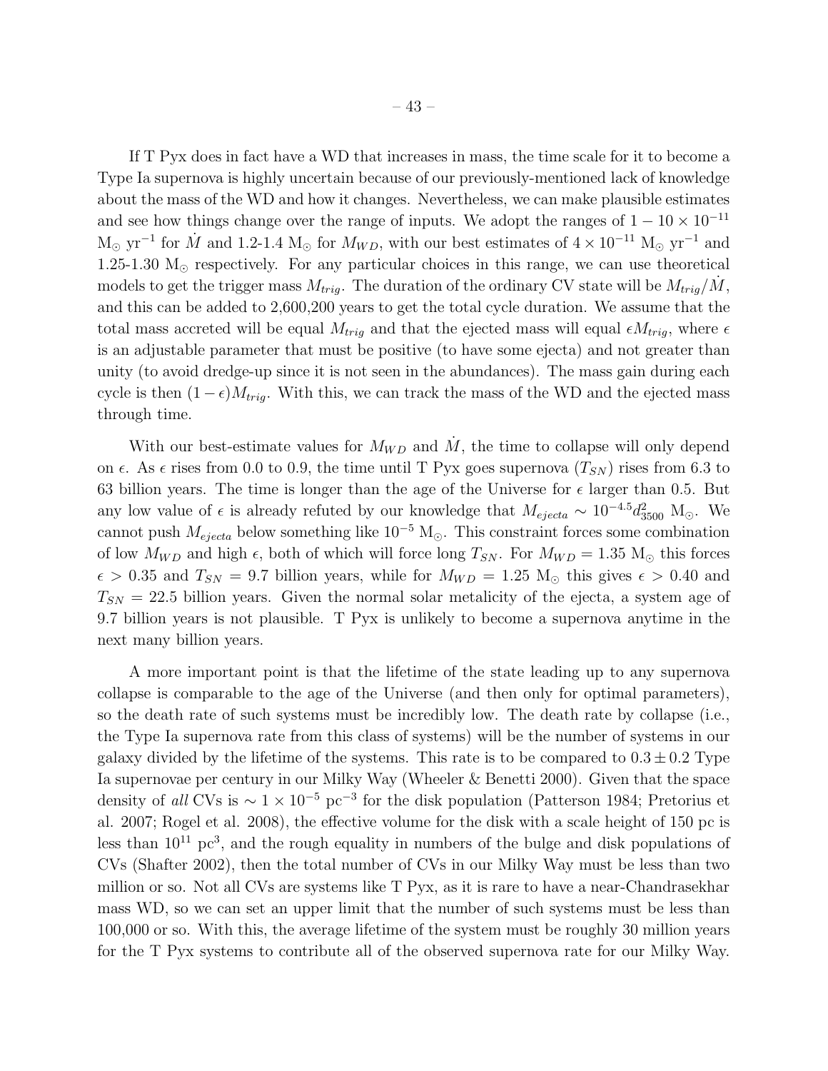If T Pyx does in fact have a WD that increases in mass, the time scale for it to become a Type Ia supernova is highly uncertain because of our previously-mentioned lack of knowledge about the mass of the WD and how it changes. Nevertheless, we can make plausible estimates and see how things change over the range of inputs. We adopt the ranges of $1-10\times10^{-11}$ $M_{\odot}$ $yr^{-1}$ for $\dot{M}$ and 1.2-1.4 $M_{\odot}$ for $M_{WD}$, with our best estimates of $4\times10^{-11}$ $M_{\odot}$ $yr^{-1}$ and 1.25-1.30 $M_{\odot}$ respectively. For any particular choices in this range, we can use theoretical models to get the trigger mass $M_{trig}$. The duration of the ordinary CV state will be $M_{trig}/\dot{M}$, and this can be added to 2,600,200 years to get the total cycle duration. We assume that the total mass accreted will be equal $M_{trig}$ and that the ejected mass will equal $\epsilon M_{trig}$, where $\epsilon$ is an adjustable parameter that must be positive (to have some ejecta) and not greater than unity (to avoid dredge-up since it is not seen in the abundances). The mass gain during each cycle is then $(1-\epsilon)M_{trig}$. With this, we can track the mass of the WD and the ejected mass through time.

With our best-estimate values for $M_{WD}$ and $\dot{M}$, the time to collapse will only depend on $\epsilon$. As $\epsilon$ rises from 0.0 to 0.9, the time until T Pyx goes supernova ($T_{SN}$) rises from 6.3 to 63 billion years. The time is longer than the age of the Universe for $\epsilon$ larger than 0.5. But any low value of $\epsilon$ is already refuted by our knowledge that $M_{ejecta} \sim 10^{-4.5}d_{3500}^{2}$ $M_{\odot}$. We cannot push $M_{ejecta}$ below something like $10^{-5}$ $M_{\odot}$. This constraint forces some combination of low $M_{WD}$ and high $\epsilon$, both of which will force long $T_{SN}$. For $M_{WD}=1.35$ $M_{\odot}$ this forces $\epsilon>0.35$ and $T_{SN}=9.7$ billion years, while for $M_{WD}=1.25$ $M_{\odot}$ this gives $\epsilon>0.40$ and $T_{SN}=22.5$ billion years. Given the normal solar metalicity of the ejecta, a system age of 9.7 billion years is not plausible. T Pyx is unlikely to become a supernova anytime in the next many billion years.

A more important point is that the lifetime of the state leading up to any supernova collapse is comparable to the age of the Universe (and then only for optimal parameters), so the death rate of such systems must be incredibly low. The death rate by collapse (i.e., the Type Ia supernova rate from this class of systems) will be the number of systems in our galaxy divided by the lifetime of the systems. This rate is to be compared to $0.3\pm0.2$ Type Ia supernovae per century in our Milky Way (Wheeler & Benetti 2000). Given that the space density of *all* CVs is $\sim1\times10^{-5}$ $pc^{-3}$ for the disk population (Patterson 1984; Pretorius et al. 2007; Rogel et al. 2008), the effective volume for the disk with a scale height of 150 pc is less than $10^{11}$ $pc^{3}$, and the rough equality in numbers of the bulge and disk populations of CVs (Shafter 2002), then the total number of CVs in our Milky Way must be less than two million or so. Not all CVs are systems like T Pyx, as it is rare to have a near-Chandrasekhar mass WD, so we can set an upper limit that the number of such systems must be less than 100,000 or so. With this, the average lifetime of the system must be roughly 30 million years for the T Pyx systems to contribute all of the observed supernova rate for our Milky Way.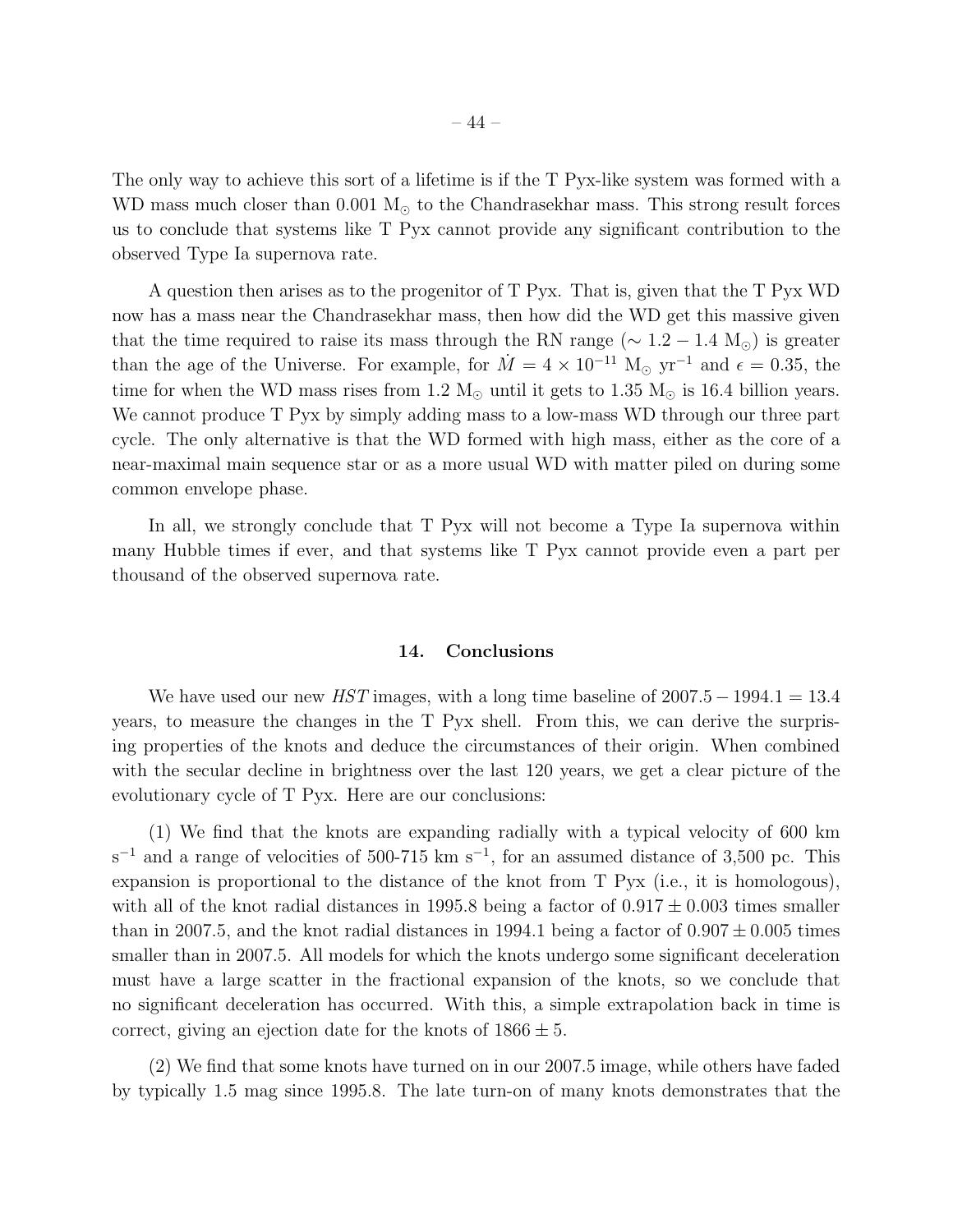The only way to achieve this sort of a lifetime is if the T Pyx-like system was formed with a WD mass much closer than 0.001 $M_\odot$ to the Chandrasekhar mass. This strong result forces us to conclude that systems like T Pyx cannot provide any significant contribution to the observed Type Ia supernova rate.

A question then arises as to the progenitor of T Pyx. That is, given that the T Pyx WD now has a mass near the Chandrasekhar mass, then how did the WD get this massive given that the time required to raise its mass through the RN range ($\sim 1.2 - 1.4$ $M_\odot$) is greater than the age of the Universe. For example, for $\dot{M} = 4 \times 10^{-11}$ $M_\odot$ yr$^{-1}$ and $\epsilon = 0.35$, the time for when the WD mass rises from 1.2 $M_\odot$ until it gets to 1.35 $M_\odot$ is 16.4 billion years. We cannot produce T Pyx by simply adding mass to a low-mass WD through our three part cycle. The only alternative is that the WD formed with high mass, either as the core of a near-maximal main sequence star or as a more usual WD with matter piled on during some common envelope phase.

In all, we strongly conclude that T Pyx will not become a Type Ia supernova within many Hubble times if ever, and that systems like T Pyx cannot provide even a part per thousand of the observed supernova rate.

## 14. Conclusions

We have used our new *HST* images, with a long time baseline of $2007.5 - 1994.1 = 13.4$ years, to measure the changes in the T Pyx shell. From this, we can derive the surprising properties of the knots and deduce the circumstances of their origin. When combined with the secular decline in brightness over the last 120 years, we get a clear picture of the evolutionary cycle of T Pyx. Here are our conclusions:

(1) We find that the knots are expanding radially with a typical velocity of 600 km s$^{-1}$ and a range of velocities of 500-715 km s$^{-1}$, for an assumed distance of 3,500 pc. This expansion is proportional to the distance of the knot from T Pyx (i.e., it is homologous), with all of the knot radial distances in 1995.8 being a factor of $0.917 \pm 0.003$ times smaller than in 2007.5, and the knot radial distances in 1994.1 being a factor of $0.907 \pm 0.005$ times smaller than in 2007.5. All models for which the knots undergo some significant deceleration must have a large scatter in the fractional expansion of the knots, so we conclude that no significant deceleration has occurred. With this, a simple extrapolation back in time is correct, giving an ejection date for the knots of $1866 \pm 5$.

(2) We find that some knots have turned on in our 2007.5 image, while others have faded by typically 1.5 mag since 1995.8. The late turn-on of many knots demonstrates that the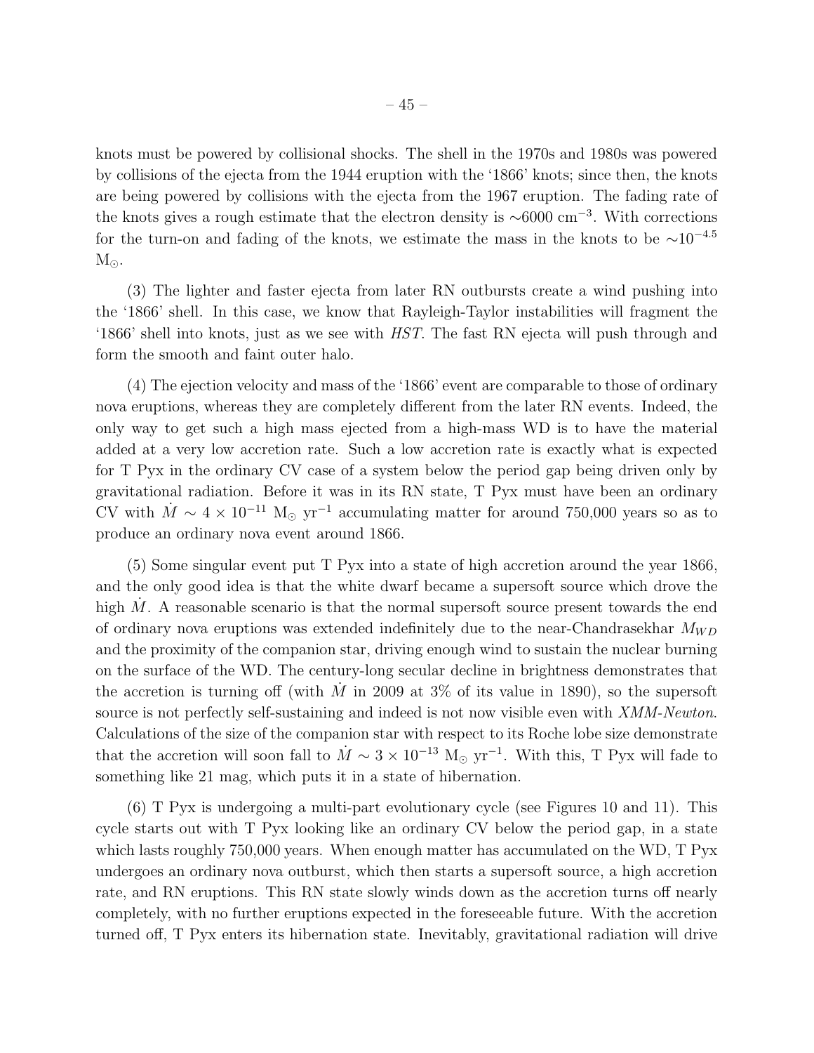knots must be powered by collisional shocks. The shell in the 1970s and 1980s was powered by collisions of the ejecta from the 1944 eruption with the '1866' knots; since then, the knots are being powered by collisions with the ejecta from the 1967 eruption. The fading rate of the knots gives a rough estimate that the electron density is $\sim$6000 cm$^{-3}$. With corrections for the turn-on and fading of the knots, we estimate the mass in the knots to be $\sim$10$^{-4.5}$ M$_{\odot}$.

(3) The lighter and faster ejecta from later RN outbursts create a wind pushing into the '1866' shell. In this case, we know that Rayleigh-Taylor instabilities will fragment the '1866' shell into knots, just as we see with *HST*. The fast RN ejecta will push through and form the smooth and faint outer halo.

(4) The ejection velocity and mass of the '1866' event are comparable to those of ordinary nova eruptions, whereas they are completely different from the later RN events. Indeed, the only way to get such a high mass ejected from a high-mass WD is to have the material added at a very low accretion rate. Such a low accretion rate is exactly what is expected for T Pyx in the ordinary CV case of a system below the period gap being driven only by gravitational radiation. Before it was in its RN state, T Pyx must have been an ordinary CV with $\dot{M} \sim 4 \times 10^{-11}$ M$_{\odot}$ yr$^{-1}$ accumulating matter for around 750,000 years so as to produce an ordinary nova event around 1866.

(5) Some singular event put T Pyx into a state of high accretion around the year 1866, and the only good idea is that the white dwarf became a supersoft source which drove the high $\dot{M}$. A reasonable scenario is that the normal supersoft source present towards the end of ordinary nova eruptions was extended indefinitely due to the near-Chandrasekhar $M_{WD}$ and the proximity of the companion star, driving enough wind to sustain the nuclear burning on the surface of the WD. The century-long secular decline in brightness demonstrates that the accretion is turning off (with $\dot{M}$ in 2009 at 3% of its value in 1890), so the supersoft source is not perfectly self-sustaining and indeed is not now visible even with *XMM-Newton*. Calculations of the size of the companion star with respect to its Roche lobe size demonstrate that the accretion will soon fall to $\dot{M} \sim 3 \times 10^{-13}$ M$_{\odot}$ yr$^{-1}$. With this, T Pyx will fade to something like 21 mag, which puts it in a state of hibernation.

(6) T Pyx is undergoing a multi-part evolutionary cycle (see Figures 10 and 11). This cycle starts out with T Pyx looking like an ordinary CV below the period gap, in a state which lasts roughly 750,000 years. When enough matter has accumulated on the WD, T Pyx undergoes an ordinary nova outburst, which then starts a supersoft source, a high accretion rate, and RN eruptions. This RN state slowly winds down as the accretion turns off nearly completely, with no further eruptions expected in the foreseeable future. With the accretion turned off, T Pyx enters its hibernation state. Inevitably, gravitational radiation will drive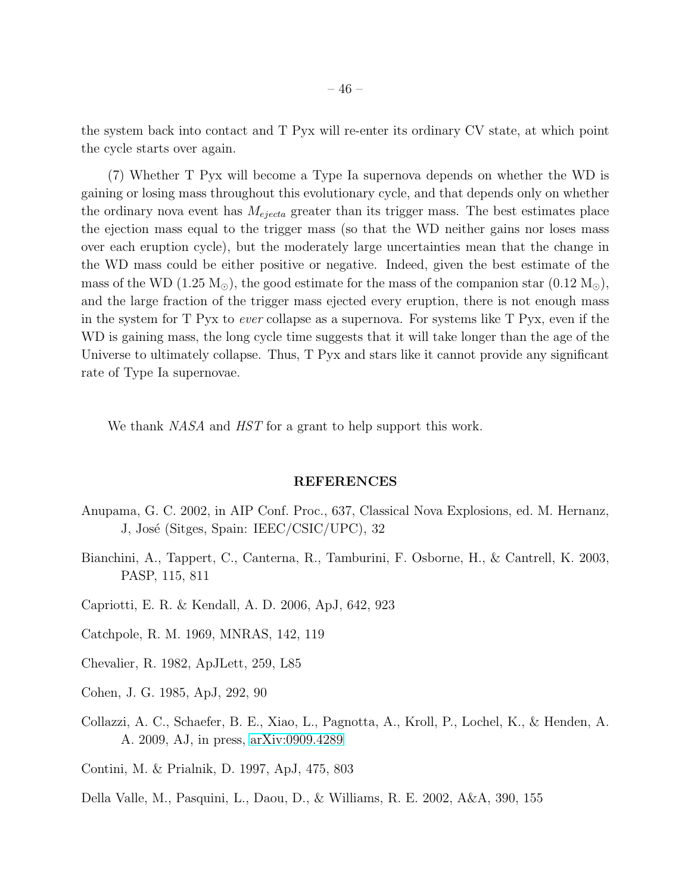the system back into contact and T Pyx will re-enter its ordinary CV state, at which point the cycle starts over again.

(7) Whether T Pyx will become a Type Ia supernova depends on whether the WD is gaining or losing mass throughout this evolutionary cycle, and that depends only on whether the ordinary nova event has $M_{ejecta}$ greater than its trigger mass. The best estimates place the ejection mass equal to the trigger mass (so that the WD neither gains nor loses mass over each eruption cycle), but the moderately large uncertainties mean that the change in the WD mass could be either positive or negative. Indeed, given the best estimate of the mass of the WD (1.25 $M_{\odot}$), the good estimate for the mass of the companion star (0.12 $M_{\odot}$), and the large fraction of the trigger mass ejected every eruption, there is not enough mass in the system for T Pyx to *ever* collapse as a supernova. For systems like T Pyx, even if the WD is gaining mass, the long cycle time suggests that it will take longer than the age of the Universe to ultimately collapse. Thus, T Pyx and stars like it cannot provide any significant rate of Type Ia supernovae.

We thank *NASA* and *HST* for a grant to help support this work.

## REFERENCES

Anupama, G. C. 2002, in AIP Conf. Proc., 637, Classical Nova Explosions, ed. M. Hernanz, J, José (Sitges, Spain: IEEC/CSIC/UPC), 32

Bianchini, A., Tappert, C., Canterna, R., Tamburini, F. Osborne, H., & Cantrell, K. 2003, PASP, 115, 811

Capriotti, E. R. & Kendall, A. D. 2006, ApJ, 642, 923

Catchpole, R. M. 1969, MNRAS, 142, 119

Chevalier, R. 1982, ApJLett, 259, L85

Cohen, J. G. 1985, ApJ, 292, 90

Collazzi, A. C., Schaefer, B. E., Xiao, L., Pagnotta, A., Kroll, P., Lochel, K., & Henden, A. A. 2009, AJ, in press, arXiv:0909.4289

Contini, M. & Prialnik, D. 1997, ApJ, 475, 803

Della Valle, M., Pasquini, L., Daou, D., & Williams, R. E. 2002, A&A, 390, 155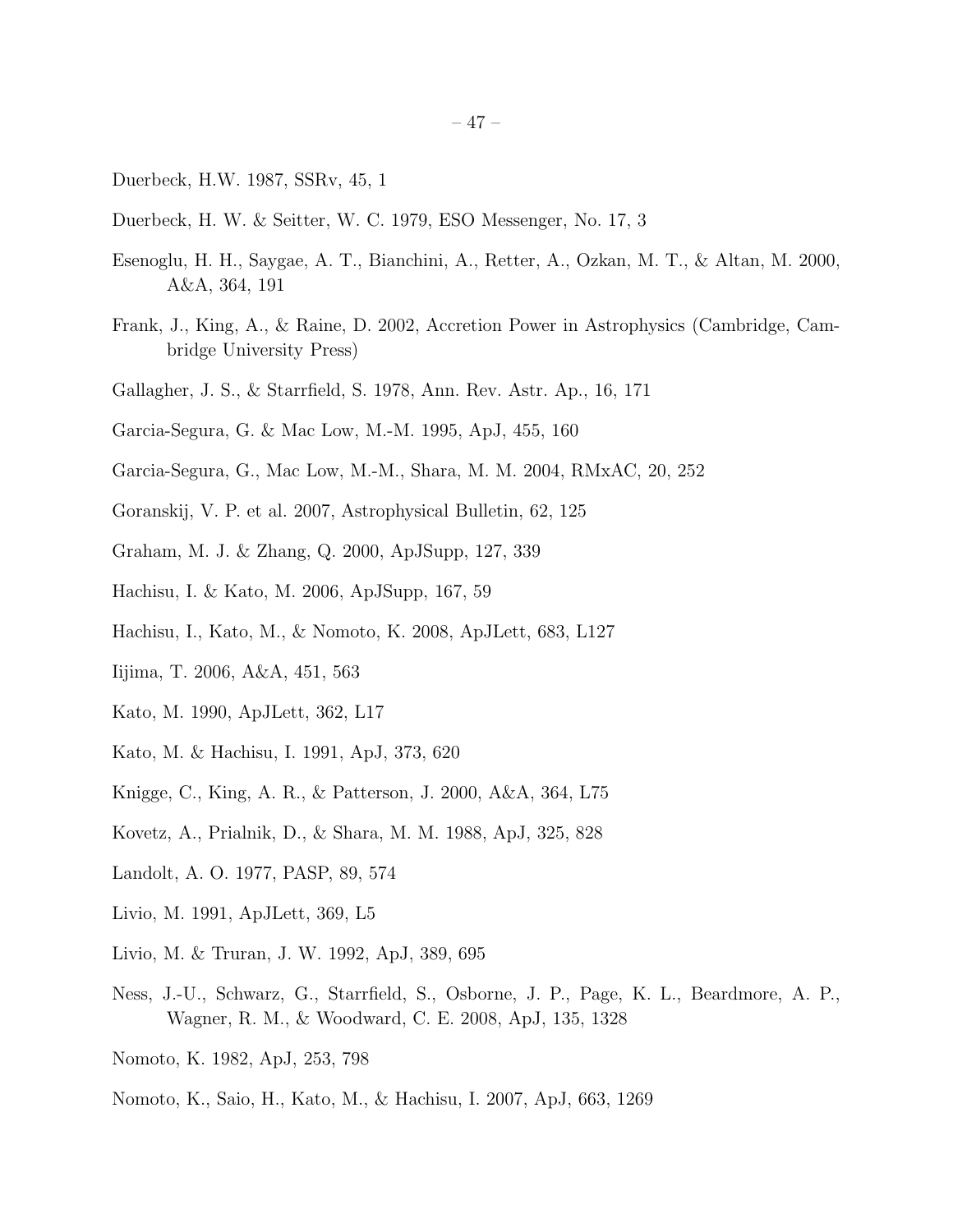Duerbeck, H.W. 1987, SSRv, 45, 1

Duerbeck, H. W. & Seitter, W. C. 1979, ESO Messenger, No. 17, 3

Esenoglu, H. H., Saygae, A. T., Bianchini, A., Retter, A., Ozkan, M. T., & Altan, M. 2000, A&A, 364, 191

Frank, J., King, A., & Raine, D. 2002, Accretion Power in Astrophysics (Cambridge, Cambridge University Press)

Gallagher, J. S., & Starrfield, S. 1978, Ann. Rev. Astr. Ap., 16, 171

Garcia-Segura, G. & Mac Low, M.-M. 1995, ApJ, 455, 160

Garcia-Segura, G., Mac Low, M.-M., Shara, M. M. 2004, RMxAC, 20, 252

Goranskij, V. P. et al. 2007, Astrophysical Bulletin, 62, 125

Graham, M. J. & Zhang, Q. 2000, ApJSupp, 127, 339

Hachisu, I. & Kato, M. 2006, ApJSupp, 167, 59

Hachisu, I., Kato, M., & Nomoto, K. 2008, ApJLett, 683, L127

Iijima, T. 2006, A&A, 451, 563

Kato, M. 1990, ApJLett, 362, L17

Kato, M. & Hachisu, I. 1991, ApJ, 373, 620

Knigge, C., King, A. R., & Patterson, J. 2000, A&A, 364, L75

Kovetz, A., Prialnik, D., & Shara, M. M. 1988, ApJ, 325, 828

Landolt, A. O. 1977, PASP, 89, 574

Livio, M. 1991, ApJLett, 369, L5

Livio, M. & Truran, J. W. 1992, ApJ, 389, 695

Ness, J.-U., Schwarz, G., Starrfield, S., Osborne, J. P., Page, K. L., Beardmore, A. P., Wagner, R. M., & Woodward, C. E. 2008, ApJ, 135, 1328

Nomoto, K. 1982, ApJ, 253, 798

Nomoto, K., Saio, H., Kato, M., & Hachisu, I. 2007, ApJ, 663, 1269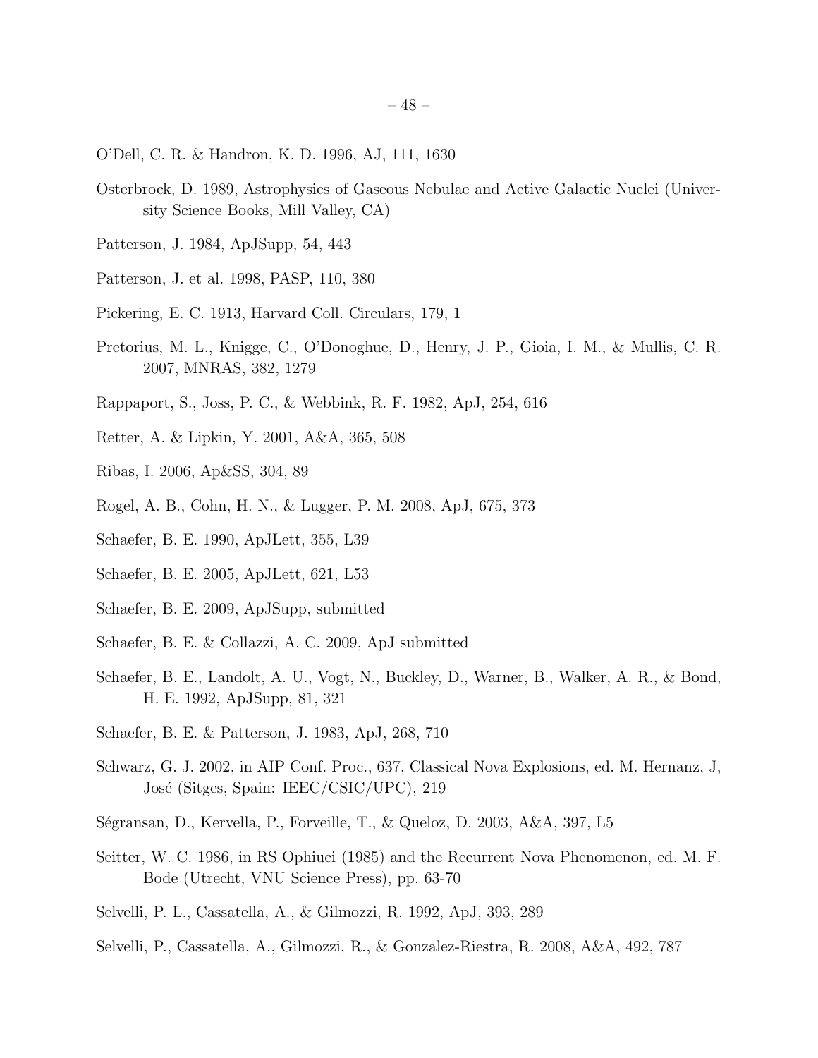O'Dell, C. R. & Handron, K. D. 1996, AJ, 111, 1630

Osterbrock, D. 1989, Astrophysics of Gaseous Nebulae and Active Galactic Nuclei (University Science Books, Mill Valley, CA)

Patterson, J. 1984, ApJSupp, 54, 443

Patterson, J. et al. 1998, PASP, 110, 380

Pickering, E. C. 1913, Harvard Coll. Circulars, 179, 1

Pretorius, M. L., Knigge, C., O'Donoghue, D., Henry, J. P., Gioia, I. M., & Mullis, C. R. 2007, MNRAS, 382, 1279

Rappaport, S., Joss, P. C., & Webbink, R. F. 1982, ApJ, 254, 616

Retter, A. & Lipkin, Y. 2001, A&A, 365, 508

Ribas, I. 2006, Ap&SS, 304, 89

Rogel, A. B., Cohn, H. N., & Lugger, P. M. 2008, ApJ, 675, 373

Schaefer, B. E. 1990, ApJLett, 355, L39

Schaefer, B. E. 2005, ApJLett, 621, L53

Schaefer, B. E. 2009, ApJSupp, submitted

Schaefer, B. E. & Collazzi, A. C. 2009, ApJ submitted

Schaefer, B. E., Landolt, A. U., Vogt, N., Buckley, D., Warner, B., Walker, A. R., & Bond, H. E. 1992, ApJSupp, 81, 321

Schaefer, B. E. & Patterson, J. 1983, ApJ, 268, 710

Schwarz, G. J. 2002, in AIP Conf. Proc., 637, Classical Nova Explosions, ed. M. Hernanz, J, José (Sitges, Spain: IEEC/CSIC/UPC), 219

Ségransan, D., Kervella, P., Forveille, T., & Queloz, D. 2003, A&A, 397, L5

Seitter, W. C. 1986, in RS Ophiuci (1985) and the Recurrent Nova Phenomenon, ed. M. F. Bode (Utrecht, VNU Science Press), pp. 63-70

Selvelli, P. L., Cassatella, A., & Gilmozzi, R. 1992, ApJ, 393, 289

Selvelli, P., Cassatella, A., Gilmozzi, R., & Gonzalez-Riestra, R. 2008, A&A, 492, 787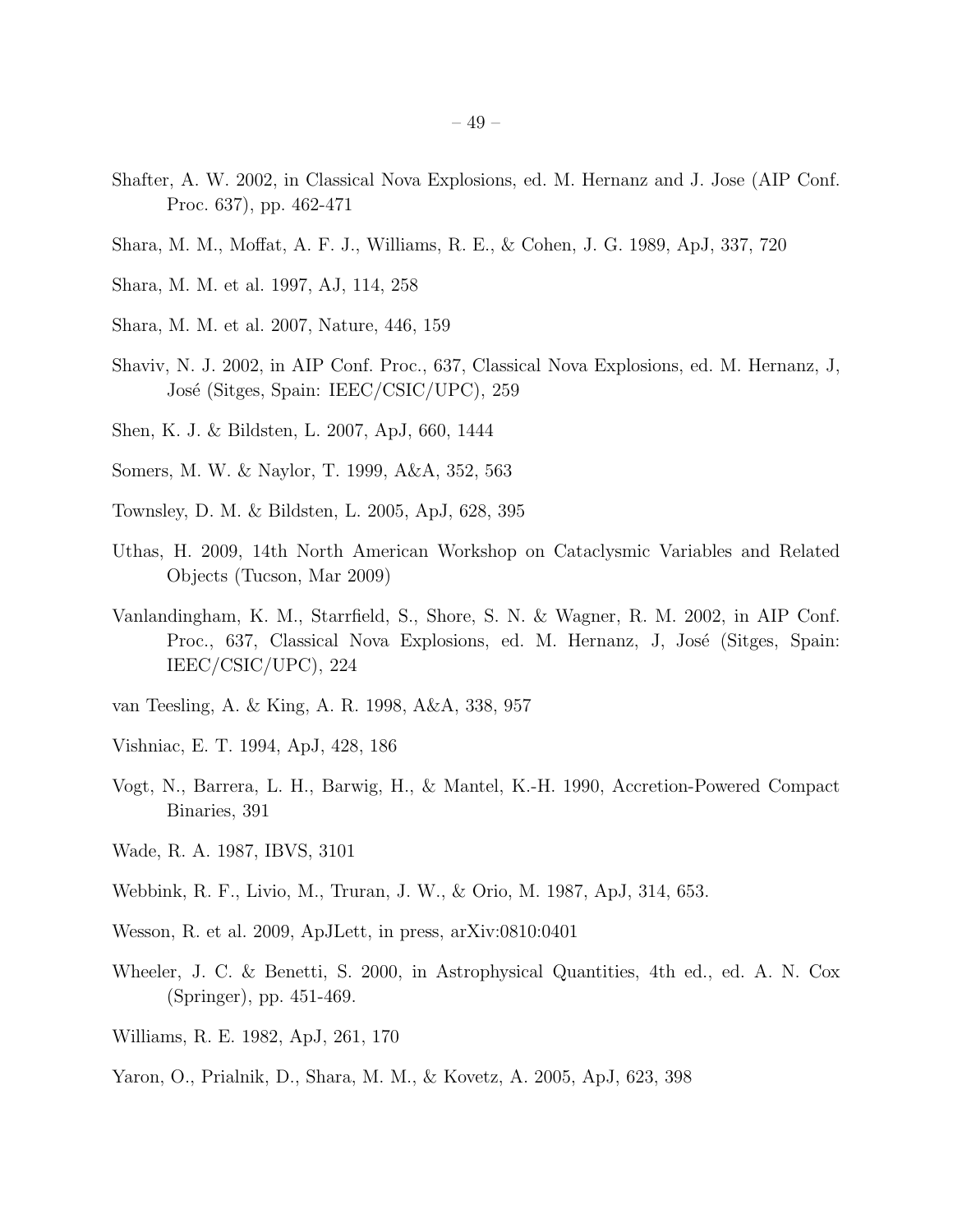Shafter, A. W. 2002, in Classical Nova Explosions, ed. M. Hernanz and J. Jose (AIP Conf. Proc. 637), pp. 462-471

Shara, M. M., Moffat, A. F. J., Williams, R. E., & Cohen, J. G. 1989, ApJ, 337, 720

Shara, M. M. et al. 1997, AJ, 114, 258

Shara, M. M. et al. 2007, Nature, 446, 159

Shaviv, N. J. 2002, in AIP Conf. Proc., 637, Classical Nova Explosions, ed. M. Hernanz, J, José (Sitges, Spain: IEEC/CSIC/UPC), 259

Shen, K. J. & Bildsten, L. 2007, ApJ, 660, 1444

Somers, M. W. & Naylor, T. 1999, A&A, 352, 563

Townsley, D. M. & Bildsten, L. 2005, ApJ, 628, 395

Uthas, H. 2009, 14th North American Workshop on Cataclysmic Variables and Related Objects (Tucson, Mar 2009)

Vanlandingham, K. M., Starrfield, S., Shore, S. N. & Wagner, R. M. 2002, in AIP Conf. Proc., 637, Classical Nova Explosions, ed. M. Hernanz, J, José (Sitges, Spain: IEEC/CSIC/UPC), 224

van Teesling, A. & King, A. R. 1998, A&A, 338, 957

Vishniac, E. T. 1994, ApJ, 428, 186

Vogt, N., Barrera, L. H., Barwig, H., & Mantel, K.-H. 1990, Accretion-Powered Compact Binaries, 391

Wade, R. A. 1987, IBVS, 3101

Webbink, R. F., Livio, M., Truran, J. W., & Orio, M. 1987, ApJ, 314, 653.

Wesson, R. et al. 2009, ApJLett, in press, arXiv:0810:0401

Wheeler, J. C. & Benetti, S. 2000, in Astrophysical Quantities, 4th ed., ed. A. N. Cox (Springer), pp. 451-469.

Williams, R. E. 1982, ApJ, 261, 170

Yaron, O., Prialnik, D., Shara, M. M., & Kovetz, A. 2005, ApJ, 623, 398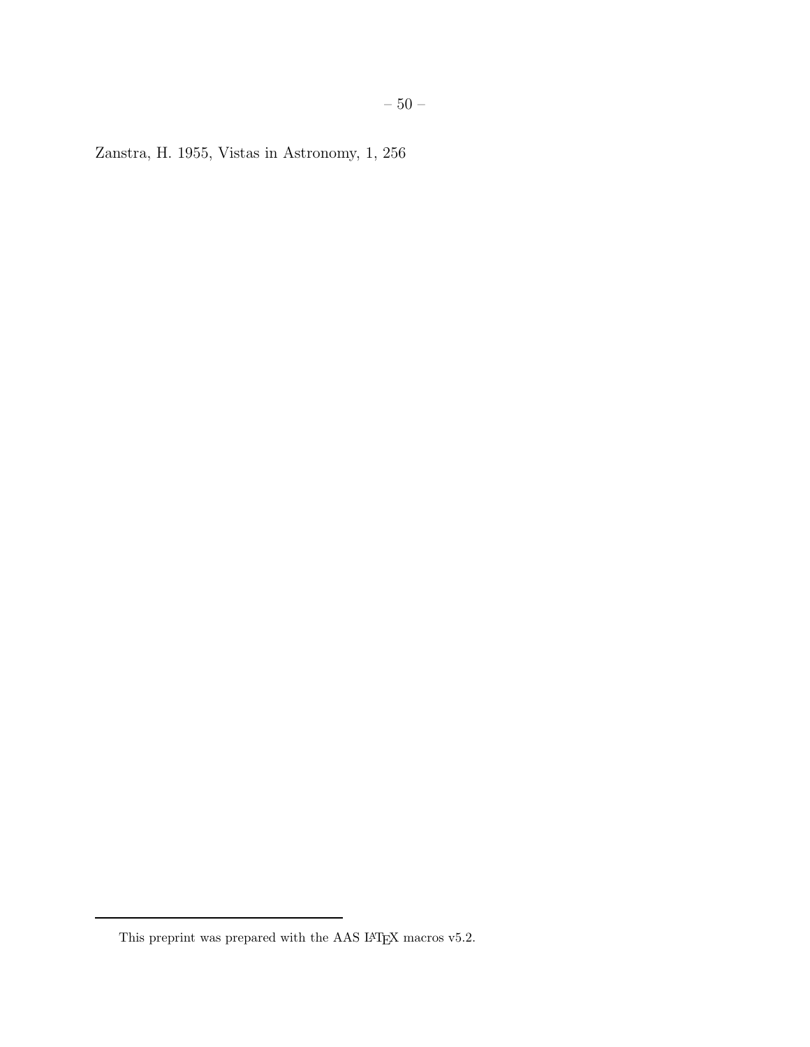Zanstra, H. 1955, Vistas in Astronomy, 1, 256

This preprint was prepared with the AAS LaTeX macros v5.2.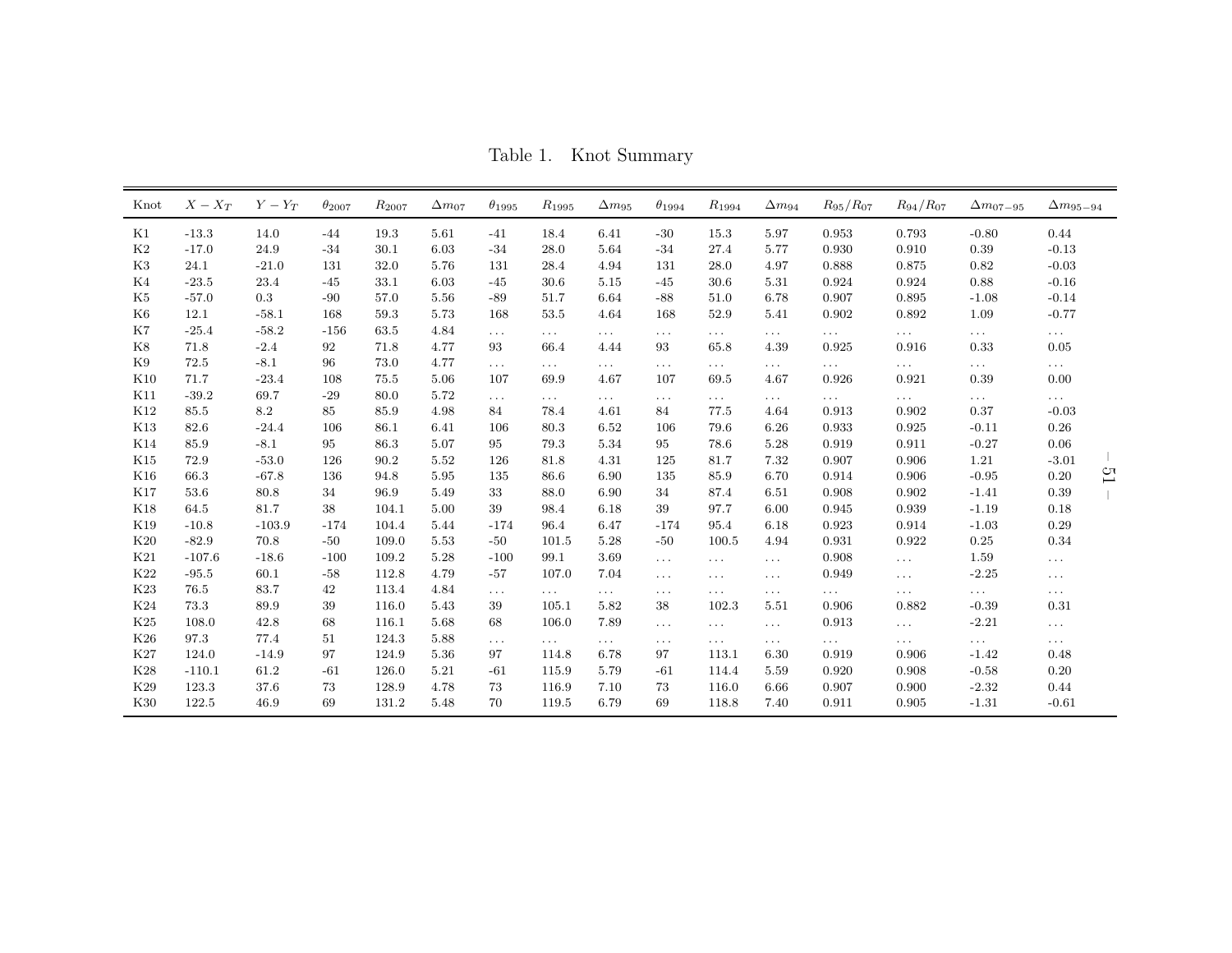Table 1. Knot Summary

| Knot | $X - X_T$ | $Y - Y_T$ | $\theta_{2007}$ | $R_{2007}$ | $\Delta m_{07}$ | $\theta_{1995}$ | $R_{1995}$ | $\Delta m_{95}$ | $\theta_{1994}$ | $R_{1994}$ | $\Delta m_{94}$ | $R_{95}/R_{07}$ | $R_{94}/R_{07}$ | $\Delta m_{07-95}$ | $\Delta m_{95-94}$ |
|---|---|---|---|---|---|---|---|---|---|---|---|---|---|---|---|
| K1 | -13.3 | 14.0 | -44 | 19.3 | 5.61 | -41 | 18.4 | 6.41 | -30 | 15.3 | 5.97 | 0.953 | 0.793 | -0.80 | 0.44 |
| K2 | -17.0 | 24.9 | -34 | 30.1 | 6.03 | -34 | 28.0 | 5.64 | -34 | 27.4 | 5.77 | 0.930 | 0.910 | 0.39 | -0.13 |
| K3 | 24.1 | -21.0 | 131 | 32.0 | 5.76 | 131 | 28.4 | 4.94 | 131 | 28.0 | 4.97 | 0.888 | 0.875 | 0.82 | -0.03 |
| K4 | -23.5 | 23.4 | -45 | 33.1 | 6.03 | -45 | 30.6 | 5.15 | -45 | 30.6 | 5.31 | 0.924 | 0.924 | 0.88 | -0.16 |
| K5 | -57.0 | 0.3 | -90 | 57.0 | 5.56 | -89 | 51.7 | 6.64 | -88 | 51.0 | 6.78 | 0.907 | 0.895 | -1.08 | -0.14 |
| K6 | 12.1 | -58.1 | 168 | 59.3 | 5.73 | 168 | 53.5 | 4.64 | 168 | 52.9 | 5.41 | 0.902 | 0.892 | 1.09 | -0.77 |
| K7 | -25.4 | -58.2 | -156 | 63.5 | 4.84 | ... | ... | ... | ... | ... | ... | ... | ... | ... | ... |
| K8 | 71.8 | -2.4 | 92 | 71.8 | 4.77 | 93 | 66.4 | 4.44 | 93 | 65.8 | 4.39 | 0.925 | 0.916 | 0.33 | 0.05 |
| K9 | 72.5 | -8.1 | 96 | 73.0 | 4.77 | ... | ... | ... | ... | ... | ... | ... | ... | ... | ... |
| K10 | 71.7 | -23.4 | 108 | 75.5 | 5.06 | 107 | 69.9 | 4.67 | 107 | 69.5 | 4.67 | 0.926 | 0.921 | 0.39 | 0.00 |
| K11 | -39.2 | 69.7 | -29 | 80.0 | 5.72 | ... | ... | ... | ... | ... | ... | ... | ... | ... | ... |
| K12 | 85.5 | 8.2 | 85 | 85.9 | 4.98 | 84 | 78.4 | 4.61 | 84 | 77.5 | 4.64 | 0.913 | 0.902 | 0.37 | -0.03 |
| K13 | 82.6 | -24.4 | 106 | 86.1 | 6.41 | 106 | 80.3 | 6.52 | 106 | 79.6 | 6.26 | 0.933 | 0.925 | -0.11 | 0.26 |
| K14 | 85.9 | -8.1 | 95 | 86.3 | 5.07 | 95 | 79.3 | 5.34 | 95 | 78.6 | 5.28 | 0.919 | 0.911 | -0.27 | 0.06 |
| K15 | 72.9 | -53.0 | 126 | 90.2 | 5.52 | 126 | 81.8 | 4.31 | 125 | 81.7 | 7.32 | 0.907 | 0.906 | 1.21 | -3.01 |
| K16 | 66.3 | -67.8 | 136 | 94.8 | 5.95 | 135 | 86.6 | 6.90 | 135 | 85.9 | 6.70 | 0.914 | 0.906 | -0.95 | 0.20 |
| K17 | 53.6 | 80.8 | 34 | 96.9 | 5.49 | 33 | 88.0 | 6.90 | 34 | 87.4 | 6.51 | 0.908 | 0.902 | -1.41 | 0.39 |
| K18 | 64.5 | 81.7 | 38 | 104.1 | 5.00 | 39 | 98.4 | 6.18 | 39 | 97.7 | 6.00 | 0.945 | 0.939 | -1.19 | 0.18 |
| K19 | -10.8 | -103.9 | -174 | 104.4 | 5.44 | -174 | 96.4 | 6.47 | -174 | 95.4 | 6.18 | 0.923 | 0.914 | -1.03 | 0.29 |
| K20 | -82.9 | 70.8 | -50 | 109.0 | 5.53 | -50 | 101.5 | 5.28 | -50 | 100.5 | 4.94 | 0.931 | 0.922 | 0.25 | 0.34 |
| K21 | -107.6 | -18.6 | -100 | 109.2 | 5.28 | -100 | 99.1 | 3.69 | ... | ... | ... | 0.908 | ... | 1.59 | ... |
| K22 | -95.5 | 60.1 | -58 | 112.8 | 4.79 | -57 | 107.0 | 7.04 | ... | ... | ... | 0.949 | ... | -2.25 | ... |
| K23 | 76.5 | 83.7 | 42 | 113.4 | 4.84 | ... | ... | ... | ... | ... | ... | ... | ... | ... | ... |
| K24 | 73.3 | 89.9 | 39 | 116.0 | 5.43 | 39 | 105.1 | 5.82 | 38 | 102.3 | 5.51 | 0.906 | 0.882 | -0.39 | 0.31 |
| K25 | 108.0 | 42.8 | 68 | 116.1 | 5.68 | 68 | 106.0 | 7.89 | ... | ... | ... | 0.913 | ... | -2.21 | ... |
| K26 | 97.3 | 77.4 | 51 | 124.3 | 5.88 | ... | ... | ... | ... | ... | ... | ... | ... | ... | ... |
| K27 | 124.0 | -14.9 | 97 | 124.9 | 5.36 | 97 | 114.8 | 6.78 | 97 | 113.1 | 6.30 | 0.919 | 0.906 | -1.42 | 0.48 |
| K28 | -110.1 | 61.2 | -61 | 126.0 | 5.21 | -61 | 115.9 | 5.79 | -61 | 114.4 | 5.59 | 0.920 | 0.908 | -0.58 | 0.20 |
| K29 | 123.3 | 37.6 | 73 | 128.9 | 4.78 | 73 | 116.9 | 7.10 | 73 | 116.0 | 6.66 | 0.907 | 0.900 | -2.32 | 0.44 |
| K30 | 122.5 | 46.9 | 69 | 131.2 | 5.48 | 70 | 119.5 | 6.79 | 69 | 118.8 | 7.40 | 0.911 | 0.905 | -1.31 | -0.61 |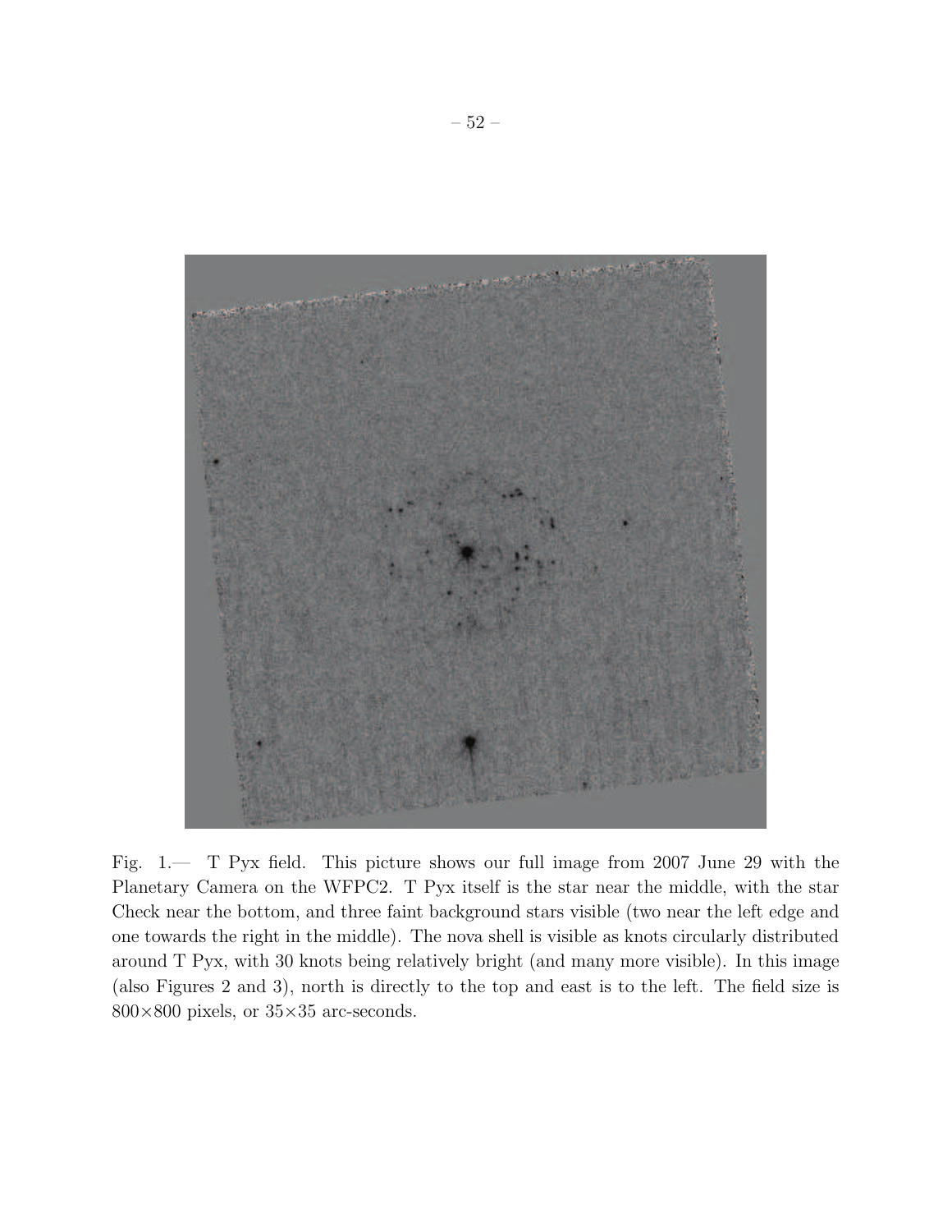Fig. 1.— T Pyx field. This picture shows our full image from 2007 June 29 with the Planetary Camera on the WFPC2. T Pyx itself is the star near the middle, with the star Check near the bottom, and three faint background stars visible (two near the left edge and one towards the right in the middle). The nova shell is visible as knots circularly distributed around T Pyx, with 30 knots being relatively bright (and many more visible). In this image (also Figures 2 and 3), north is directly to the top and east is to the left. The field size is $800 \times 800$ pixels, or $35 \times 35$ arc-seconds.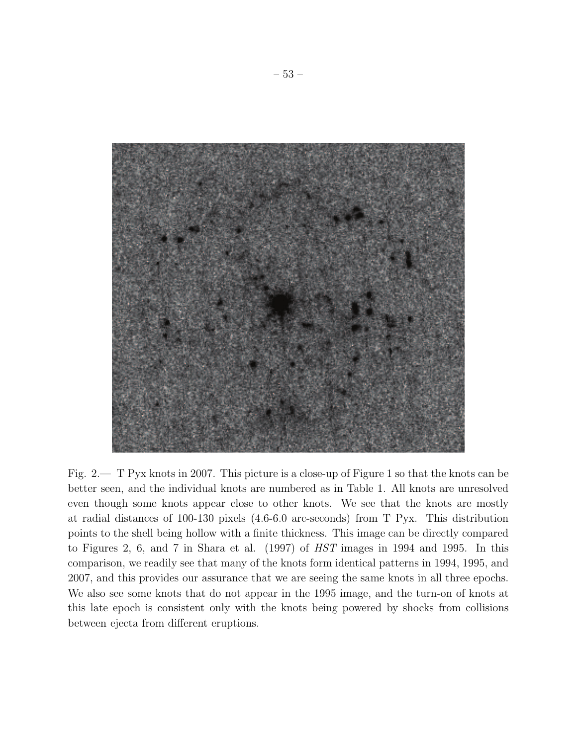Fig. 2.— T Pyx knots in 2007. This picture is a close-up of Figure 1 so that the knots can be better seen, and the individual knots are numbered as in Table 1. All knots are unresolved even though some knots appear close to other knots. We see that the knots are mostly at radial distances of 100-130 pixels (4.6-6.0 arc-seconds) from T Pyx. This distribution points to the shell being hollow with a finite thickness. This image can be directly compared to Figures 2, 6, and 7 in Shara et al. (1997) of *HST* images in 1994 and 1995. In this comparison, we readily see that many of the knots form identical patterns in 1994, 1995, and 2007, and this provides our assurance that we are seeing the same knots in all three epochs. We also see some knots that do not appear in the 1995 image, and the turn-on of knots at this late epoch is consistent only with the knots being powered by shocks from collisions between ejecta from different eruptions.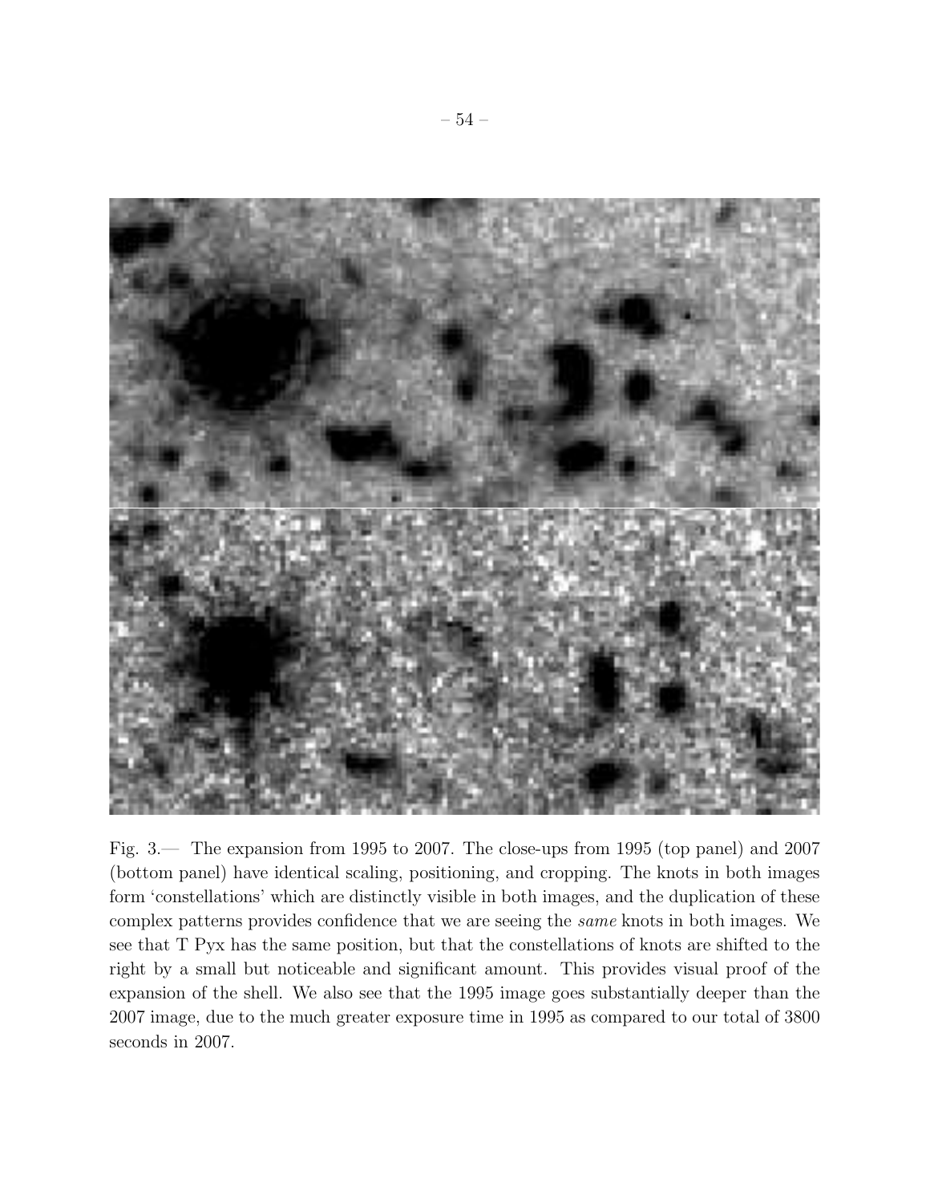Fig. 3.— The expansion from 1995 to 2007. The close-ups from 1995 (top panel) and 2007 (bottom panel) have identical scaling, positioning, and cropping. The knots in both images form 'constellations' which are distinctly visible in both images, and the duplication of these complex patterns provides confidence that we are seeing the *same* knots in both images. We see that T Pyx has the same position, but that the constellations of knots are shifted to the right by a small but noticeable and significant amount. This provides visual proof of the expansion of the shell. We also see that the 1995 image goes substantially deeper than the 2007 image, due to the much greater exposure time in 1995 as compared to our total of 3800 seconds in 2007.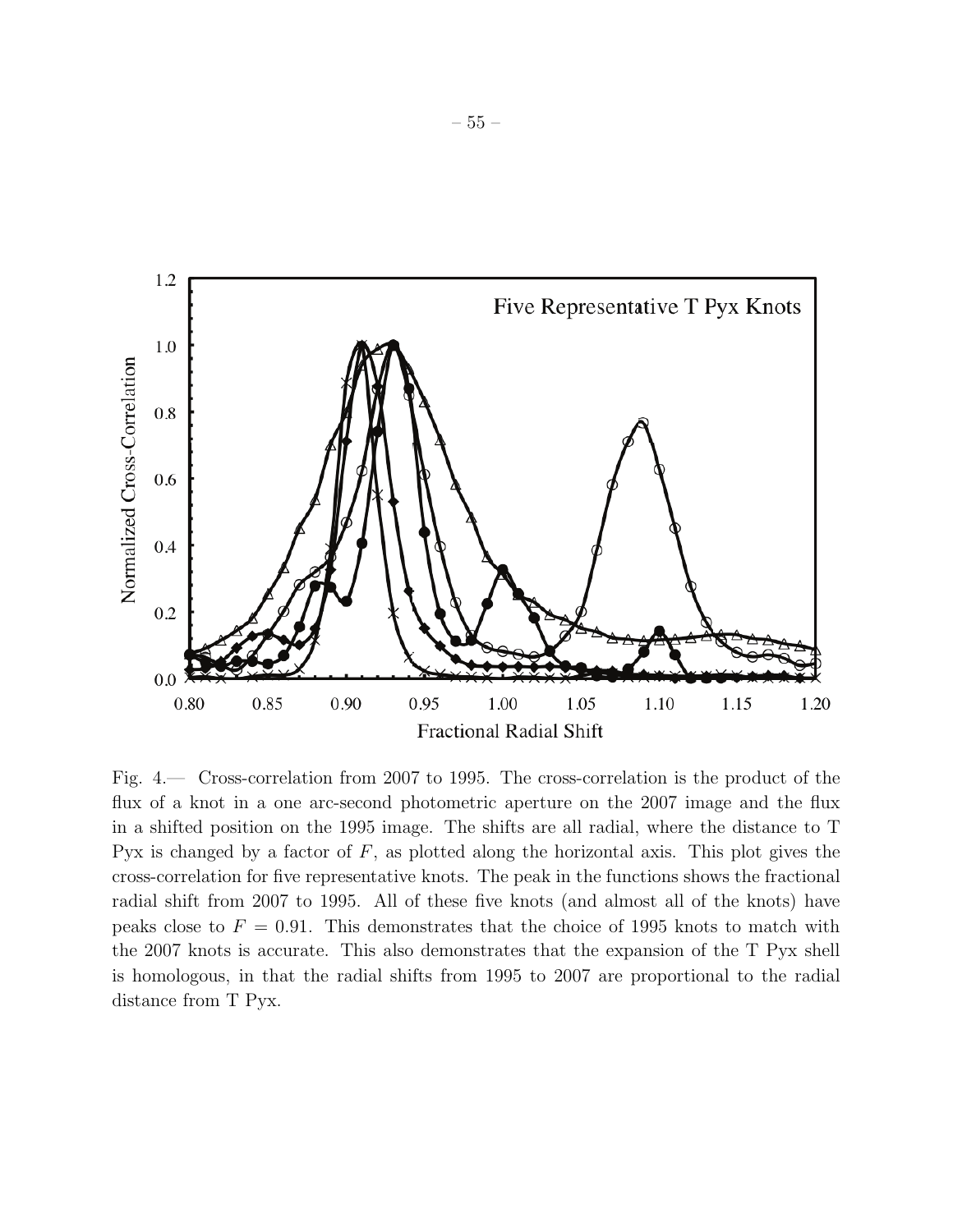Fig. 4.— Cross-correlation from 2007 to 1995. The cross-correlation is the product of the flux of a knot in a one arc-second photometric aperture on the 2007 image and the flux in a shifted position on the 1995 image. The shifts are all radial, where the distance to T Pyx is changed by a factor of $F$, as plotted along the horizontal axis. This plot gives the cross-correlation for five representative knots. The peak in the functions shows the fractional radial shift from 2007 to 1995. All of these five knots (and almost all of the knots) have peaks close to $F = 0.91$. This demonstrates that the choice of 1995 knots to match with the 2007 knots is accurate. This also demonstrates that the expansion of the T Pyx shell is homologous, in that the radial shifts from 1995 to 2007 are proportional to the radial distance from T Pyx.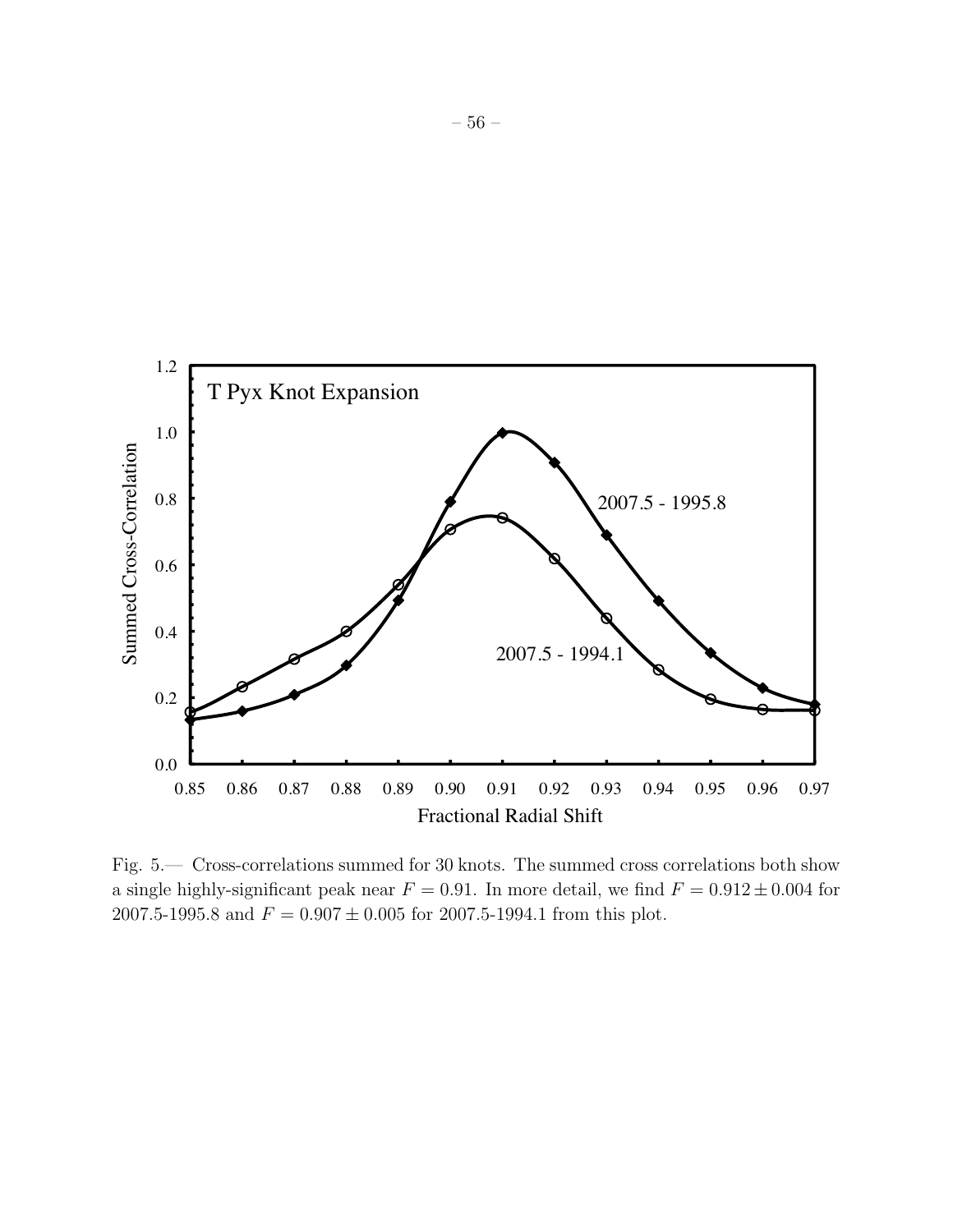Fig. 5.— Cross-correlations summed for 30 knots. The summed cross correlations both show a single highly-significant peak near $F = 0.91$. In more detail, we find $F = 0.912 \pm 0.004$ for 2007.5-1995.8 and $F = 0.907 \pm 0.005$ for 2007.5-1994.1 from this plot.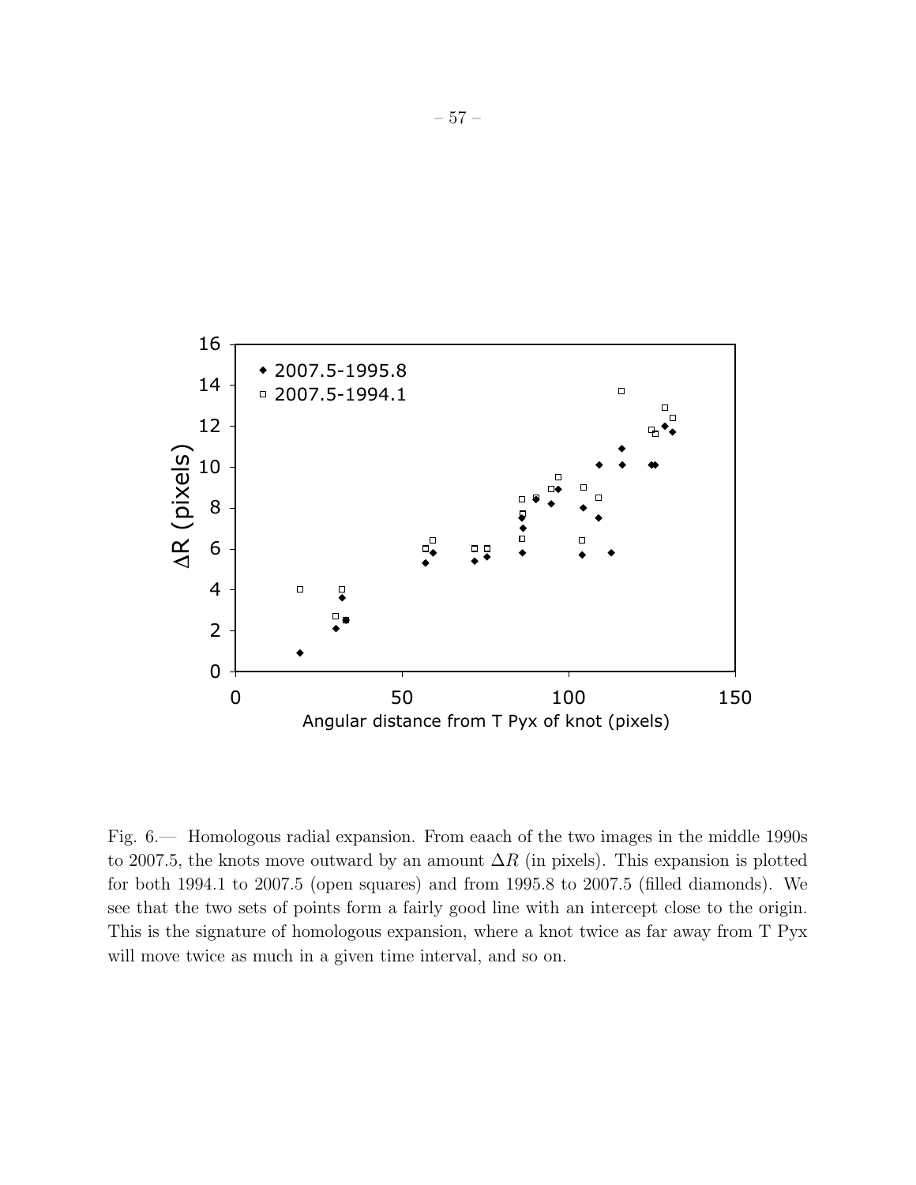Fig. 6.— Homologous radial expansion. From eaach of the two images in the middle 1990s to 2007.5, the knots move outward by an amount $\Delta R$ (in pixels). This expansion is plotted for both 1994.1 to 2007.5 (open squares) and from 1995.8 to 2007.5 (filled diamonds). We see that the two sets of points form a fairly good line with an intercept close to the origin. This is the signature of homologous expansion, where a knot twice as far away from T Pyx will move twice as much in a given time interval, and so on.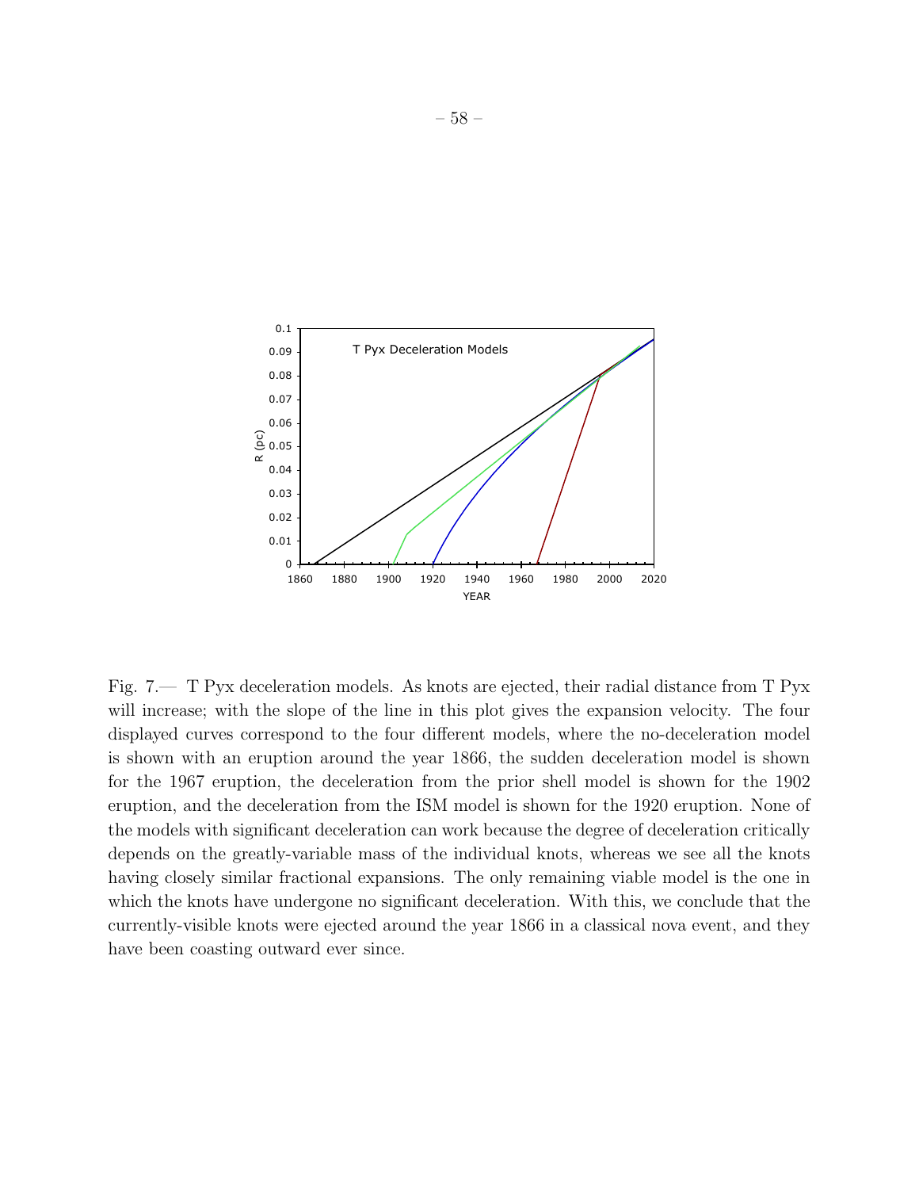Fig. 7.— T Pyx deceleration models. As knots are ejected, their radial distance from T Pyx will increase; with the slope of the line in this plot gives the expansion velocity. The four displayed curves correspond to the four different models, where the no-deceleration model is shown with an eruption around the year 1866, the sudden deceleration model is shown for the 1967 eruption, the deceleration from the prior shell model is shown for the 1902 eruption, and the deceleration from the ISM model is shown for the 1920 eruption. None of the models with significant deceleration can work because the degree of deceleration critically depends on the greatly-variable mass of the individual knots, whereas we see all the knots having closely similar fractional expansions. The only remaining viable model is the one in which the knots have undergone no significant deceleration. With this, we conclude that the currently-visible knots were ejected around the year 1866 in a classical nova event, and they have been coasting outward ever since.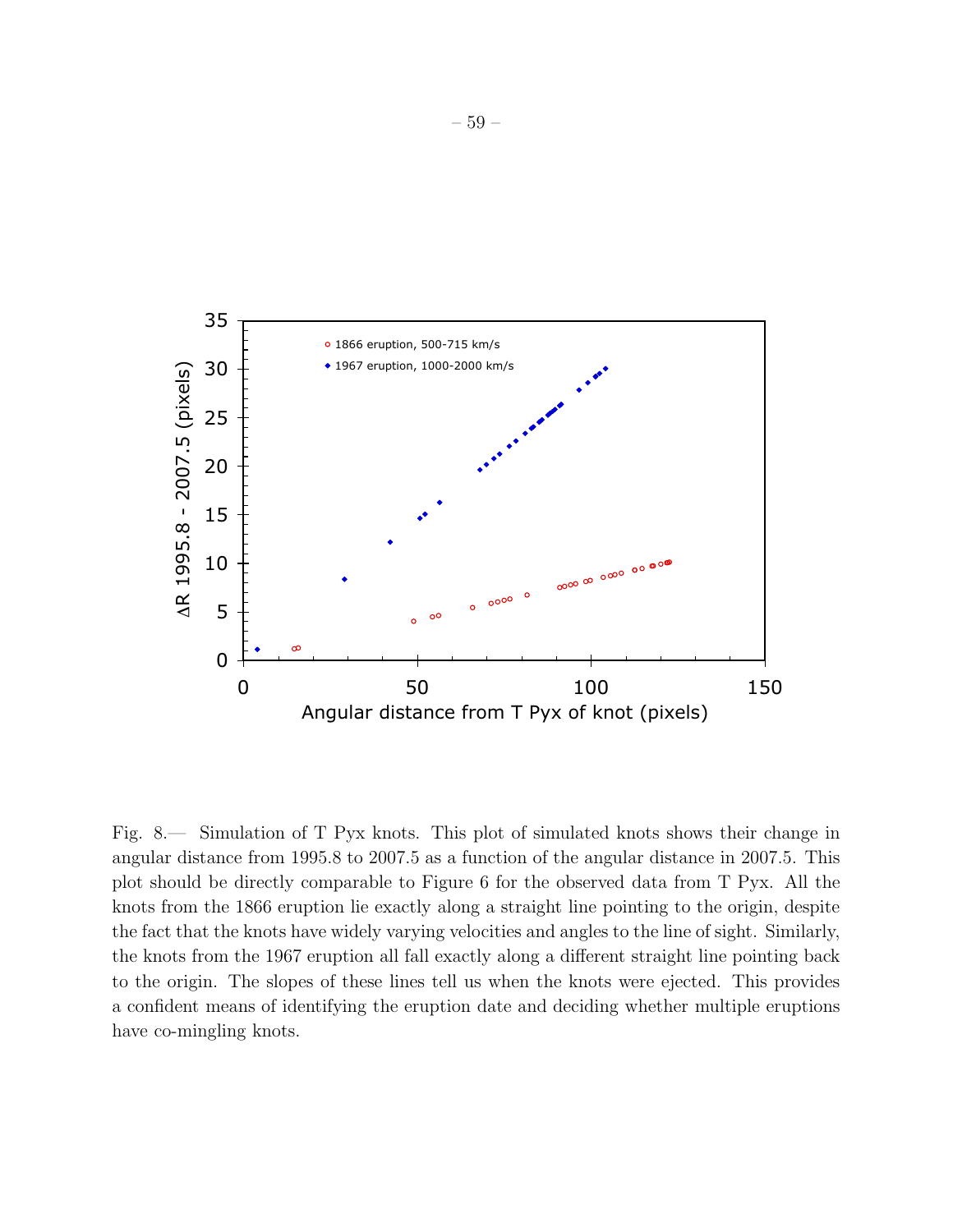Fig. 8.— Simulation of T Pyx knots. This plot of simulated knots shows their change in angular distance from 1995.8 to 2007.5 as a function of the angular distance in 2007.5. This plot should be directly comparable to Figure 6 for the observed data from T Pyx. All the knots from the 1866 eruption lie exactly along a straight line pointing to the origin, despite the fact that the knots have widely varying velocities and angles to the line of sight. Similarly, the knots from the 1967 eruption all fall exactly along a different straight line pointing back to the origin. The slopes of these lines tell us when the knots were ejected. This provides a confident means of identifying the eruption date and deciding whether multiple eruptions have co-mingling knots.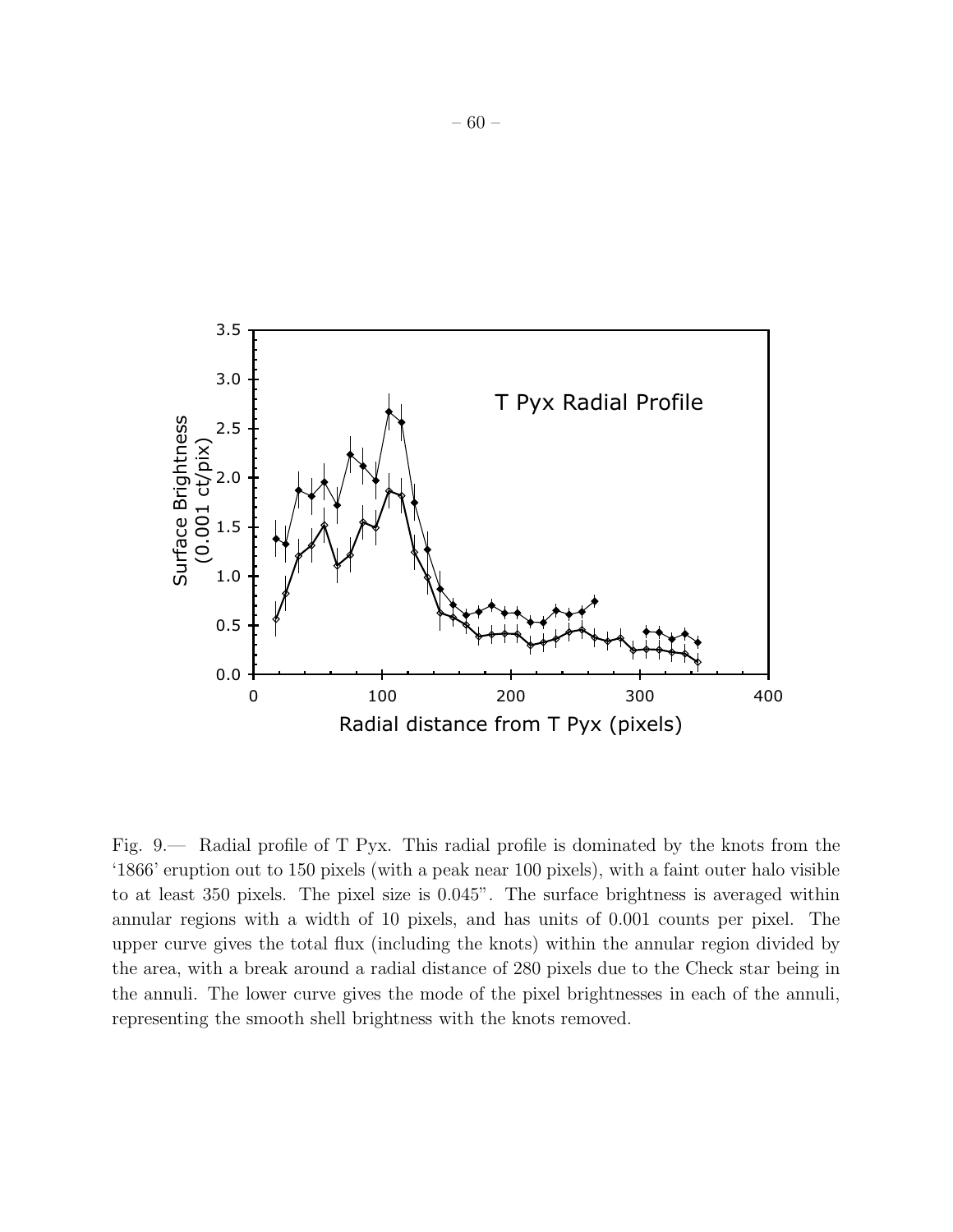Fig. 9.— Radial profile of T Pyx. This radial profile is dominated by the knots from the '1866' eruption out to 150 pixels (with a peak near 100 pixels), with a faint outer halo visible to at least 350 pixels. The pixel size is 0.045". The surface brightness is averaged within annular regions with a width of 10 pixels, and has units of 0.001 counts per pixel. The upper curve gives the total flux (including the knots) within the annular region divided by the area, with a break around a radial distance of 280 pixels due to the Check star being in the annuli. The lower curve gives the mode of the pixel brightnesses in each of the annuli, representing the smooth shell brightness with the knots removed.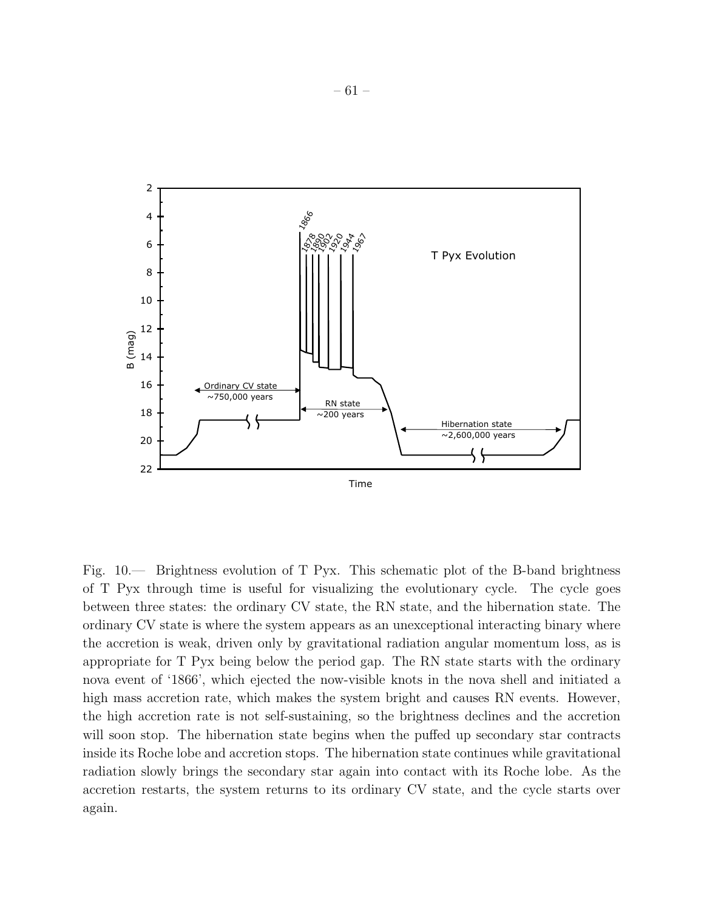Fig. 10.— Brightness evolution of T Pyx. This schematic plot of the B-band brightness of T Pyx through time is useful for visualizing the evolutionary cycle. The cycle goes between three states: the ordinary CV state, the RN state, and the hibernation state. The ordinary CV state is where the system appears as an unexceptional interacting binary where the accretion is weak, driven only by gravitational radiation angular momentum loss, as is appropriate for T Pyx being below the period gap. The RN state starts with the ordinary nova event of '1866', which ejected the now-visible knots in the nova shell and initiated a high mass accretion rate, which makes the system bright and causes RN events. However, the high accretion rate is not self-sustaining, so the brightness declines and the accretion will soon stop. The hibernation state begins when the puffed up secondary star contracts inside its Roche lobe and accretion stops. The hibernation state continues while gravitational radiation slowly brings the secondary star again into contact with its Roche lobe. As the accretion restarts, the system returns to its ordinary CV state, and the cycle starts over again.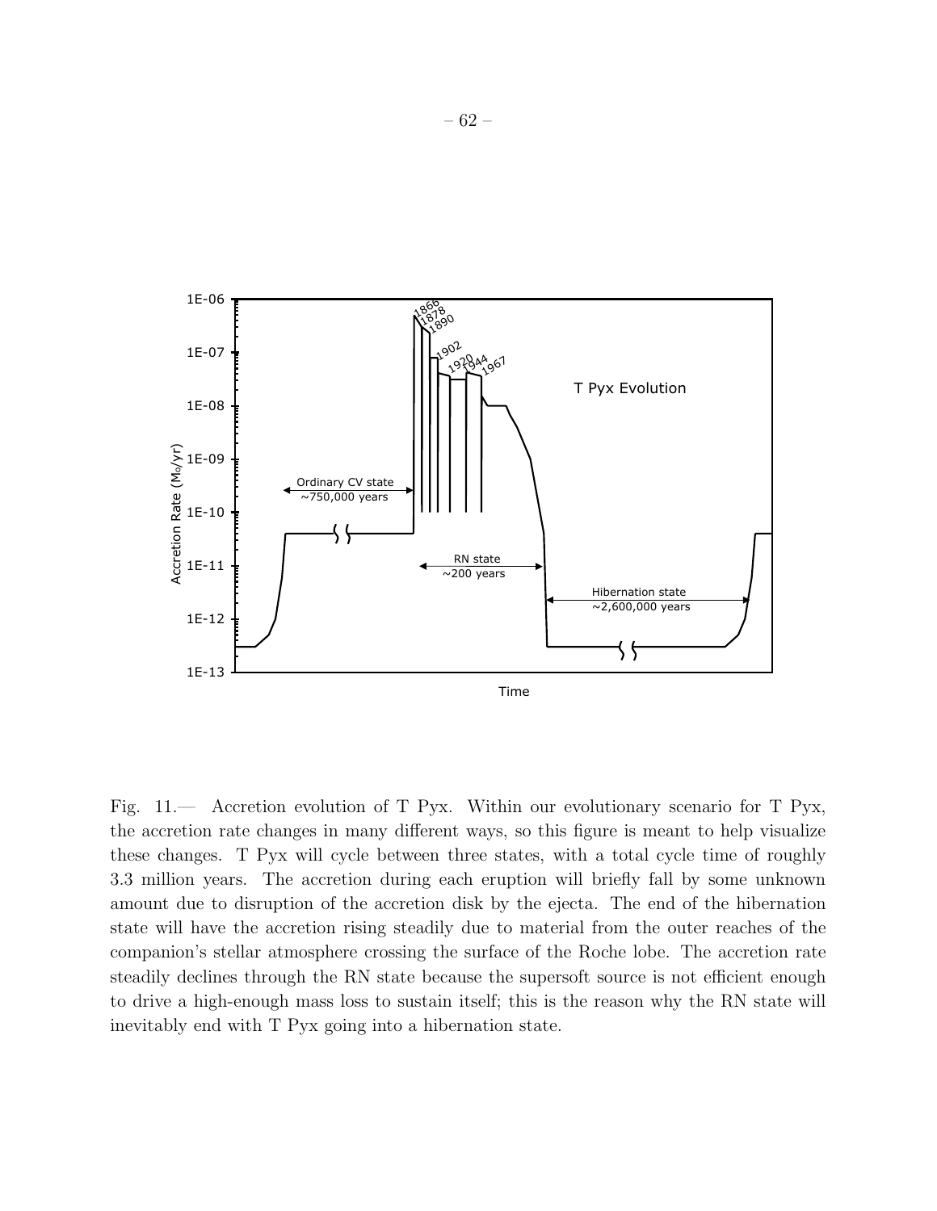T Pyx Evolution

1E-06

1E-07

1E-08

1E-09

1E-10

1E-11

1E-12

1E-13

Accretion Rate (M☉/yr)

Time

1866

1878

1890

1902

1920

1944

1967

Ordinary CV state

~750,000 years

RN state

~200 years

Hibernation state

~2,600,000 years

Fig. 11.— Accretion evolution of T Pyx. Within our evolutionary scenario for T Pyx, the accretion rate changes in many different ways, so this figure is meant to help visualize these changes. T Pyx will cycle between three states, with a total cycle time of roughly 3.3 million years. The accretion during each eruption will briefly fall by some unknown amount due to disruption of the accretion disk by the ejecta. The end of the hibernation state will have the accretion rising steadily due to material from the outer reaches of the companion's stellar atmosphere crossing the surface of the Roche lobe. The accretion rate steadily declines through the RN state because the supersoft source is not efficient enough to drive a high-enough mass loss to sustain itself; this is the reason why the RN state will inevitably end with T Pyx going into a hibernation state.